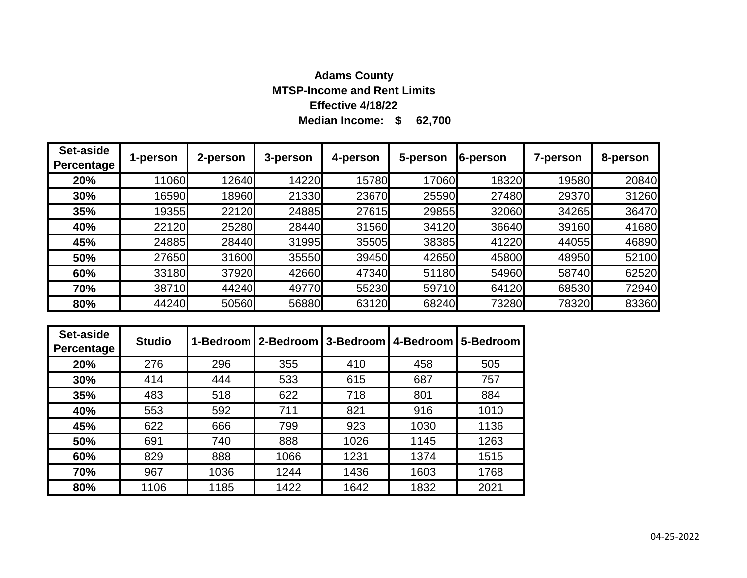# Adams County

## MTSP-Income and Rent Limits

**Effective 4/18/22**

**Median Income: $ 62,700**

| Set-aside Percentage | 1-person | 2-person | 3-person | 4-person | 5-person | 6-person | 7-person | 8-person |
|---|---|---|---|---|---|---|---|---|
| 20% | 11060 | 12640 | 14220 | 15780 | 17060 | 18320 | 19580 | 20840 |
| 30% | 16590 | 18960 | 21330 | 23670 | 25590 | 27480 | 29370 | 31260 |
| 35% | 19355 | 22120 | 24885 | 27615 | 29855 | 32060 | 34265 | 36470 |
| 40% | 22120 | 25280 | 28440 | 31560 | 34120 | 36640 | 39160 | 41680 |
| 45% | 24885 | 28440 | 31995 | 35505 | 38385 | 41220 | 44055 | 46890 |
| 50% | 27650 | 31600 | 35550 | 39450 | 42650 | 45800 | 48950 | 52100 |
| 60% | 33180 | 37920 | 42660 | 47340 | 51180 | 54960 | 58740 | 62520 |
| 70% | 38710 | 44240 | 49770 | 55230 | 59710 | 64120 | 68530 | 72940 |
| 80% | 44240 | 50560 | 56880 | 63120 | 68240 | 73280 | 78320 | 83360 |

| Set-aside Percentage | Studio | 1-Bedroom | 2-Bedroom | 3-Bedroom | 4-Bedroom | 5-Bedroom |
|---|---|---|---|---|---|---|
| 20% | 276 | 296 | 355 | 410 | 458 | 505 |
| 30% | 414 | 444 | 533 | 615 | 687 | 757 |
| 35% | 483 | 518 | 622 | 718 | 801 | 884 |
| 40% | 553 | 592 | 711 | 821 | 916 | 1010 |
| 45% | 622 | 666 | 799 | 923 | 1030 | 1136 |
| 50% | 691 | 740 | 888 | 1026 | 1145 | 1263 |
| 60% | 829 | 888 | 1066 | 1231 | 1374 | 1515 |
| 70% | 967 | 1036 | 1244 | 1436 | 1603 | 1768 |
| 80% | 1106 | 1185 | 1422 | 1642 | 1832 | 2021 |

04-25-2022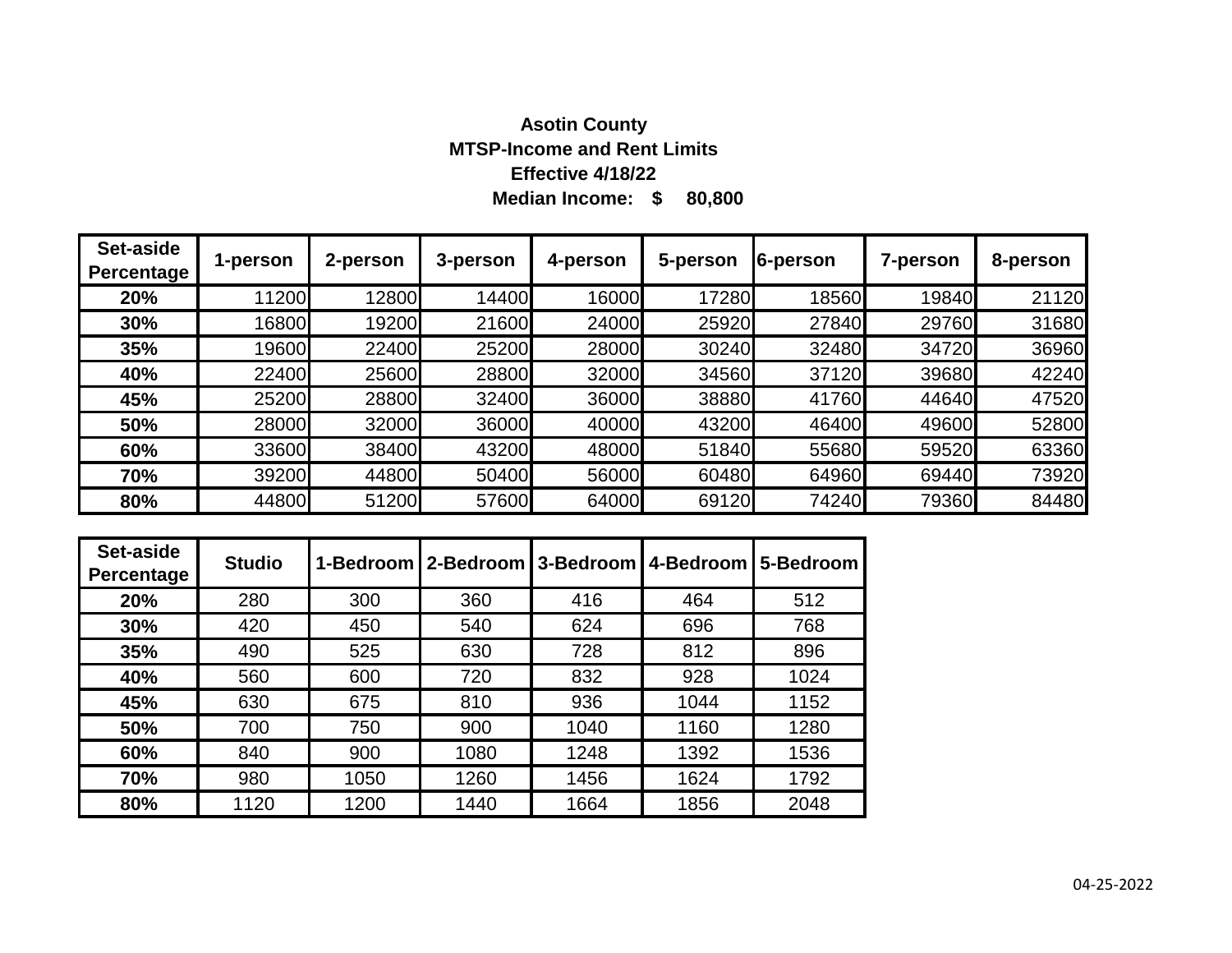**Asotin County**

**MTSP-Income and Rent Limits**

**Effective 4/18/22**

**Median Income: $ 80,800**

| Set-aside Percentage | 1-person | 2-person | 3-person | 4-person | 5-person | 6-person | 7-person | 8-person |
|---|---|---|---|---|---|---|---|---|
| **20%** | 11200 | 12800 | 14400 | 16000 | 17280 | 18560 | 19840 | 21120 |
| **30%** | 16800 | 19200 | 21600 | 24000 | 25920 | 27840 | 29760 | 31680 |
| **35%** | 19600 | 22400 | 25200 | 28000 | 30240 | 32480 | 34720 | 36960 |
| **40%** | 22400 | 25600 | 28800 | 32000 | 34560 | 37120 | 39680 | 42240 |
| **45%** | 25200 | 28800 | 32400 | 36000 | 38880 | 41760 | 44640 | 47520 |
| **50%** | 28000 | 32000 | 36000 | 40000 | 43200 | 46400 | 49600 | 52800 |
| **60%** | 33600 | 38400 | 43200 | 48000 | 51840 | 55680 | 59520 | 63360 |
| **70%** | 39200 | 44800 | 50400 | 56000 | 60480 | 64960 | 69440 | 73920 |
| **80%** | 44800 | 51200 | 57600 | 64000 | 69120 | 74240 | 79360 | 84480 |

| Set-aside Percentage | Studio | 1-Bedroom | 2-Bedroom | 3-Bedroom | 4-Bedroom | 5-Bedroom |
|---|---|---|---|---|---|---|
| **20%** | 280 | 300 | 360 | 416 | 464 | 512 |
| **30%** | 420 | 450 | 540 | 624 | 696 | 768 |
| **35%** | 490 | 525 | 630 | 728 | 812 | 896 |
| **40%** | 560 | 600 | 720 | 832 | 928 | 1024 |
| **45%** | 630 | 675 | 810 | 936 | 1044 | 1152 |
| **50%** | 700 | 750 | 900 | 1040 | 1160 | 1280 |
| **60%** | 840 | 900 | 1080 | 1248 | 1392 | 1536 |
| **70%** | 980 | 1050 | 1260 | 1456 | 1624 | 1792 |
| **80%** | 1120 | 1200 | 1440 | 1664 | 1856 | 2048 |

04-25-2022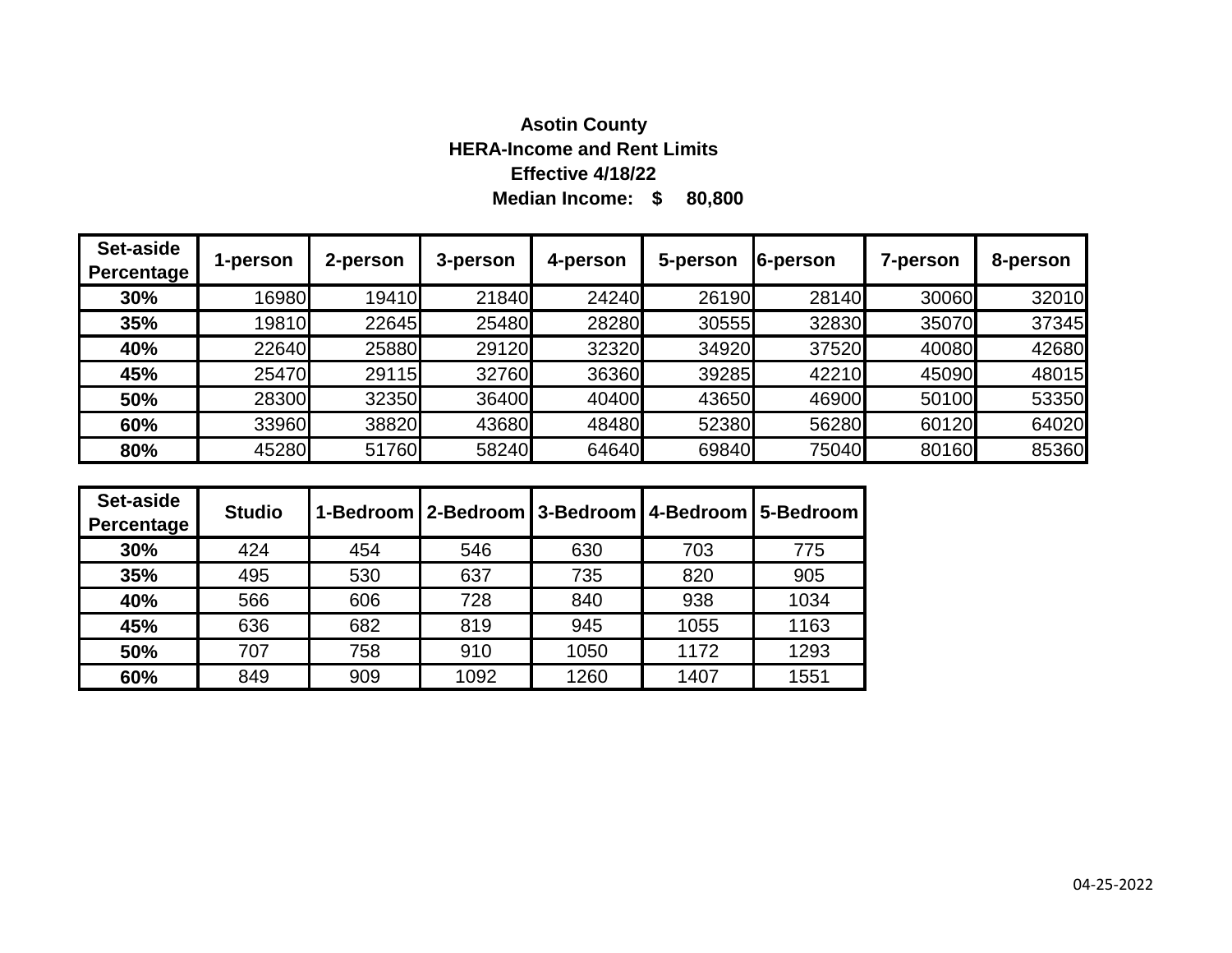# Asotin County

## HERA-Income and Rent Limits

**Effective 4/18/22**

**Median Income: $ 80,800**

| Set-aside Percentage | 1-person | 2-person | 3-person | 4-person | 5-person | 6-person | 7-person | 8-person |
|---|---|---|---|---|---|---|---|---|
| 30% | 16980 | 19410 | 21840 | 24240 | 26190 | 28140 | 30060 | 32010 |
| 35% | 19810 | 22645 | 25480 | 28280 | 30555 | 32830 | 35070 | 37345 |
| 40% | 22640 | 25880 | 29120 | 32320 | 34920 | 37520 | 40080 | 42680 |
| 45% | 25470 | 29115 | 32760 | 36360 | 39285 | 42210 | 45090 | 48015 |
| 50% | 28300 | 32350 | 36400 | 40400 | 43650 | 46900 | 50100 | 53350 |
| 60% | 33960 | 38820 | 43680 | 48480 | 52380 | 56280 | 60120 | 64020 |
| 80% | 45280 | 51760 | 58240 | 64640 | 69840 | 75040 | 80160 | 85360 |

| Set-aside Percentage | Studio | 1-Bedroom | 2-Bedroom | 3-Bedroom | 4-Bedroom | 5-Bedroom |
|---|---|---|---|---|---|---|
| 30% | 424 | 454 | 546 | 630 | 703 | 775 |
| 35% | 495 | 530 | 637 | 735 | 820 | 905 |
| 40% | 566 | 606 | 728 | 840 | 938 | 1034 |
| 45% | 636 | 682 | 819 | 945 | 1055 | 1163 |
| 50% | 707 | 758 | 910 | 1050 | 1172 | 1293 |
| 60% | 849 | 909 | 1092 | 1260 | 1407 | 1551 |

04-25-2022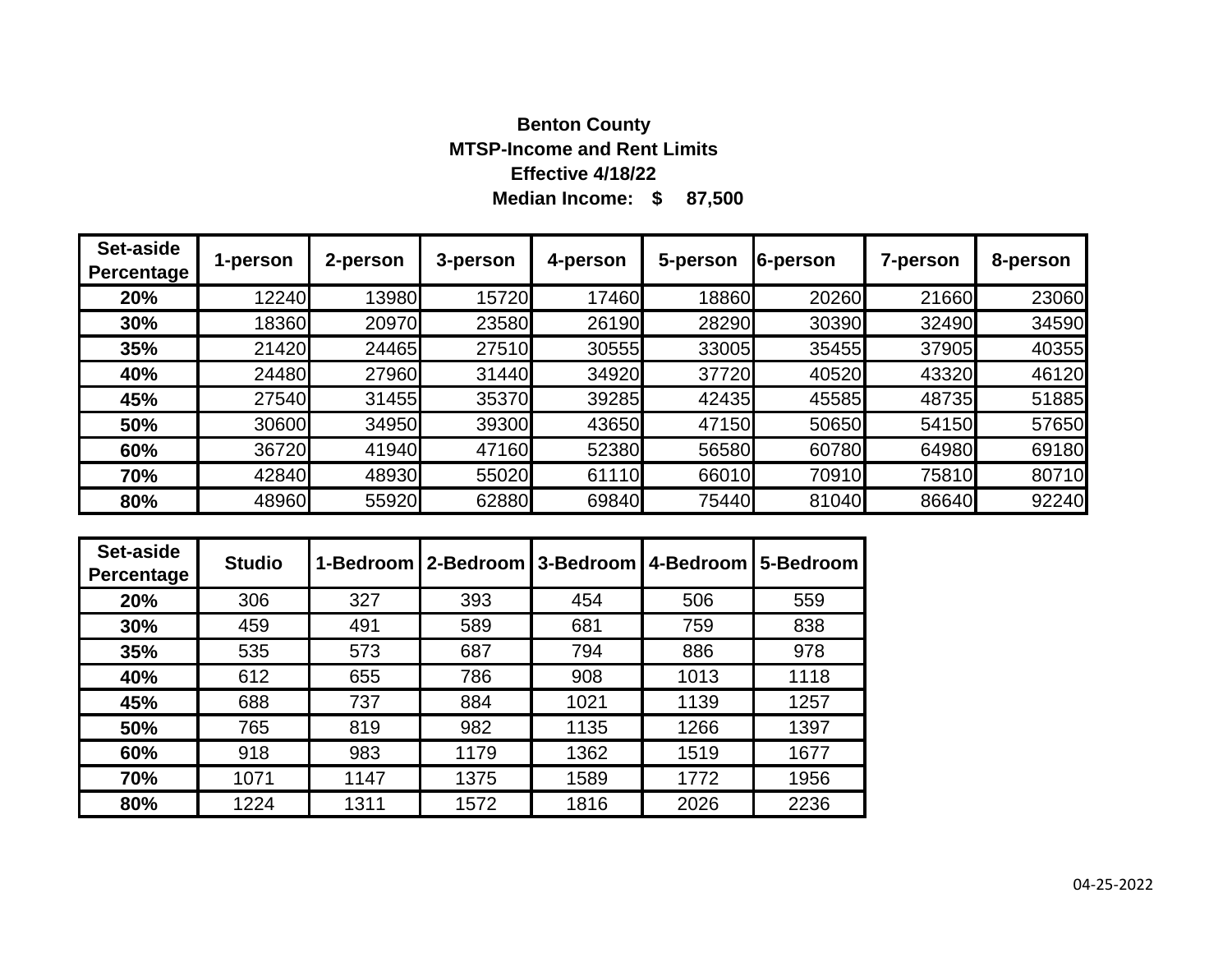**Benton County**

**MTSP-Income and Rent Limits**

**Effective 4/18/22**

**Median Income: $ 87,500**

| Set-aside Percentage | 1-person | 2-person | 3-person | 4-person | 5-person | 6-person | 7-person | 8-person |
|---|---|---|---|---|---|---|---|---|
| **20%** | 12240 | 13980 | 15720 | 17460 | 18860 | 20260 | 21660 | 23060 |
| **30%** | 18360 | 20970 | 23580 | 26190 | 28290 | 30390 | 32490 | 34590 |
| **35%** | 21420 | 24465 | 27510 | 30555 | 33005 | 35455 | 37905 | 40355 |
| **40%** | 24480 | 27960 | 31440 | 34920 | 37720 | 40520 | 43320 | 46120 |
| **45%** | 27540 | 31455 | 35370 | 39285 | 42435 | 45585 | 48735 | 51885 |
| **50%** | 30600 | 34950 | 39300 | 43650 | 47150 | 50650 | 54150 | 57650 |
| **60%** | 36720 | 41940 | 47160 | 52380 | 56580 | 60780 | 64980 | 69180 |
| **70%** | 42840 | 48930 | 55020 | 61110 | 66010 | 70910 | 75810 | 80710 |
| **80%** | 48960 | 55920 | 62880 | 69840 | 75440 | 81040 | 86640 | 92240 |

| Set-aside Percentage | Studio | 1-Bedroom | 2-Bedroom | 3-Bedroom | 4-Bedroom | 5-Bedroom |
|---|---|---|---|---|---|---|
| **20%** | 306 | 327 | 393 | 454 | 506 | 559 |
| **30%** | 459 | 491 | 589 | 681 | 759 | 838 |
| **35%** | 535 | 573 | 687 | 794 | 886 | 978 |
| **40%** | 612 | 655 | 786 | 908 | 1013 | 1118 |
| **45%** | 688 | 737 | 884 | 1021 | 1139 | 1257 |
| **50%** | 765 | 819 | 982 | 1135 | 1266 | 1397 |
| **60%** | 918 | 983 | 1179 | 1362 | 1519 | 1677 |
| **70%** | 1071 | 1147 | 1375 | 1589 | 1772 | 1956 |
| **80%** | 1224 | 1311 | 1572 | 1816 | 2026 | 2236 |

04-25-2022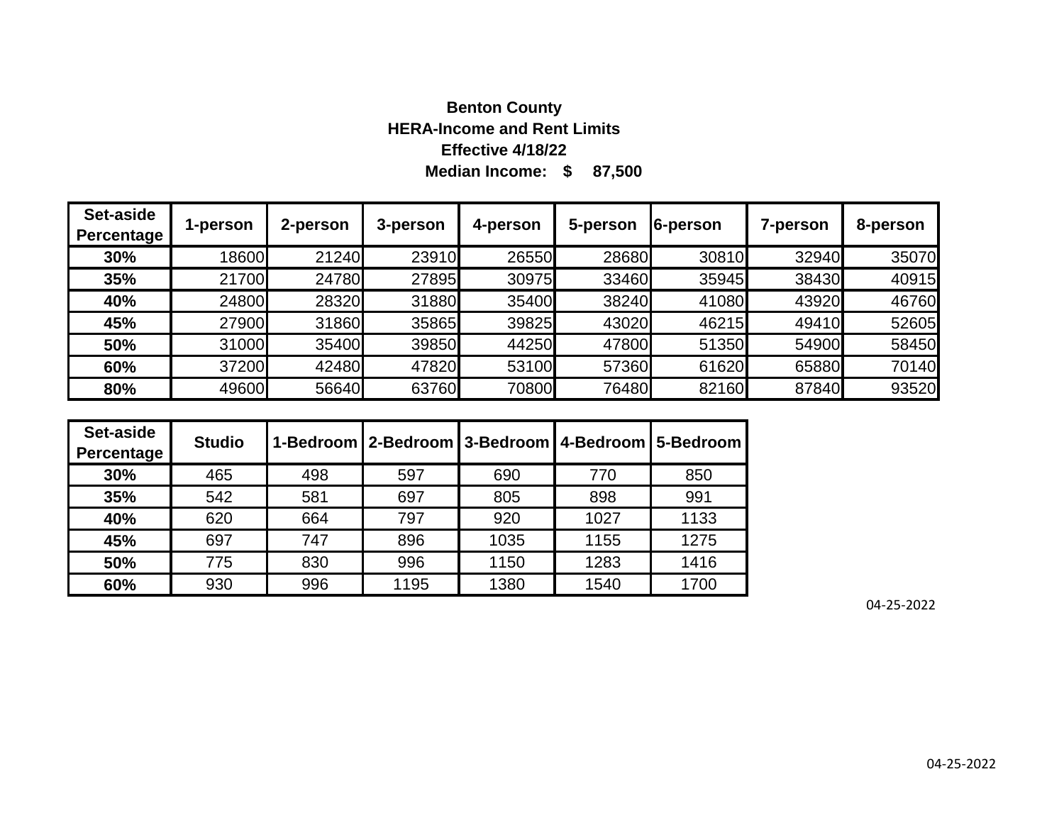**Benton County**
**HERA-Income and Rent Limits**
**Effective 4/18/22**
**Median Income: $ 87,500**

| Set-aside Percentage | 1-person | 2-person | 3-person | 4-person | 5-person | 6-person | 7-person | 8-person |
|---|---|---|---|---|---|---|---|---|
| **30%** | 18600 | 21240 | 23910 | 26550 | 28680 | 30810 | 32940 | 35070 |
| **35%** | 21700 | 24780 | 27895 | 30975 | 33460 | 35945 | 38430 | 40915 |
| **40%** | 24800 | 28320 | 31880 | 35400 | 38240 | 41080 | 43920 | 46760 |
| **45%** | 27900 | 31860 | 35865 | 39825 | 43020 | 46215 | 49410 | 52605 |
| **50%** | 31000 | 35400 | 39850 | 44250 | 47800 | 51350 | 54900 | 58450 |
| **60%** | 37200 | 42480 | 47820 | 53100 | 57360 | 61620 | 65880 | 70140 |
| **80%** | 49600 | 56640 | 63760 | 70800 | 76480 | 82160 | 87840 | 93520 |

| Set-aside Percentage | Studio | 1-Bedroom | 2-Bedroom | 3-Bedroom | 4-Bedroom | 5-Bedroom |
|---|---|---|---|---|---|---|
| **30%** | 465 | 498 | 597 | 690 | 770 | 850 |
| **35%** | 542 | 581 | 697 | 805 | 898 | 991 |
| **40%** | 620 | 664 | 797 | 920 | 1027 | 1133 |
| **45%** | 697 | 747 | 896 | 1035 | 1155 | 1275 |
| **50%** | 775 | 830 | 996 | 1150 | 1283 | 1416 |
| **60%** | 930 | 996 | 1195 | 1380 | 1540 | 1700 |

04-25-2022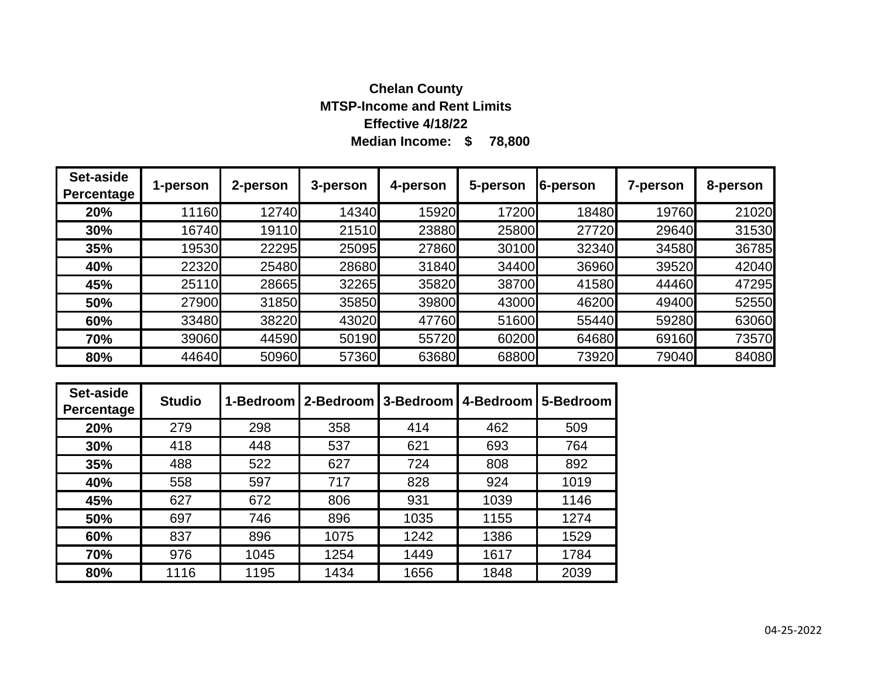**Chelan County**

**MTSP-Income and Rent Limits**

**Effective 4/18/22**

**Median Income: $ 78,800**

| Set-aside Percentage | 1-person | 2-person | 3-person | 4-person | 5-person | 6-person | 7-person | 8-person |
|---|---|---|---|---|---|---|---|---|
| **20%** | 11160 | 12740 | 14340 | 15920 | 17200 | 18480 | 19760 | 21020 |
| **30%** | 16740 | 19110 | 21510 | 23880 | 25800 | 27720 | 29640 | 31530 |
| **35%** | 19530 | 22295 | 25095 | 27860 | 30100 | 32340 | 34580 | 36785 |
| **40%** | 22320 | 25480 | 28680 | 31840 | 34400 | 36960 | 39520 | 42040 |
| **45%** | 25110 | 28665 | 32265 | 35820 | 38700 | 41580 | 44460 | 47295 |
| **50%** | 27900 | 31850 | 35850 | 39800 | 43000 | 46200 | 49400 | 52550 |
| **60%** | 33480 | 38220 | 43020 | 47760 | 51600 | 55440 | 59280 | 63060 |
| **70%** | 39060 | 44590 | 50190 | 55720 | 60200 | 64680 | 69160 | 73570 |
| **80%** | 44640 | 50960 | 57360 | 63680 | 68800 | 73920 | 79040 | 84080 |

| Set-aside Percentage | Studio | 1-Bedroom | 2-Bedroom | 3-Bedroom | 4-Bedroom | 5-Bedroom |
|---|---|---|---|---|---|---|
| **20%** | 279 | 298 | 358 | 414 | 462 | 509 |
| **30%** | 418 | 448 | 537 | 621 | 693 | 764 |
| **35%** | 488 | 522 | 627 | 724 | 808 | 892 |
| **40%** | 558 | 597 | 717 | 828 | 924 | 1019 |
| **45%** | 627 | 672 | 806 | 931 | 1039 | 1146 |
| **50%** | 697 | 746 | 896 | 1035 | 1155 | 1274 |
| **60%** | 837 | 896 | 1075 | 1242 | 1386 | 1529 |
| **70%** | 976 | 1045 | 1254 | 1449 | 1617 | 1784 |
| **80%** | 1116 | 1195 | 1434 | 1656 | 1848 | 2039 |

04-25-2022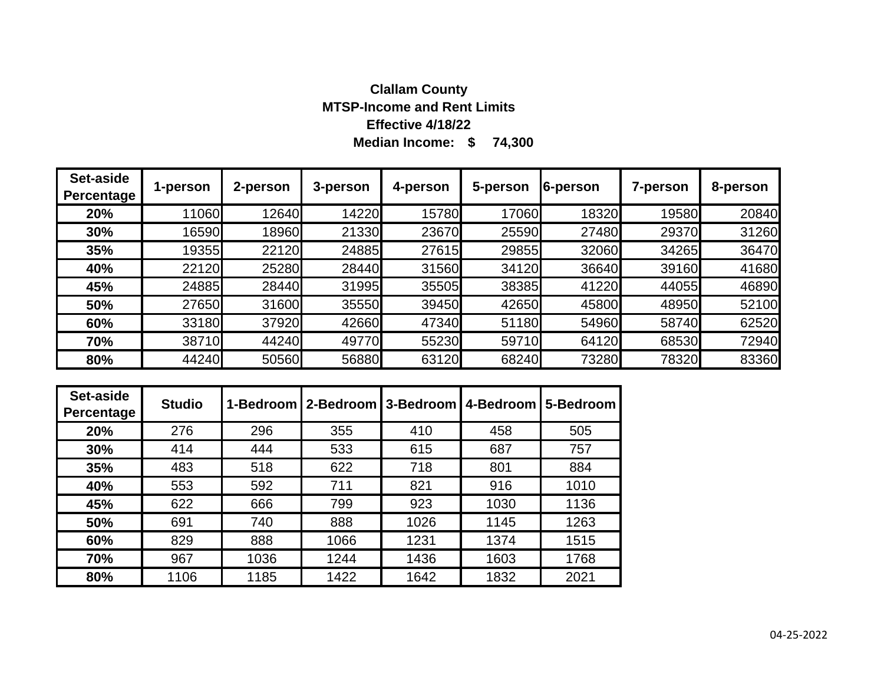**Clallam County**

**MTSP-Income and Rent Limits**

**Effective 4/18/22**

**Median Income: $ 74,300**

| Set-aside Percentage | 1-person | 2-person | 3-person | 4-person | 5-person | 6-person | 7-person | 8-person |
|---|---|---|---|---|---|---|---|---|
| **20%** | 11060 | 12640 | 14220 | 15780 | 17060 | 18320 | 19580 | 20840 |
| **30%** | 16590 | 18960 | 21330 | 23670 | 25590 | 27480 | 29370 | 31260 |
| **35%** | 19355 | 22120 | 24885 | 27615 | 29855 | 32060 | 34265 | 36470 |
| **40%** | 22120 | 25280 | 28440 | 31560 | 34120 | 36640 | 39160 | 41680 |
| **45%** | 24885 | 28440 | 31995 | 35505 | 38385 | 41220 | 44055 | 46890 |
| **50%** | 27650 | 31600 | 35550 | 39450 | 42650 | 45800 | 48950 | 52100 |
| **60%** | 33180 | 37920 | 42660 | 47340 | 51180 | 54960 | 58740 | 62520 |
| **70%** | 38710 | 44240 | 49770 | 55230 | 59710 | 64120 | 68530 | 72940 |
| **80%** | 44240 | 50560 | 56880 | 63120 | 68240 | 73280 | 78320 | 83360 |

| Set-aside Percentage | Studio | 1-Bedroom | 2-Bedroom | 3-Bedroom | 4-Bedroom | 5-Bedroom |
|---|---|---|---|---|---|---|
| **20%** | 276 | 296 | 355 | 410 | 458 | 505 |
| **30%** | 414 | 444 | 533 | 615 | 687 | 757 |
| **35%** | 483 | 518 | 622 | 718 | 801 | 884 |
| **40%** | 553 | 592 | 711 | 821 | 916 | 1010 |
| **45%** | 622 | 666 | 799 | 923 | 1030 | 1136 |
| **50%** | 691 | 740 | 888 | 1026 | 1145 | 1263 |
| **60%** | 829 | 888 | 1066 | 1231 | 1374 | 1515 |
| **70%** | 967 | 1036 | 1244 | 1436 | 1603 | 1768 |
| **80%** | 1106 | 1185 | 1422 | 1642 | 1832 | 2021 |

04-25-2022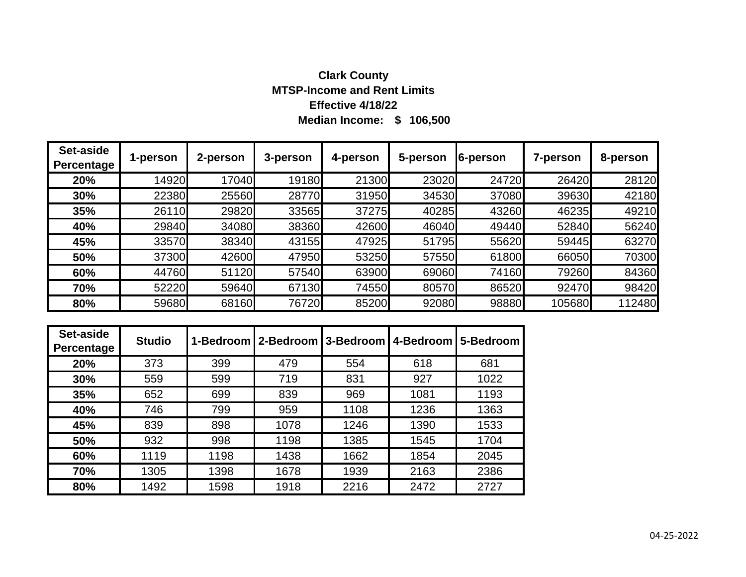**Clark County**

**MTSP-Income and Rent Limits**

**Effective 4/18/22**

**Median Income: $ 106,500**

| Set-aside Percentage | 1-person | 2-person | 3-person | 4-person | 5-person | 6-person | 7-person | 8-person |
|---|---|---|---|---|---|---|---|---|
| **20%** | 14920 | 17040 | 19180 | 21300 | 23020 | 24720 | 26420 | 28120 |
| **30%** | 22380 | 25560 | 28770 | 31950 | 34530 | 37080 | 39630 | 42180 |
| **35%** | 26110 | 29820 | 33565 | 37275 | 40285 | 43260 | 46235 | 49210 |
| **40%** | 29840 | 34080 | 38360 | 42600 | 46040 | 49440 | 52840 | 56240 |
| **45%** | 33570 | 38340 | 43155 | 47925 | 51795 | 55620 | 59445 | 63270 |
| **50%** | 37300 | 42600 | 47950 | 53250 | 57550 | 61800 | 66050 | 70300 |
| **60%** | 44760 | 51120 | 57540 | 63900 | 69060 | 74160 | 79260 | 84360 |
| **70%** | 52220 | 59640 | 67130 | 74550 | 80570 | 86520 | 92470 | 98420 |
| **80%** | 59680 | 68160 | 76720 | 85200 | 92080 | 98880 | 105680 | 112480 |

| Set-aside Percentage | Studio | 1-Bedroom | 2-Bedroom | 3-Bedroom | 4-Bedroom | 5-Bedroom |
|---|---|---|---|---|---|---|
| **20%** | 373 | 399 | 479 | 554 | 618 | 681 |
| **30%** | 559 | 599 | 719 | 831 | 927 | 1022 |
| **35%** | 652 | 699 | 839 | 969 | 1081 | 1193 |
| **40%** | 746 | 799 | 959 | 1108 | 1236 | 1363 |
| **45%** | 839 | 898 | 1078 | 1246 | 1390 | 1533 |
| **50%** | 932 | 998 | 1198 | 1385 | 1545 | 1704 |
| **60%** | 1119 | 1198 | 1438 | 1662 | 1854 | 2045 |
| **70%** | 1305 | 1398 | 1678 | 1939 | 2163 | 2386 |
| **80%** | 1492 | 1598 | 1918 | 2216 | 2472 | 2727 |

04-25-2022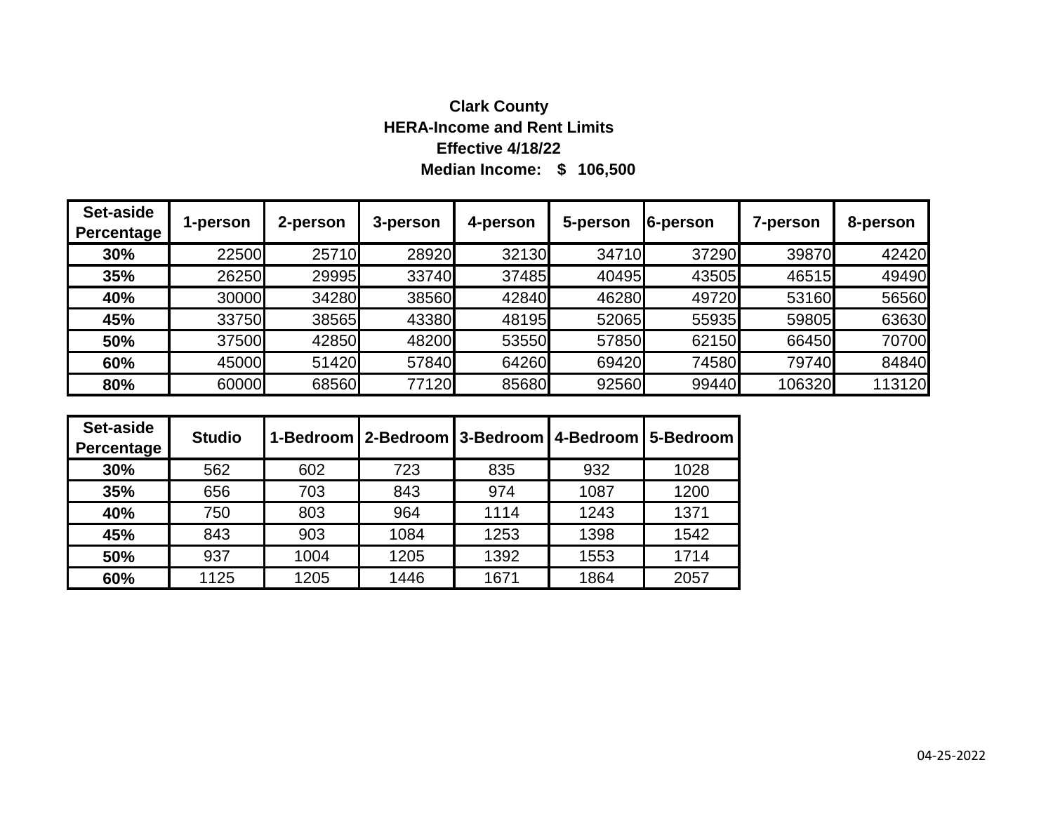**Clark County**

**HERA-Income and Rent Limits**

**Effective 4/18/22**

**Median Income: $ 106,500**

| Set-aside Percentage | 1-person | 2-person | 3-person | 4-person | 5-person | 6-person | 7-person | 8-person |
|---|---|---|---|---|---|---|---|---|
| **30%** | 22500 | 25710 | 28920 | 32130 | 34710 | 37290 | 39870 | 42420 |
| **35%** | 26250 | 29995 | 33740 | 37485 | 40495 | 43505 | 46515 | 49490 |
| **40%** | 30000 | 34280 | 38560 | 42840 | 46280 | 49720 | 53160 | 56560 |
| **45%** | 33750 | 38565 | 43380 | 48195 | 52065 | 55935 | 59805 | 63630 |
| **50%** | 37500 | 42850 | 48200 | 53550 | 57850 | 62150 | 66450 | 70700 |
| **60%** | 45000 | 51420 | 57840 | 64260 | 69420 | 74580 | 79740 | 84840 |
| **80%** | 60000 | 68560 | 77120 | 85680 | 92560 | 99440 | 106320 | 113120 |

| Set-aside Percentage | Studio | 1-Bedroom | 2-Bedroom | 3-Bedroom | 4-Bedroom | 5-Bedroom |
|---|---|---|---|---|---|---|
| **30%** | 562 | 602 | 723 | 835 | 932 | 1028 |
| **35%** | 656 | 703 | 843 | 974 | 1087 | 1200 |
| **40%** | 750 | 803 | 964 | 1114 | 1243 | 1371 |
| **45%** | 843 | 903 | 1084 | 1253 | 1398 | 1542 |
| **50%** | 937 | 1004 | 1205 | 1392 | 1553 | 1714 |
| **60%** | 1125 | 1205 | 1446 | 1671 | 1864 | 2057 |

04-25-2022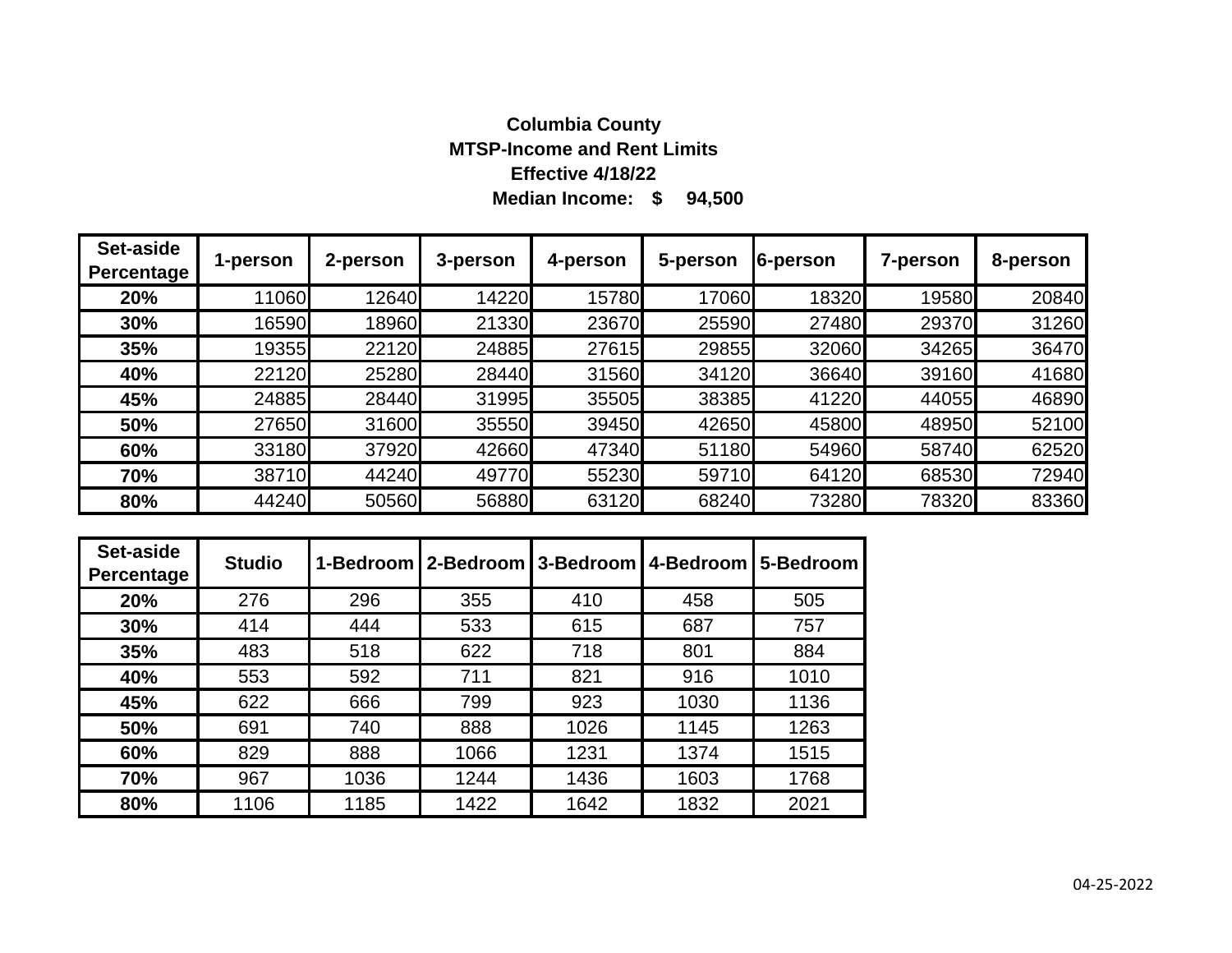**Columbia County**
**MTSP-Income and Rent Limits**
**Effective 4/18/22**
**Median Income: $ 94,500**

| Set-aside Percentage | 1-person | 2-person | 3-person | 4-person | 5-person | 6-person | 7-person | 8-person |
|---|---|---|---|---|---|---|---|---|
| 20% | 11060 | 12640 | 14220 | 15780 | 17060 | 18320 | 19580 | 20840 |
| 30% | 16590 | 18960 | 21330 | 23670 | 25590 | 27480 | 29370 | 31260 |
| 35% | 19355 | 22120 | 24885 | 27615 | 29855 | 32060 | 34265 | 36470 |
| 40% | 22120 | 25280 | 28440 | 31560 | 34120 | 36640 | 39160 | 41680 |
| 45% | 24885 | 28440 | 31995 | 35505 | 38385 | 41220 | 44055 | 46890 |
| 50% | 27650 | 31600 | 35550 | 39450 | 42650 | 45800 | 48950 | 52100 |
| 60% | 33180 | 37920 | 42660 | 47340 | 51180 | 54960 | 58740 | 62520 |
| 70% | 38710 | 44240 | 49770 | 55230 | 59710 | 64120 | 68530 | 72940 |
| 80% | 44240 | 50560 | 56880 | 63120 | 68240 | 73280 | 78320 | 83360 |

| Set-aside Percentage | Studio | 1-Bedroom | 2-Bedroom | 3-Bedroom | 4-Bedroom | 5-Bedroom |
|---|---|---|---|---|---|---|
| 20% | 276 | 296 | 355 | 410 | 458 | 505 |
| 30% | 414 | 444 | 533 | 615 | 687 | 757 |
| 35% | 483 | 518 | 622 | 718 | 801 | 884 |
| 40% | 553 | 592 | 711 | 821 | 916 | 1010 |
| 45% | 622 | 666 | 799 | 923 | 1030 | 1136 |
| 50% | 691 | 740 | 888 | 1026 | 1145 | 1263 |
| 60% | 829 | 888 | 1066 | 1231 | 1374 | 1515 |
| 70% | 967 | 1036 | 1244 | 1436 | 1603 | 1768 |
| 80% | 1106 | 1185 | 1422 | 1642 | 1832 | 2021 |

04-25-2022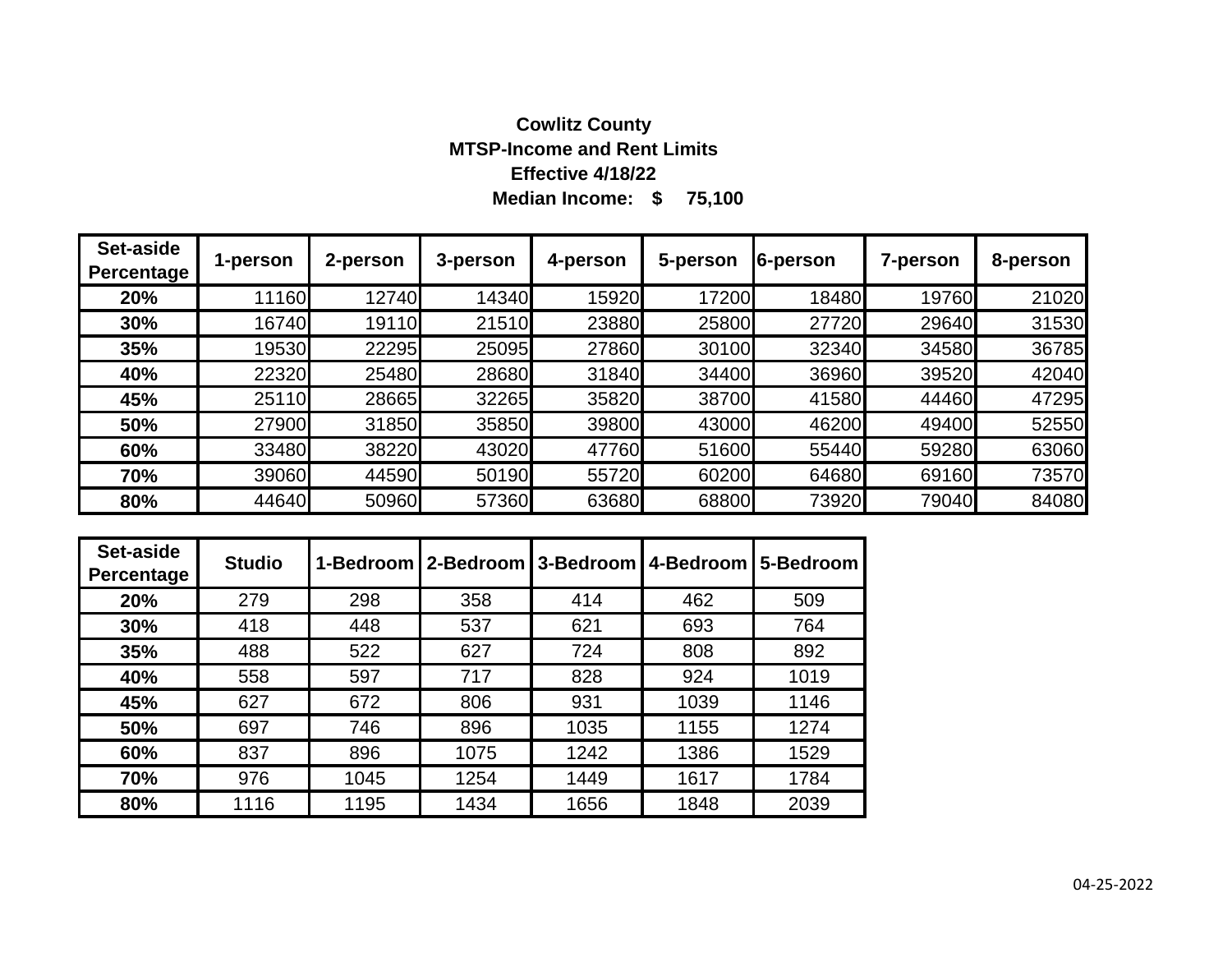**Cowlitz County**

**MTSP-Income and Rent Limits**

**Effective 4/18/22**

**Median Income: $ 75,100**

| Set-aside Percentage | 1-person | 2-person | 3-person | 4-person | 5-person | 6-person | 7-person | 8-person |
|---|---|---|---|---|---|---|---|---|
| **20%** | 11160 | 12740 | 14340 | 15920 | 17200 | 18480 | 19760 | 21020 |
| **30%** | 16740 | 19110 | 21510 | 23880 | 25800 | 27720 | 29640 | 31530 |
| **35%** | 19530 | 22295 | 25095 | 27860 | 30100 | 32340 | 34580 | 36785 |
| **40%** | 22320 | 25480 | 28680 | 31840 | 34400 | 36960 | 39520 | 42040 |
| **45%** | 25110 | 28665 | 32265 | 35820 | 38700 | 41580 | 44460 | 47295 |
| **50%** | 27900 | 31850 | 35850 | 39800 | 43000 | 46200 | 49400 | 52550 |
| **60%** | 33480 | 38220 | 43020 | 47760 | 51600 | 55440 | 59280 | 63060 |
| **70%** | 39060 | 44590 | 50190 | 55720 | 60200 | 64680 | 69160 | 73570 |
| **80%** | 44640 | 50960 | 57360 | 63680 | 68800 | 73920 | 79040 | 84080 |

| Set-aside Percentage | Studio | 1-Bedroom | 2-Bedroom | 3-Bedroom | 4-Bedroom | 5-Bedroom |
|---|---|---|---|---|---|---|
| **20%** | 279 | 298 | 358 | 414 | 462 | 509 |
| **30%** | 418 | 448 | 537 | 621 | 693 | 764 |
| **35%** | 488 | 522 | 627 | 724 | 808 | 892 |
| **40%** | 558 | 597 | 717 | 828 | 924 | 1019 |
| **45%** | 627 | 672 | 806 | 931 | 1039 | 1146 |
| **50%** | 697 | 746 | 896 | 1035 | 1155 | 1274 |
| **60%** | 837 | 896 | 1075 | 1242 | 1386 | 1529 |
| **70%** | 976 | 1045 | 1254 | 1449 | 1617 | 1784 |
| **80%** | 1116 | 1195 | 1434 | 1656 | 1848 | 2039 |

04-25-2022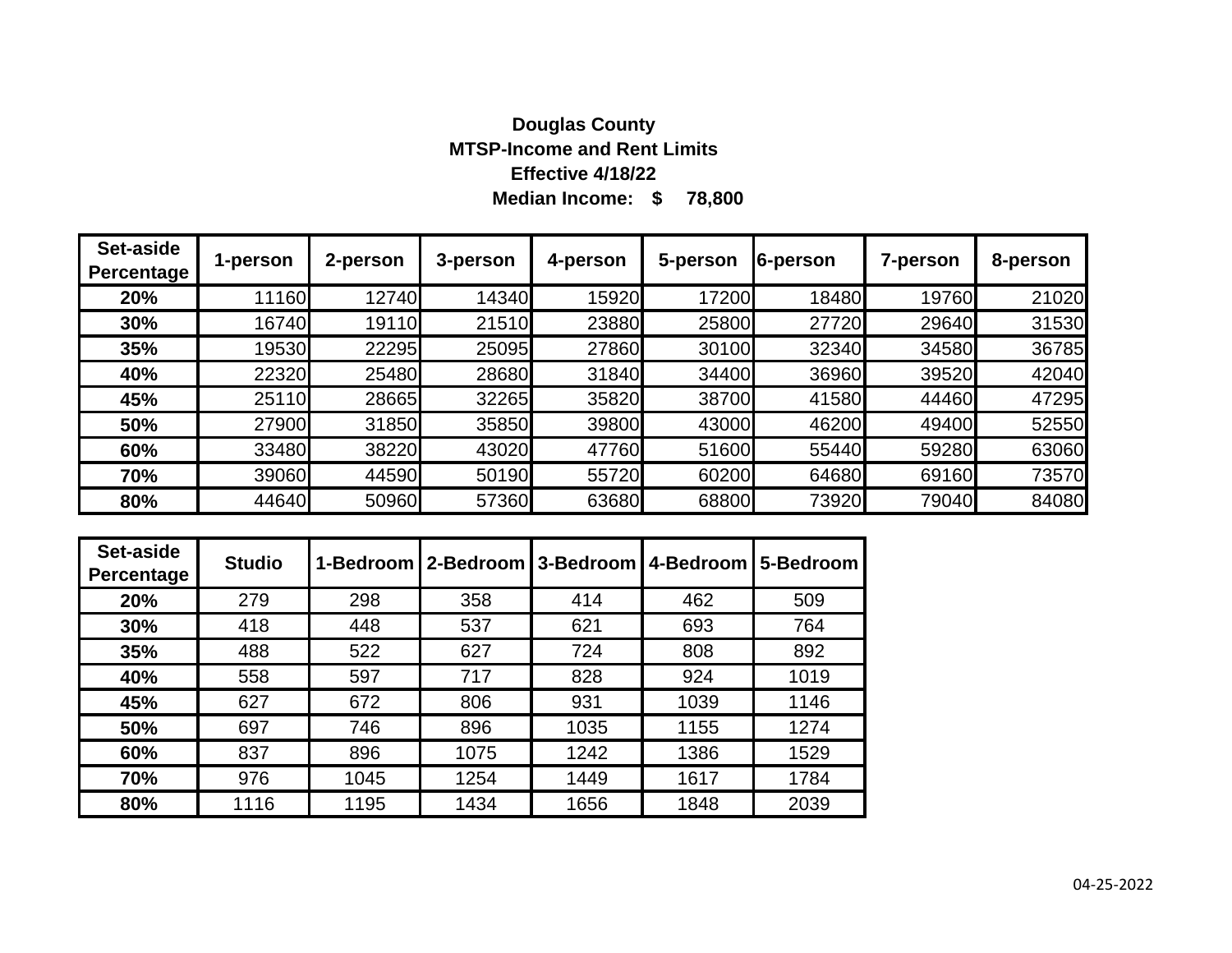**Douglas County**

**MTSP-Income and Rent Limits**

**Effective 4/18/22**

**Median Income: $ 78,800**

| Set-aside Percentage | 1-person | 2-person | 3-person | 4-person | 5-person | 6-person | 7-person | 8-person |
|---|---|---|---|---|---|---|---|---|
| **20%** | 11160 | 12740 | 14340 | 15920 | 17200 | 18480 | 19760 | 21020 |
| **30%** | 16740 | 19110 | 21510 | 23880 | 25800 | 27720 | 29640 | 31530 |
| **35%** | 19530 | 22295 | 25095 | 27860 | 30100 | 32340 | 34580 | 36785 |
| **40%** | 22320 | 25480 | 28680 | 31840 | 34400 | 36960 | 39520 | 42040 |
| **45%** | 25110 | 28665 | 32265 | 35820 | 38700 | 41580 | 44460 | 47295 |
| **50%** | 27900 | 31850 | 35850 | 39800 | 43000 | 46200 | 49400 | 52550 |
| **60%** | 33480 | 38220 | 43020 | 47760 | 51600 | 55440 | 59280 | 63060 |
| **70%** | 39060 | 44590 | 50190 | 55720 | 60200 | 64680 | 69160 | 73570 |
| **80%** | 44640 | 50960 | 57360 | 63680 | 68800 | 73920 | 79040 | 84080 |

| Set-aside Percentage | Studio | 1-Bedroom | 2-Bedroom | 3-Bedroom | 4-Bedroom | 5-Bedroom |
|---|---|---|---|---|---|---|
| **20%** | 279 | 298 | 358 | 414 | 462 | 509 |
| **30%** | 418 | 448 | 537 | 621 | 693 | 764 |
| **35%** | 488 | 522 | 627 | 724 | 808 | 892 |
| **40%** | 558 | 597 | 717 | 828 | 924 | 1019 |
| **45%** | 627 | 672 | 806 | 931 | 1039 | 1146 |
| **50%** | 697 | 746 | 896 | 1035 | 1155 | 1274 |
| **60%** | 837 | 896 | 1075 | 1242 | 1386 | 1529 |
| **70%** | 976 | 1045 | 1254 | 1449 | 1617 | 1784 |
| **80%** | 1116 | 1195 | 1434 | 1656 | 1848 | 2039 |

04-25-2022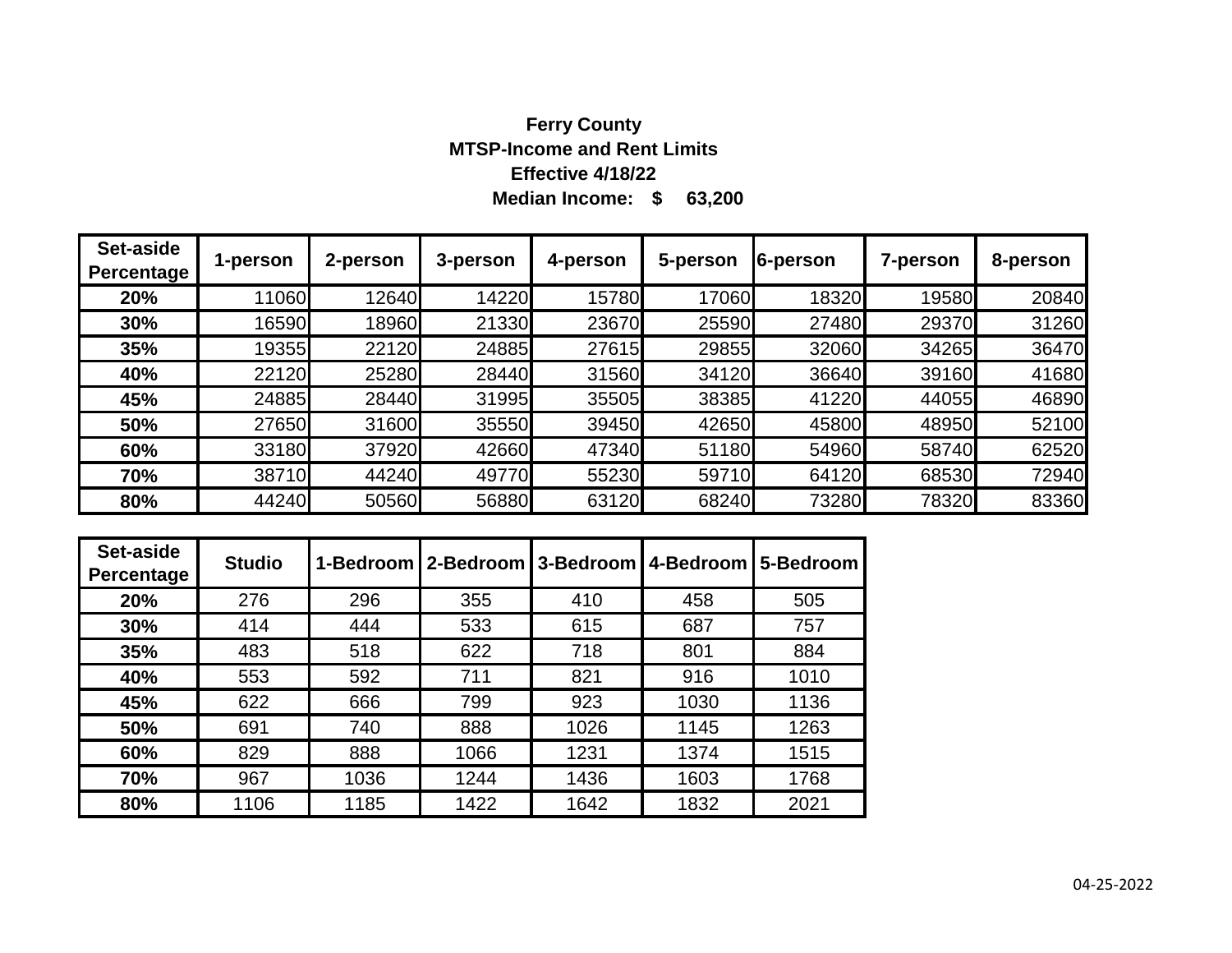**Ferry County**
**MTSP-Income and Rent Limits**
**Effective 4/18/22**
**Median Income: $ 63,200**

| Set-aside Percentage | 1-person | 2-person | 3-person | 4-person | 5-person | 6-person | 7-person | 8-person |
|---|---|---|---|---|---|---|---|---|
| 20% | 11060 | 12640 | 14220 | 15780 | 17060 | 18320 | 19580 | 20840 |
| 30% | 16590 | 18960 | 21330 | 23670 | 25590 | 27480 | 29370 | 31260 |
| 35% | 19355 | 22120 | 24885 | 27615 | 29855 | 32060 | 34265 | 36470 |
| 40% | 22120 | 25280 | 28440 | 31560 | 34120 | 36640 | 39160 | 41680 |
| 45% | 24885 | 28440 | 31995 | 35505 | 38385 | 41220 | 44055 | 46890 |
| 50% | 27650 | 31600 | 35550 | 39450 | 42650 | 45800 | 48950 | 52100 |
| 60% | 33180 | 37920 | 42660 | 47340 | 51180 | 54960 | 58740 | 62520 |
| 70% | 38710 | 44240 | 49770 | 55230 | 59710 | 64120 | 68530 | 72940 |
| 80% | 44240 | 50560 | 56880 | 63120 | 68240 | 73280 | 78320 | 83360 |

| Set-aside Percentage | Studio | 1-Bedroom | 2-Bedroom | 3-Bedroom | 4-Bedroom | 5-Bedroom |
|---|---|---|---|---|---|---|
| 20% | 276 | 296 | 355 | 410 | 458 | 505 |
| 30% | 414 | 444 | 533 | 615 | 687 | 757 |
| 35% | 483 | 518 | 622 | 718 | 801 | 884 |
| 40% | 553 | 592 | 711 | 821 | 916 | 1010 |
| 45% | 622 | 666 | 799 | 923 | 1030 | 1136 |
| 50% | 691 | 740 | 888 | 1026 | 1145 | 1263 |
| 60% | 829 | 888 | 1066 | 1231 | 1374 | 1515 |
| 70% | 967 | 1036 | 1244 | 1436 | 1603 | 1768 |
| 80% | 1106 | 1185 | 1422 | 1642 | 1832 | 2021 |

04-25-2022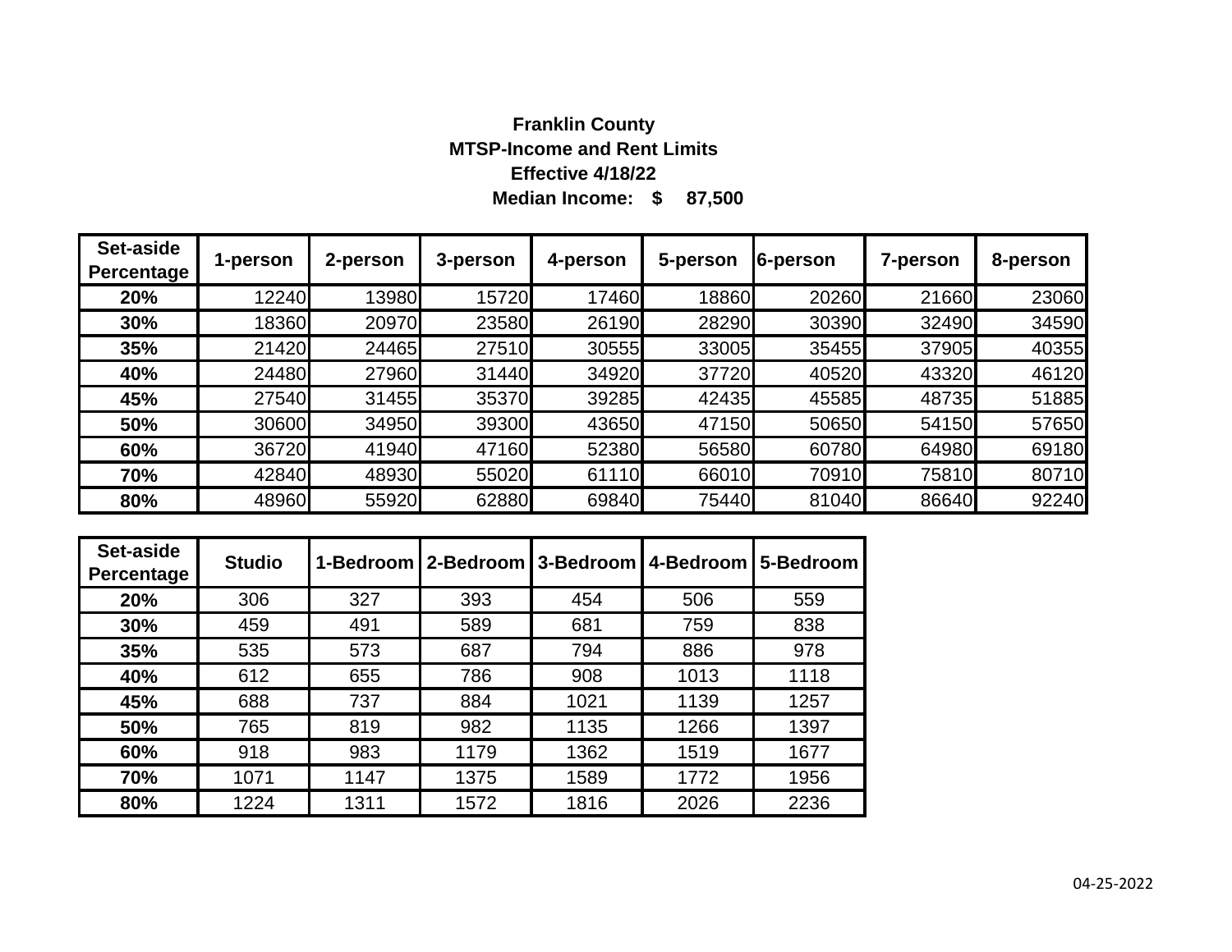**Franklin County**
**MTSP-Income and Rent Limits**
**Effective 4/18/22**
**Median Income: $ 87,500**

| Set-aside Percentage | 1-person | 2-person | 3-person | 4-person | 5-person | 6-person | 7-person | 8-person |
|---|---|---|---|---|---|---|---|---|
| 20% | 12240 | 13980 | 15720 | 17460 | 18860 | 20260 | 21660 | 23060 |
| 30% | 18360 | 20970 | 23580 | 26190 | 28290 | 30390 | 32490 | 34590 |
| 35% | 21420 | 24465 | 27510 | 30555 | 33005 | 35455 | 37905 | 40355 |
| 40% | 24480 | 27960 | 31440 | 34920 | 37720 | 40520 | 43320 | 46120 |
| 45% | 27540 | 31455 | 35370 | 39285 | 42435 | 45585 | 48735 | 51885 |
| 50% | 30600 | 34950 | 39300 | 43650 | 47150 | 50650 | 54150 | 57650 |
| 60% | 36720 | 41940 | 47160 | 52380 | 56580 | 60780 | 64980 | 69180 |
| 70% | 42840 | 48930 | 55020 | 61110 | 66010 | 70910 | 75810 | 80710 |
| 80% | 48960 | 55920 | 62880 | 69840 | 75440 | 81040 | 86640 | 92240 |

| Set-aside Percentage | Studio | 1-Bedroom | 2-Bedroom | 3-Bedroom | 4-Bedroom | 5-Bedroom |
|---|---|---|---|---|---|---|
| 20% | 306 | 327 | 393 | 454 | 506 | 559 |
| 30% | 459 | 491 | 589 | 681 | 759 | 838 |
| 35% | 535 | 573 | 687 | 794 | 886 | 978 |
| 40% | 612 | 655 | 786 | 908 | 1013 | 1118 |
| 45% | 688 | 737 | 884 | 1021 | 1139 | 1257 |
| 50% | 765 | 819 | 982 | 1135 | 1266 | 1397 |
| 60% | 918 | 983 | 1179 | 1362 | 1519 | 1677 |
| 70% | 1071 | 1147 | 1375 | 1589 | 1772 | 1956 |
| 80% | 1224 | 1311 | 1572 | 1816 | 2026 | 2236 |

04-25-2022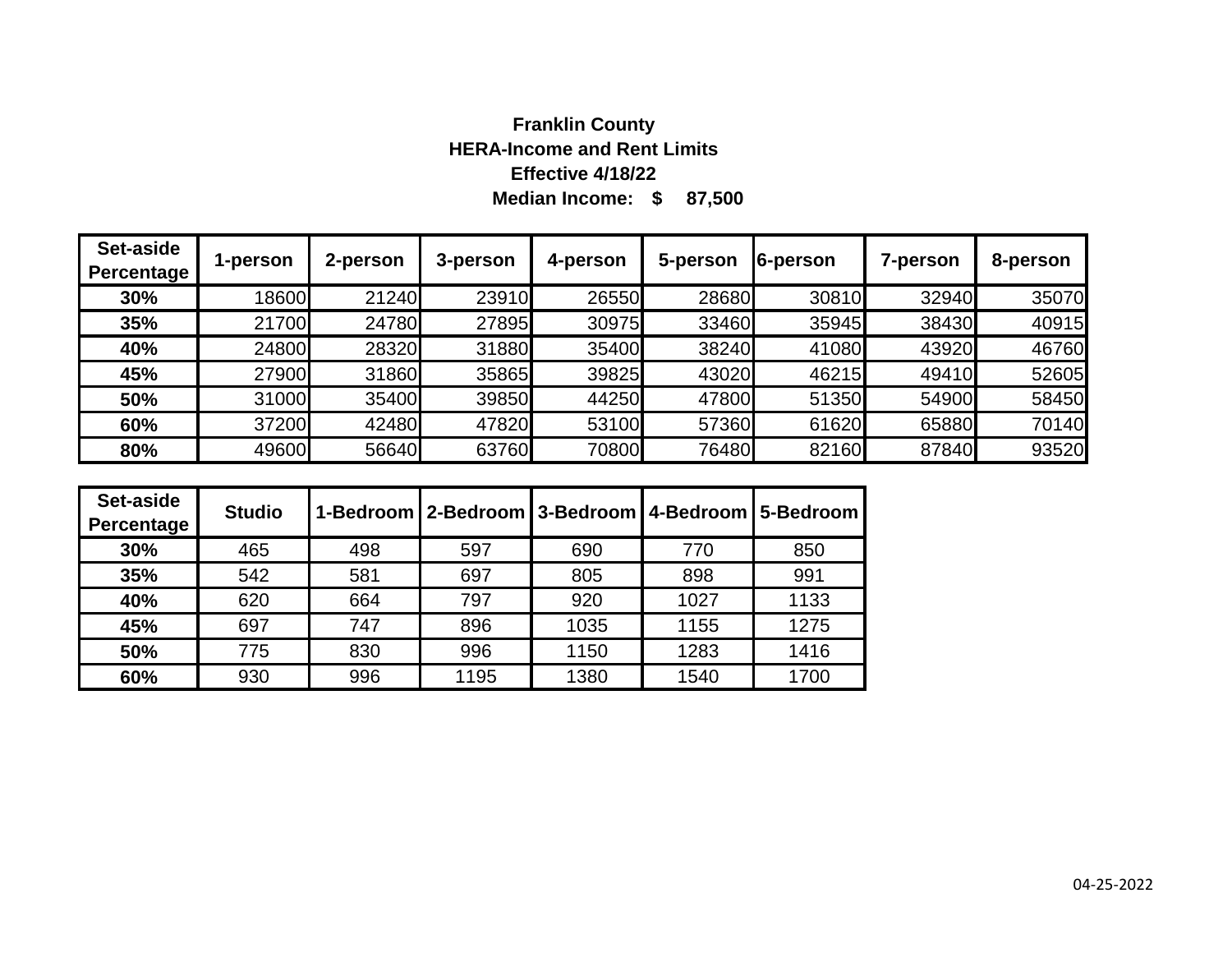**Franklin County**

**HERA-Income and Rent Limits**

**Effective 4/18/22**

**Median Income: $ 87,500**

| Set-aside Percentage | 1-person | 2-person | 3-person | 4-person | 5-person | 6-person | 7-person | 8-person |
|---|---|---|---|---|---|---|---|---|
| **30%** | 18600 | 21240 | 23910 | 26550 | 28680 | 30810 | 32940 | 35070 |
| **35%** | 21700 | 24780 | 27895 | 30975 | 33460 | 35945 | 38430 | 40915 |
| **40%** | 24800 | 28320 | 31880 | 35400 | 38240 | 41080 | 43920 | 46760 |
| **45%** | 27900 | 31860 | 35865 | 39825 | 43020 | 46215 | 49410 | 52605 |
| **50%** | 31000 | 35400 | 39850 | 44250 | 47800 | 51350 | 54900 | 58450 |
| **60%** | 37200 | 42480 | 47820 | 53100 | 57360 | 61620 | 65880 | 70140 |
| **80%** | 49600 | 56640 | 63760 | 70800 | 76480 | 82160 | 87840 | 93520 |

| Set-aside Percentage | Studio | 1-Bedroom | 2-Bedroom | 3-Bedroom | 4-Bedroom | 5-Bedroom |
|---|---|---|---|---|---|---|
| **30%** | 465 | 498 | 597 | 690 | 770 | 850 |
| **35%** | 542 | 581 | 697 | 805 | 898 | 991 |
| **40%** | 620 | 664 | 797 | 920 | 1027 | 1133 |
| **45%** | 697 | 747 | 896 | 1035 | 1155 | 1275 |
| **50%** | 775 | 830 | 996 | 1150 | 1283 | 1416 |
| **60%** | 930 | 996 | 1195 | 1380 | 1540 | 1700 |

04-25-2022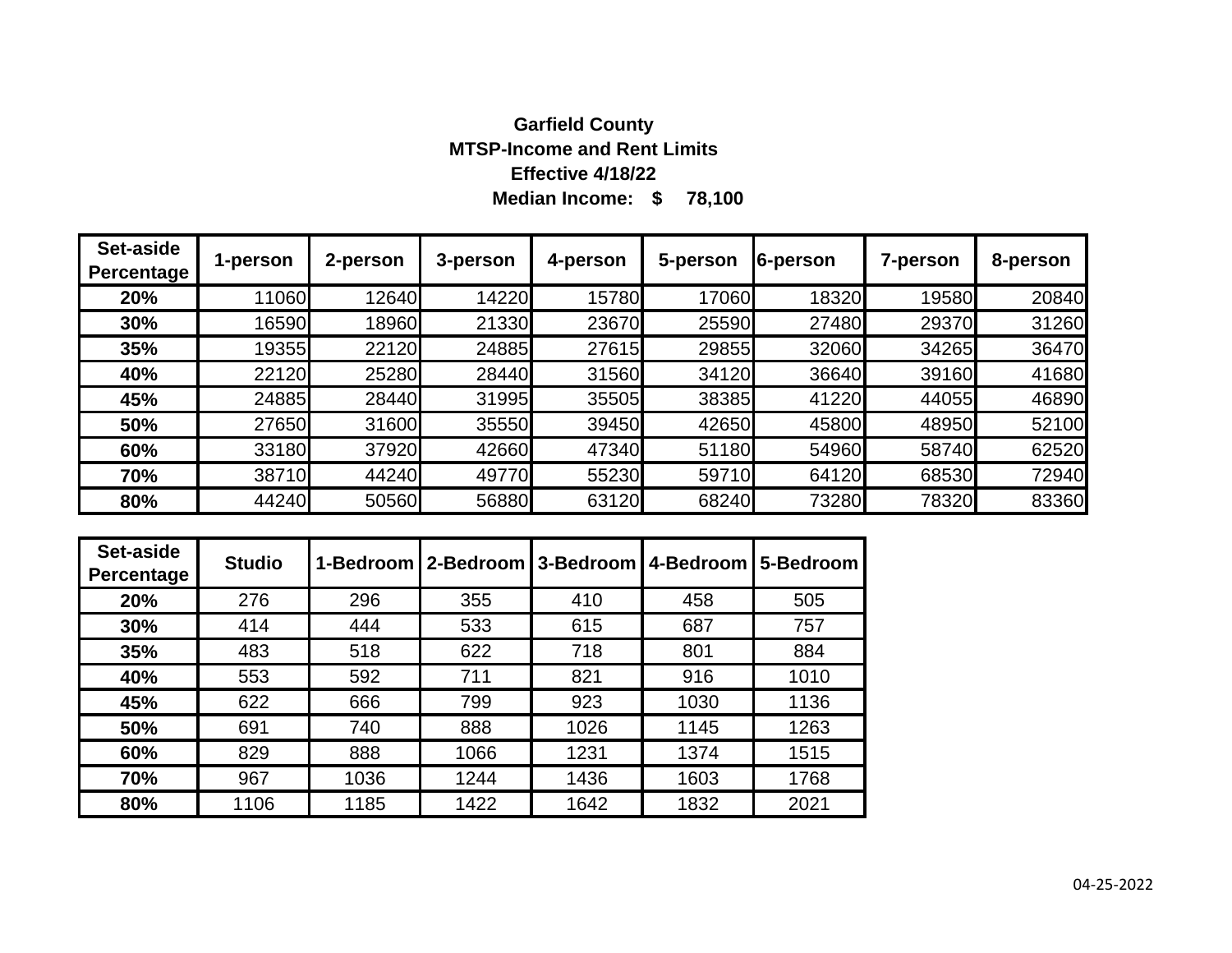**Garfield County**

**MTSP-Income and Rent Limits**

**Effective 4/18/22**

**Median Income: $ 78,100**

| Set-aside Percentage | 1-person | 2-person | 3-person | 4-person | 5-person | 6-person | 7-person | 8-person |
|---|---|---|---|---|---|---|---|---|
| 20% | 11060 | 12640 | 14220 | 15780 | 17060 | 18320 | 19580 | 20840 |
| 30% | 16590 | 18960 | 21330 | 23670 | 25590 | 27480 | 29370 | 31260 |
| 35% | 19355 | 22120 | 24885 | 27615 | 29855 | 32060 | 34265 | 36470 |
| 40% | 22120 | 25280 | 28440 | 31560 | 34120 | 36640 | 39160 | 41680 |
| 45% | 24885 | 28440 | 31995 | 35505 | 38385 | 41220 | 44055 | 46890 |
| 50% | 27650 | 31600 | 35550 | 39450 | 42650 | 45800 | 48950 | 52100 |
| 60% | 33180 | 37920 | 42660 | 47340 | 51180 | 54960 | 58740 | 62520 |
| 70% | 38710 | 44240 | 49770 | 55230 | 59710 | 64120 | 68530 | 72940 |
| 80% | 44240 | 50560 | 56880 | 63120 | 68240 | 73280 | 78320 | 83360 |

| Set-aside Percentage | Studio | 1-Bedroom | 2-Bedroom | 3-Bedroom | 4-Bedroom | 5-Bedroom |
|---|---|---|---|---|---|---|
| 20% | 276 | 296 | 355 | 410 | 458 | 505 |
| 30% | 414 | 444 | 533 | 615 | 687 | 757 |
| 35% | 483 | 518 | 622 | 718 | 801 | 884 |
| 40% | 553 | 592 | 711 | 821 | 916 | 1010 |
| 45% | 622 | 666 | 799 | 923 | 1030 | 1136 |
| 50% | 691 | 740 | 888 | 1026 | 1145 | 1263 |
| 60% | 829 | 888 | 1066 | 1231 | 1374 | 1515 |
| 70% | 967 | 1036 | 1244 | 1436 | 1603 | 1768 |
| 80% | 1106 | 1185 | 1422 | 1642 | 1832 | 2021 |

04-25-2022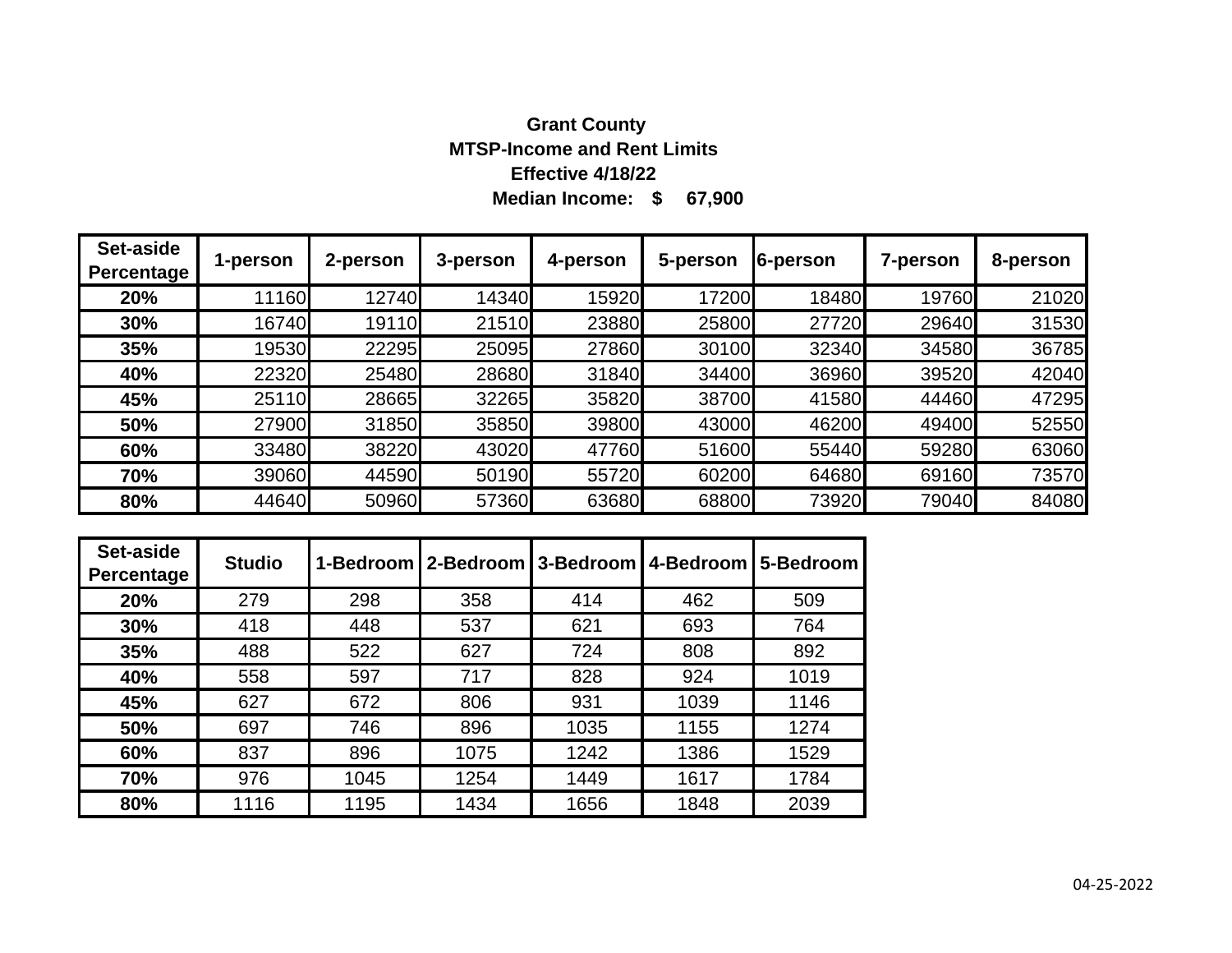**Grant County**

**MTSP-Income and Rent Limits**

**Effective 4/18/22**

**Median Income: $ 67,900**

| Set-aside Percentage | 1-person | 2-person | 3-person | 4-person | 5-person | 6-person | 7-person | 8-person |
|---|---|---|---|---|---|---|---|---|
| 20% | 11160 | 12740 | 14340 | 15920 | 17200 | 18480 | 19760 | 21020 |
| 30% | 16740 | 19110 | 21510 | 23880 | 25800 | 27720 | 29640 | 31530 |
| 35% | 19530 | 22295 | 25095 | 27860 | 30100 | 32340 | 34580 | 36785 |
| 40% | 22320 | 25480 | 28680 | 31840 | 34400 | 36960 | 39520 | 42040 |
| 45% | 25110 | 28665 | 32265 | 35820 | 38700 | 41580 | 44460 | 47295 |
| 50% | 27900 | 31850 | 35850 | 39800 | 43000 | 46200 | 49400 | 52550 |
| 60% | 33480 | 38220 | 43020 | 47760 | 51600 | 55440 | 59280 | 63060 |
| 70% | 39060 | 44590 | 50190 | 55720 | 60200 | 64680 | 69160 | 73570 |
| 80% | 44640 | 50960 | 57360 | 63680 | 68800 | 73920 | 79040 | 84080 |

| Set-aside Percentage | Studio | 1-Bedroom | 2-Bedroom | 3-Bedroom | 4-Bedroom | 5-Bedroom |
|---|---|---|---|---|---|---|
| 20% | 279 | 298 | 358 | 414 | 462 | 509 |
| 30% | 418 | 448 | 537 | 621 | 693 | 764 |
| 35% | 488 | 522 | 627 | 724 | 808 | 892 |
| 40% | 558 | 597 | 717 | 828 | 924 | 1019 |
| 45% | 627 | 672 | 806 | 931 | 1039 | 1146 |
| 50% | 697 | 746 | 896 | 1035 | 1155 | 1274 |
| 60% | 837 | 896 | 1075 | 1242 | 1386 | 1529 |
| 70% | 976 | 1045 | 1254 | 1449 | 1617 | 1784 |
| 80% | 1116 | 1195 | 1434 | 1656 | 1848 | 2039 |

04-25-2022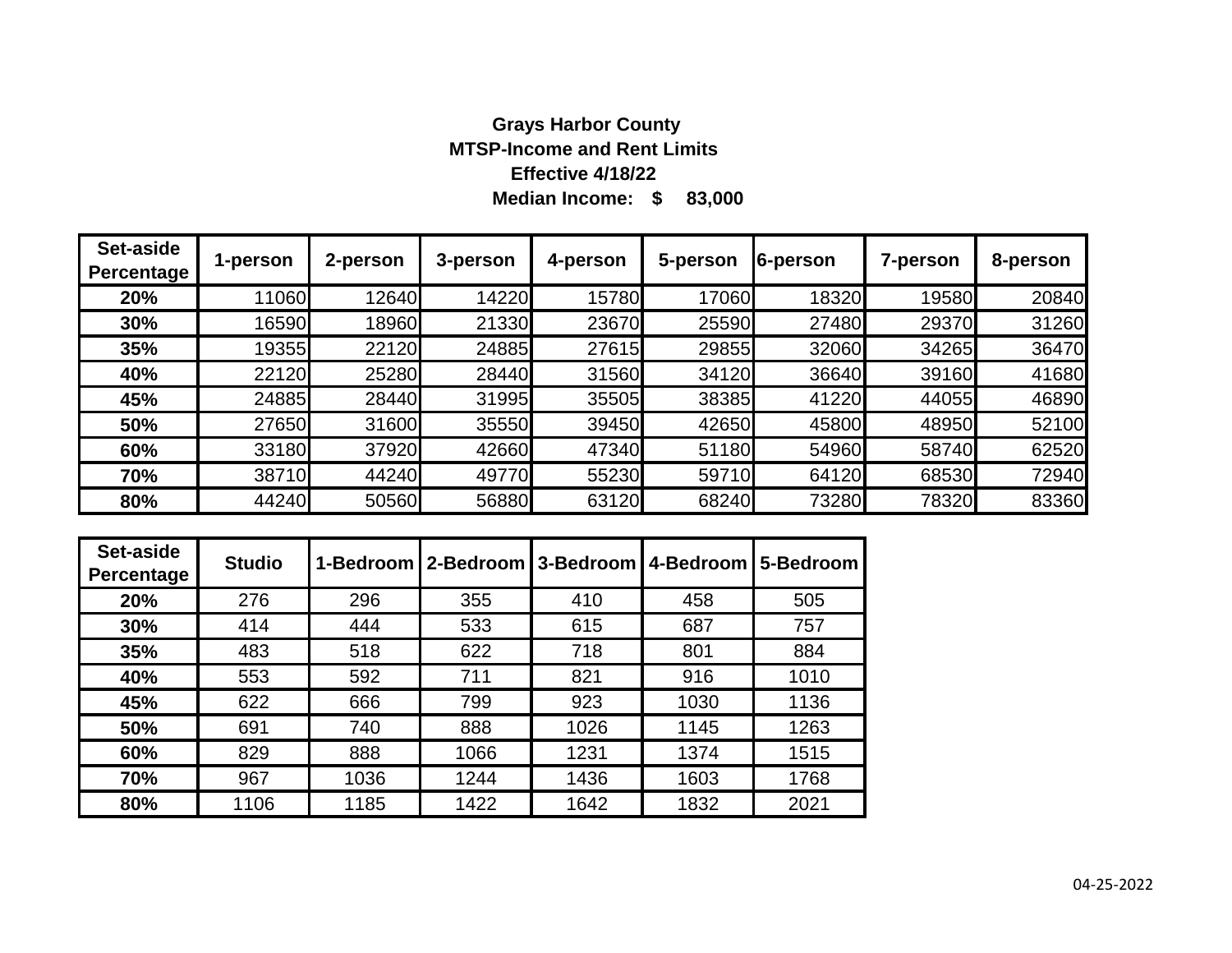**Grays Harbor County**
**MTSP-Income and Rent Limits**
**Effective 4/18/22**
**Median Income: $ 83,000**

| Set-aside Percentage | 1-person | 2-person | 3-person | 4-person | 5-person | 6-person | 7-person | 8-person |
|---|---|---|---|---|---|---|---|---|
| 20% | 11060 | 12640 | 14220 | 15780 | 17060 | 18320 | 19580 | 20840 |
| 30% | 16590 | 18960 | 21330 | 23670 | 25590 | 27480 | 29370 | 31260 |
| 35% | 19355 | 22120 | 24885 | 27615 | 29855 | 32060 | 34265 | 36470 |
| 40% | 22120 | 25280 | 28440 | 31560 | 34120 | 36640 | 39160 | 41680 |
| 45% | 24885 | 28440 | 31995 | 35505 | 38385 | 41220 | 44055 | 46890 |
| 50% | 27650 | 31600 | 35550 | 39450 | 42650 | 45800 | 48950 | 52100 |
| 60% | 33180 | 37920 | 42660 | 47340 | 51180 | 54960 | 58740 | 62520 |
| 70% | 38710 | 44240 | 49770 | 55230 | 59710 | 64120 | 68530 | 72940 |
| 80% | 44240 | 50560 | 56880 | 63120 | 68240 | 73280 | 78320 | 83360 |

| Set-aside Percentage | Studio | 1-Bedroom | 2-Bedroom | 3-Bedroom | 4-Bedroom | 5-Bedroom |
|---|---|---|---|---|---|---|
| 20% | 276 | 296 | 355 | 410 | 458 | 505 |
| 30% | 414 | 444 | 533 | 615 | 687 | 757 |
| 35% | 483 | 518 | 622 | 718 | 801 | 884 |
| 40% | 553 | 592 | 711 | 821 | 916 | 1010 |
| 45% | 622 | 666 | 799 | 923 | 1030 | 1136 |
| 50% | 691 | 740 | 888 | 1026 | 1145 | 1263 |
| 60% | 829 | 888 | 1066 | 1231 | 1374 | 1515 |
| 70% | 967 | 1036 | 1244 | 1436 | 1603 | 1768 |
| 80% | 1106 | 1185 | 1422 | 1642 | 1832 | 2021 |

04-25-2022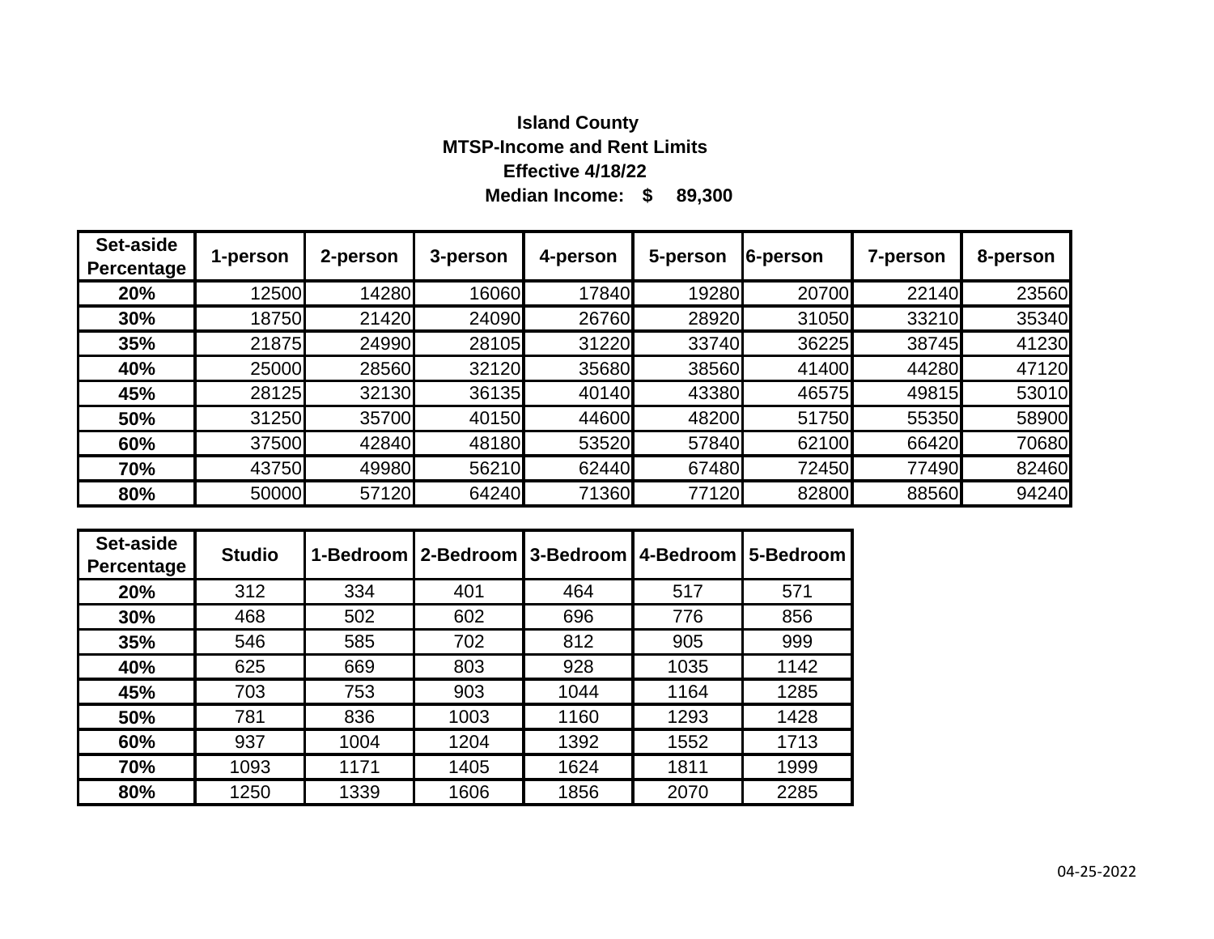**Island County**
**MTSP-Income and Rent Limits**
**Effective 4/18/22**
**Median Income: $ 89,300**

| Set-aside Percentage | 1-person | 2-person | 3-person | 4-person | 5-person | 6-person | 7-person | 8-person |
|---|---|---|---|---|---|---|---|---|
| **20%** | 12500 | 14280 | 16060 | 17840 | 19280 | 20700 | 22140 | 23560 |
| **30%** | 18750 | 21420 | 24090 | 26760 | 28920 | 31050 | 33210 | 35340 |
| **35%** | 21875 | 24990 | 28105 | 31220 | 33740 | 36225 | 38745 | 41230 |
| **40%** | 25000 | 28560 | 32120 | 35680 | 38560 | 41400 | 44280 | 47120 |
| **45%** | 28125 | 32130 | 36135 | 40140 | 43380 | 46575 | 49815 | 53010 |
| **50%** | 31250 | 35700 | 40150 | 44600 | 48200 | 51750 | 55350 | 58900 |
| **60%** | 37500 | 42840 | 48180 | 53520 | 57840 | 62100 | 66420 | 70680 |
| **70%** | 43750 | 49980 | 56210 | 62440 | 67480 | 72450 | 77490 | 82460 |
| **80%** | 50000 | 57120 | 64240 | 71360 | 77120 | 82800 | 88560 | 94240 |

| Set-aside Percentage | Studio | 1-Bedroom | 2-Bedroom | 3-Bedroom | 4-Bedroom | 5-Bedroom |
|---|---|---|---|---|---|---|
| **20%** | 312 | 334 | 401 | 464 | 517 | 571 |
| **30%** | 468 | 502 | 602 | 696 | 776 | 856 |
| **35%** | 546 | 585 | 702 | 812 | 905 | 999 |
| **40%** | 625 | 669 | 803 | 928 | 1035 | 1142 |
| **45%** | 703 | 753 | 903 | 1044 | 1164 | 1285 |
| **50%** | 781 | 836 | 1003 | 1160 | 1293 | 1428 |
| **60%** | 937 | 1004 | 1204 | 1392 | 1552 | 1713 |
| **70%** | 1093 | 1171 | 1405 | 1624 | 1811 | 1999 |
| **80%** | 1250 | 1339 | 1606 | 1856 | 2070 | 2285 |

04-25-2022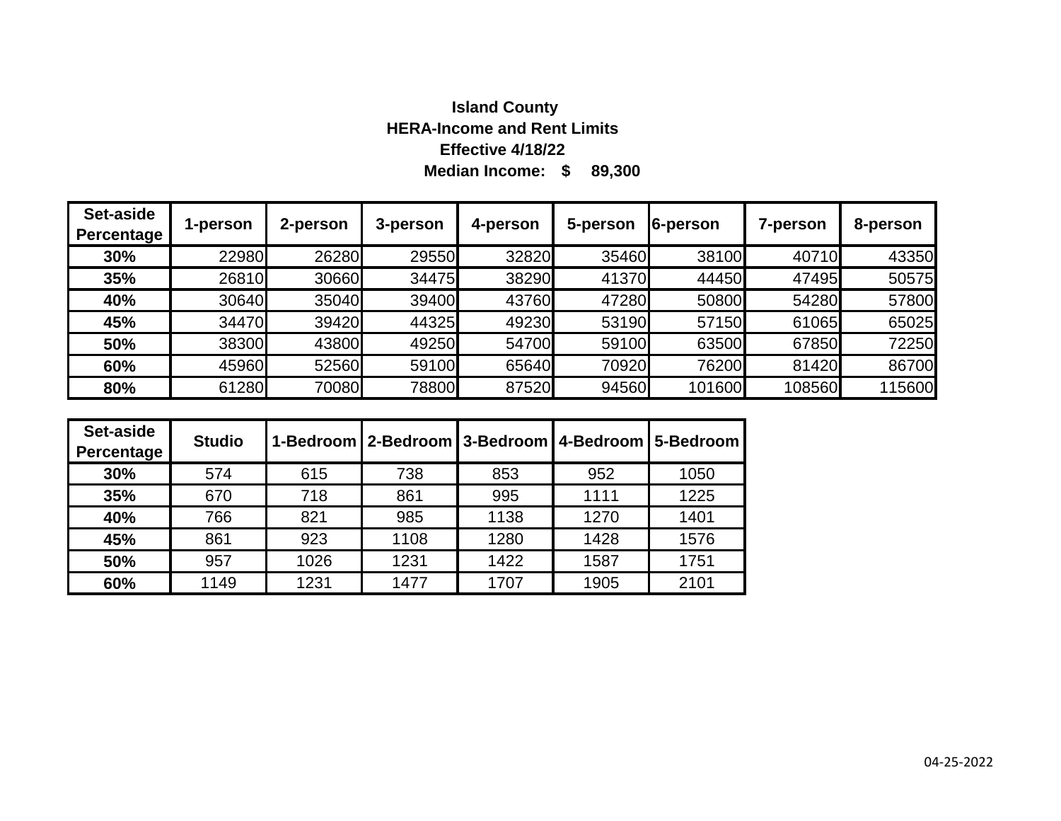**Island County**

**HERA-Income and Rent Limits**

**Effective 4/18/22**

**Median Income: $ 89,300**

| Set-aside Percentage | 1-person | 2-person | 3-person | 4-person | 5-person | 6-person | 7-person | 8-person |
|---|---|---|---|---|---|---|---|---|
| 30% | 22980 | 26280 | 29550 | 32820 | 35460 | 38100 | 40710 | 43350 |
| 35% | 26810 | 30660 | 34475 | 38290 | 41370 | 44450 | 47495 | 50575 |
| 40% | 30640 | 35040 | 39400 | 43760 | 47280 | 50800 | 54280 | 57800 |
| 45% | 34470 | 39420 | 44325 | 49230 | 53190 | 57150 | 61065 | 65025 |
| 50% | 38300 | 43800 | 49250 | 54700 | 59100 | 63500 | 67850 | 72250 |
| 60% | 45960 | 52560 | 59100 | 65640 | 70920 | 76200 | 81420 | 86700 |
| 80% | 61280 | 70080 | 78800 | 87520 | 94560 | 101600 | 108560 | 115600 |

| Set-aside Percentage | Studio | 1-Bedroom | 2-Bedroom | 3-Bedroom | 4-Bedroom | 5-Bedroom |
|---|---|---|---|---|---|---|
| 30% | 574 | 615 | 738 | 853 | 952 | 1050 |
| 35% | 670 | 718 | 861 | 995 | 1111 | 1225 |
| 40% | 766 | 821 | 985 | 1138 | 1270 | 1401 |
| 45% | 861 | 923 | 1108 | 1280 | 1428 | 1576 |
| 50% | 957 | 1026 | 1231 | 1422 | 1587 | 1751 |
| 60% | 1149 | 1231 | 1477 | 1707 | 1905 | 2101 |

04-25-2022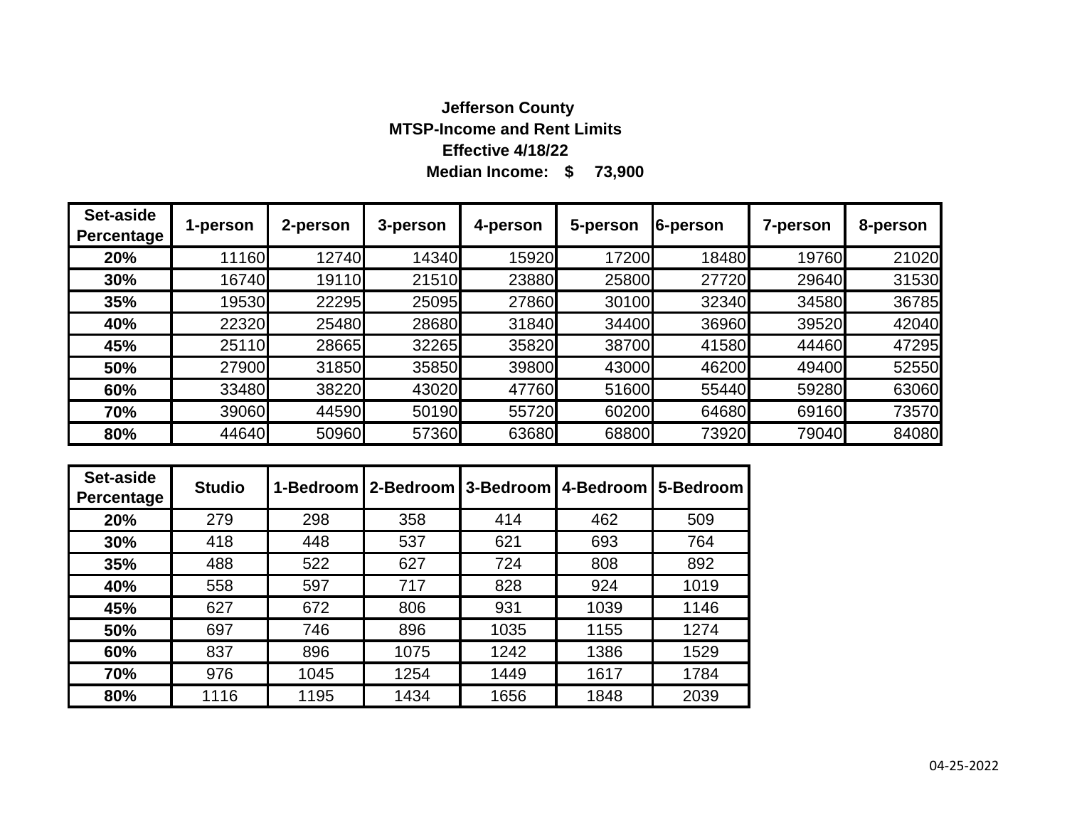**Jefferson County**

**MTSP-Income and Rent Limits**

**Effective 4/18/22**

**Median Income: $ 73,900**

| Set-aside Percentage | 1-person | 2-person | 3-person | 4-person | 5-person | 6-person | 7-person | 8-person |
|---|---|---|---|---|---|---|---|---|
| **20%** | 11160 | 12740 | 14340 | 15920 | 17200 | 18480 | 19760 | 21020 |
| **30%** | 16740 | 19110 | 21510 | 23880 | 25800 | 27720 | 29640 | 31530 |
| **35%** | 19530 | 22295 | 25095 | 27860 | 30100 | 32340 | 34580 | 36785 |
| **40%** | 22320 | 25480 | 28680 | 31840 | 34400 | 36960 | 39520 | 42040 |
| **45%** | 25110 | 28665 | 32265 | 35820 | 38700 | 41580 | 44460 | 47295 |
| **50%** | 27900 | 31850 | 35850 | 39800 | 43000 | 46200 | 49400 | 52550 |
| **60%** | 33480 | 38220 | 43020 | 47760 | 51600 | 55440 | 59280 | 63060 |
| **70%** | 39060 | 44590 | 50190 | 55720 | 60200 | 64680 | 69160 | 73570 |
| **80%** | 44640 | 50960 | 57360 | 63680 | 68800 | 73920 | 79040 | 84080 |

| Set-aside Percentage | Studio | 1-Bedroom | 2-Bedroom | 3-Bedroom | 4-Bedroom | 5-Bedroom |
|---|---|---|---|---|---|---|
| **20%** | 279 | 298 | 358 | 414 | 462 | 509 |
| **30%** | 418 | 448 | 537 | 621 | 693 | 764 |
| **35%** | 488 | 522 | 627 | 724 | 808 | 892 |
| **40%** | 558 | 597 | 717 | 828 | 924 | 1019 |
| **45%** | 627 | 672 | 806 | 931 | 1039 | 1146 |
| **50%** | 697 | 746 | 896 | 1035 | 1155 | 1274 |
| **60%** | 837 | 896 | 1075 | 1242 | 1386 | 1529 |
| **70%** | 976 | 1045 | 1254 | 1449 | 1617 | 1784 |
| **80%** | 1116 | 1195 | 1434 | 1656 | 1848 | 2039 |

04-25-2022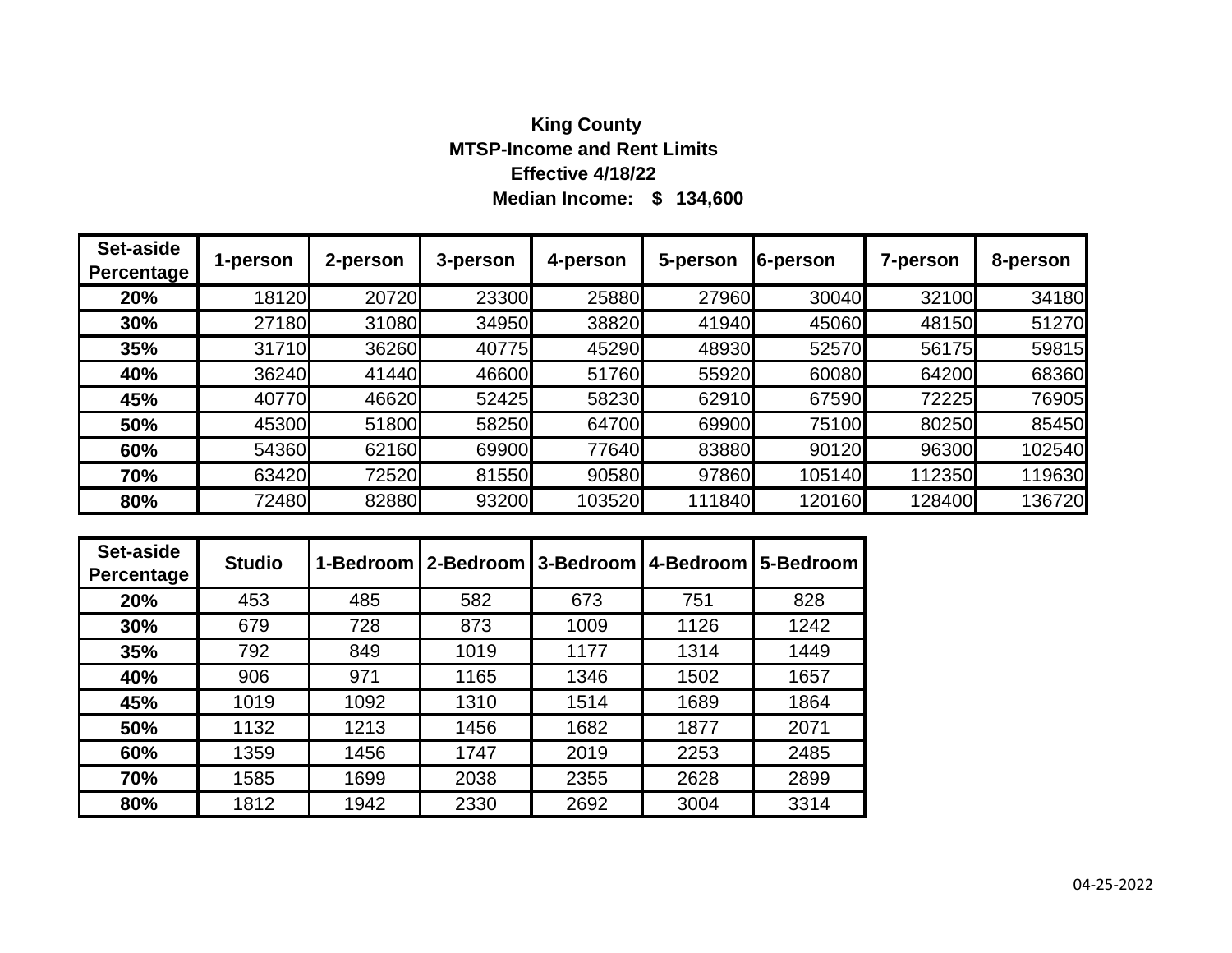**King County**
**MTSP-Income and Rent Limits**
**Effective 4/18/22**
**Median Income: $ 134,600**

| Set-aside Percentage | 1-person | 2-person | 3-person | 4-person | 5-person | 6-person | 7-person | 8-person |
|---|---|---|---|---|---|---|---|---|
| **20%** | 18120 | 20720 | 23300 | 25880 | 27960 | 30040 | 32100 | 34180 |
| **30%** | 27180 | 31080 | 34950 | 38820 | 41940 | 45060 | 48150 | 51270 |
| **35%** | 31710 | 36260 | 40775 | 45290 | 48930 | 52570 | 56175 | 59815 |
| **40%** | 36240 | 41440 | 46600 | 51760 | 55920 | 60080 | 64200 | 68360 |
| **45%** | 40770 | 46620 | 52425 | 58230 | 62910 | 67590 | 72225 | 76905 |
| **50%** | 45300 | 51800 | 58250 | 64700 | 69900 | 75100 | 80250 | 85450 |
| **60%** | 54360 | 62160 | 69900 | 77640 | 83880 | 90120 | 96300 | 102540 |
| **70%** | 63420 | 72520 | 81550 | 90580 | 97860 | 105140 | 112350 | 119630 |
| **80%** | 72480 | 82880 | 93200 | 103520 | 111840 | 120160 | 128400 | 136720 |

| Set-aside Percentage | Studio | 1-Bedroom | 2-Bedroom | 3-Bedroom | 4-Bedroom | 5-Bedroom |
|---|---|---|---|---|---|---|
| **20%** | 453 | 485 | 582 | 673 | 751 | 828 |
| **30%** | 679 | 728 | 873 | 1009 | 1126 | 1242 |
| **35%** | 792 | 849 | 1019 | 1177 | 1314 | 1449 |
| **40%** | 906 | 971 | 1165 | 1346 | 1502 | 1657 |
| **45%** | 1019 | 1092 | 1310 | 1514 | 1689 | 1864 |
| **50%** | 1132 | 1213 | 1456 | 1682 | 1877 | 2071 |
| **60%** | 1359 | 1456 | 1747 | 2019 | 2253 | 2485 |
| **70%** | 1585 | 1699 | 2038 | 2355 | 2628 | 2899 |
| **80%** | 1812 | 1942 | 2330 | 2692 | 3004 | 3314 |

04-25-2022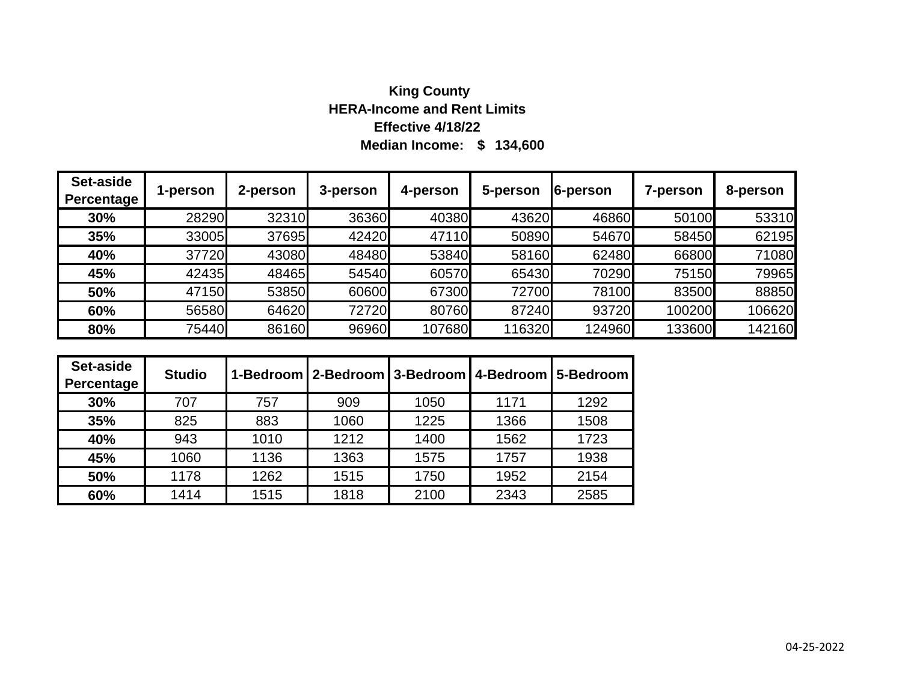**King County**

**HERA-Income and Rent Limits**

**Effective 4/18/22**

**Median Income: $ 134,600**

| Set-aside Percentage | 1-person | 2-person | 3-person | 4-person | 5-person | 6-person | 7-person | 8-person |
|---|---|---|---|---|---|---|---|---|
| **30%** | 28290 | 32310 | 36360 | 40380 | 43620 | 46860 | 50100 | 53310 |
| **35%** | 33005 | 37695 | 42420 | 47110 | 50890 | 54670 | 58450 | 62195 |
| **40%** | 37720 | 43080 | 48480 | 53840 | 58160 | 62480 | 66800 | 71080 |
| **45%** | 42435 | 48465 | 54540 | 60570 | 65430 | 70290 | 75150 | 79965 |
| **50%** | 47150 | 53850 | 60600 | 67300 | 72700 | 78100 | 83500 | 88850 |
| **60%** | 56580 | 64620 | 72720 | 80760 | 87240 | 93720 | 100200 | 106620 |
| **80%** | 75440 | 86160 | 96960 | 107680 | 116320 | 124960 | 133600 | 142160 |

| Set-aside Percentage | Studio | 1-Bedroom | 2-Bedroom | 3-Bedroom | 4-Bedroom | 5-Bedroom |
|---|---|---|---|---|---|---|
| **30%** | 707 | 757 | 909 | 1050 | 1171 | 1292 |
| **35%** | 825 | 883 | 1060 | 1225 | 1366 | 1508 |
| **40%** | 943 | 1010 | 1212 | 1400 | 1562 | 1723 |
| **45%** | 1060 | 1136 | 1363 | 1575 | 1757 | 1938 |
| **50%** | 1178 | 1262 | 1515 | 1750 | 1952 | 2154 |
| **60%** | 1414 | 1515 | 1818 | 2100 | 2343 | 2585 |

04-25-2022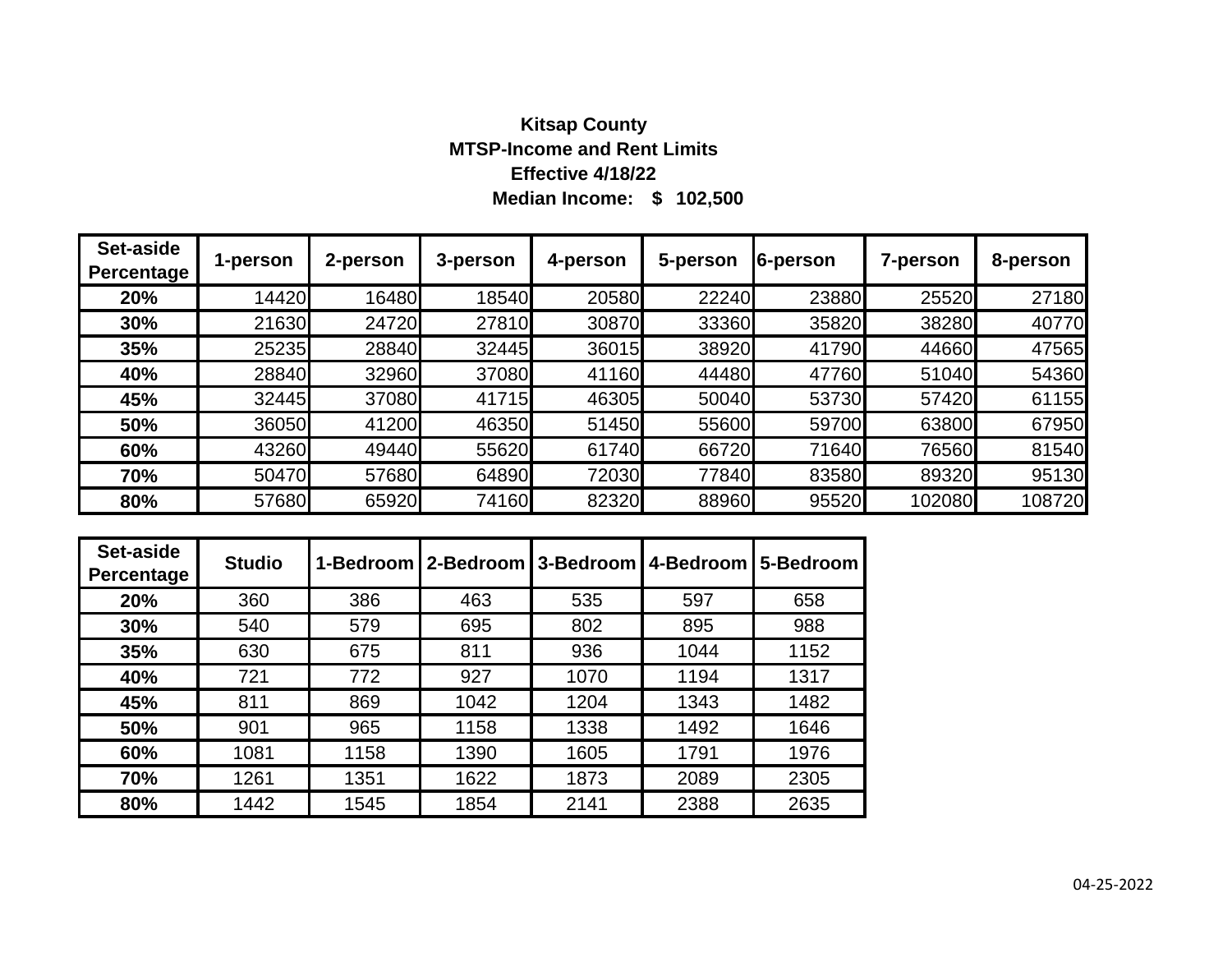**Kitsap County**

**MTSP-Income and Rent Limits**

**Effective 4/18/22**

**Median Income: $ 102,500**

| Set-aside Percentage | 1-person | 2-person | 3-person | 4-person | 5-person | 6-person | 7-person | 8-person |
|---|---|---|---|---|---|---|---|---|
| 20% | 14420 | 16480 | 18540 | 20580 | 22240 | 23880 | 25520 | 27180 |
| 30% | 21630 | 24720 | 27810 | 30870 | 33360 | 35820 | 38280 | 40770 |
| 35% | 25235 | 28840 | 32445 | 36015 | 38920 | 41790 | 44660 | 47565 |
| 40% | 28840 | 32960 | 37080 | 41160 | 44480 | 47760 | 51040 | 54360 |
| 45% | 32445 | 37080 | 41715 | 46305 | 50040 | 53730 | 57420 | 61155 |
| 50% | 36050 | 41200 | 46350 | 51450 | 55600 | 59700 | 63800 | 67950 |
| 60% | 43260 | 49440 | 55620 | 61740 | 66720 | 71640 | 76560 | 81540 |
| 70% | 50470 | 57680 | 64890 | 72030 | 77840 | 83580 | 89320 | 95130 |
| 80% | 57680 | 65920 | 74160 | 82320 | 88960 | 95520 | 102080 | 108720 |

| Set-aside Percentage | Studio | 1-Bedroom | 2-Bedroom | 3-Bedroom | 4-Bedroom | 5-Bedroom |
|---|---|---|---|---|---|---|
| 20% | 360 | 386 | 463 | 535 | 597 | 658 |
| 30% | 540 | 579 | 695 | 802 | 895 | 988 |
| 35% | 630 | 675 | 811 | 936 | 1044 | 1152 |
| 40% | 721 | 772 | 927 | 1070 | 1194 | 1317 |
| 45% | 811 | 869 | 1042 | 1204 | 1343 | 1482 |
| 50% | 901 | 965 | 1158 | 1338 | 1492 | 1646 |
| 60% | 1081 | 1158 | 1390 | 1605 | 1791 | 1976 |
| 70% | 1261 | 1351 | 1622 | 1873 | 2089 | 2305 |
| 80% | 1442 | 1545 | 1854 | 2141 | 2388 | 2635 |

04-25-2022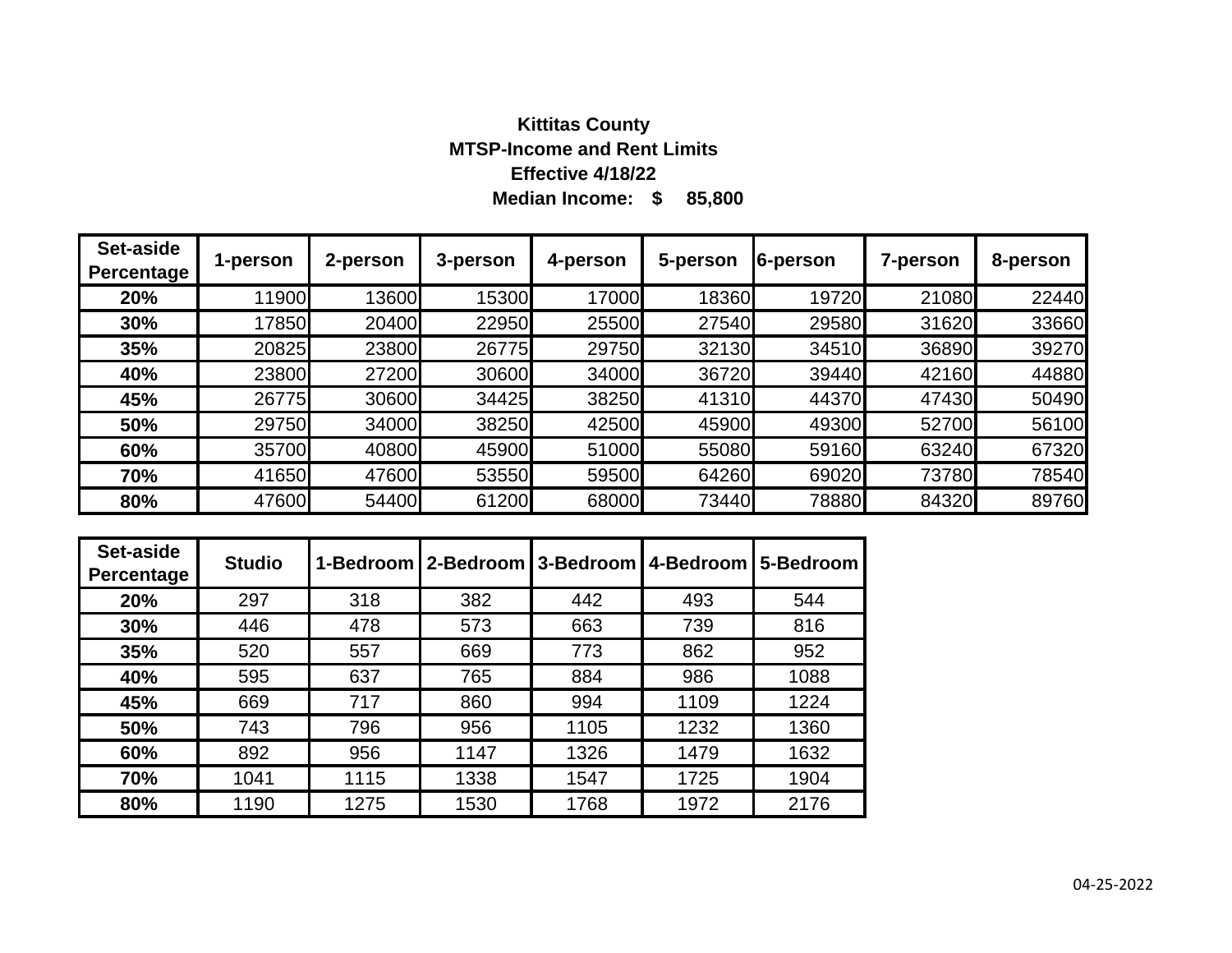**Kittitas County**

**MTSP-Income and Rent Limits**

**Effective 4/18/22**

**Median Income: $ 85,800**

| Set-aside Percentage | 1-person | 2-person | 3-person | 4-person | 5-person | 6-person | 7-person | 8-person |
|---|---|---|---|---|---|---|---|---|
| **20%** | 11900 | 13600 | 15300 | 17000 | 18360 | 19720 | 21080 | 22440 |
| **30%** | 17850 | 20400 | 22950 | 25500 | 27540 | 29580 | 31620 | 33660 |
| **35%** | 20825 | 23800 | 26775 | 29750 | 32130 | 34510 | 36890 | 39270 |
| **40%** | 23800 | 27200 | 30600 | 34000 | 36720 | 39440 | 42160 | 44880 |
| **45%** | 26775 | 30600 | 34425 | 38250 | 41310 | 44370 | 47430 | 50490 |
| **50%** | 29750 | 34000 | 38250 | 42500 | 45900 | 49300 | 52700 | 56100 |
| **60%** | 35700 | 40800 | 45900 | 51000 | 55080 | 59160 | 63240 | 67320 |
| **70%** | 41650 | 47600 | 53550 | 59500 | 64260 | 69020 | 73780 | 78540 |
| **80%** | 47600 | 54400 | 61200 | 68000 | 73440 | 78880 | 84320 | 89760 |

| Set-aside Percentage | Studio | 1-Bedroom | 2-Bedroom | 3-Bedroom | 4-Bedroom | 5-Bedroom |
|---|---|---|---|---|---|---|
| **20%** | 297 | 318 | 382 | 442 | 493 | 544 |
| **30%** | 446 | 478 | 573 | 663 | 739 | 816 |
| **35%** | 520 | 557 | 669 | 773 | 862 | 952 |
| **40%** | 595 | 637 | 765 | 884 | 986 | 1088 |
| **45%** | 669 | 717 | 860 | 994 | 1109 | 1224 |
| **50%** | 743 | 796 | 956 | 1105 | 1232 | 1360 |
| **60%** | 892 | 956 | 1147 | 1326 | 1479 | 1632 |
| **70%** | 1041 | 1115 | 1338 | 1547 | 1725 | 1904 |
| **80%** | 1190 | 1275 | 1530 | 1768 | 1972 | 2176 |

04-25-2022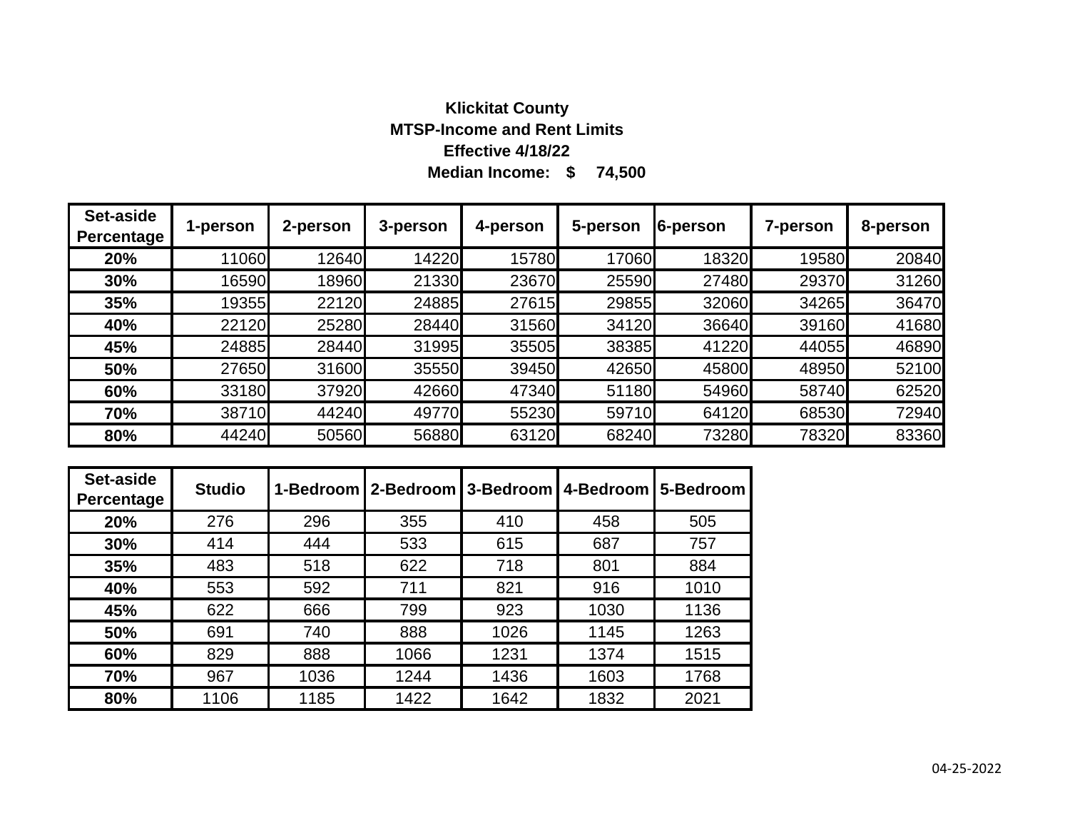**Klickitat County**
**MTSP-Income and Rent Limits**
**Effective 4/18/22**
**Median Income: $ 74,500**

| Set-aside Percentage | 1-person | 2-person | 3-person | 4-person | 5-person | 6-person | 7-person | 8-person |
|---|---|---|---|---|---|---|---|---|
| 20% | 11060 | 12640 | 14220 | 15780 | 17060 | 18320 | 19580 | 20840 |
| 30% | 16590 | 18960 | 21330 | 23670 | 25590 | 27480 | 29370 | 31260 |
| 35% | 19355 | 22120 | 24885 | 27615 | 29855 | 32060 | 34265 | 36470 |
| 40% | 22120 | 25280 | 28440 | 31560 | 34120 | 36640 | 39160 | 41680 |
| 45% | 24885 | 28440 | 31995 | 35505 | 38385 | 41220 | 44055 | 46890 |
| 50% | 27650 | 31600 | 35550 | 39450 | 42650 | 45800 | 48950 | 52100 |
| 60% | 33180 | 37920 | 42660 | 47340 | 51180 | 54960 | 58740 | 62520 |
| 70% | 38710 | 44240 | 49770 | 55230 | 59710 | 64120 | 68530 | 72940 |
| 80% | 44240 | 50560 | 56880 | 63120 | 68240 | 73280 | 78320 | 83360 |

| Set-aside Percentage | Studio | 1-Bedroom | 2-Bedroom | 3-Bedroom | 4-Bedroom | 5-Bedroom |
|---|---|---|---|---|---|---|
| 20% | 276 | 296 | 355 | 410 | 458 | 505 |
| 30% | 414 | 444 | 533 | 615 | 687 | 757 |
| 35% | 483 | 518 | 622 | 718 | 801 | 884 |
| 40% | 553 | 592 | 711 | 821 | 916 | 1010 |
| 45% | 622 | 666 | 799 | 923 | 1030 | 1136 |
| 50% | 691 | 740 | 888 | 1026 | 1145 | 1263 |
| 60% | 829 | 888 | 1066 | 1231 | 1374 | 1515 |
| 70% | 967 | 1036 | 1244 | 1436 | 1603 | 1768 |
| 80% | 1106 | 1185 | 1422 | 1642 | 1832 | 2021 |

04-25-2022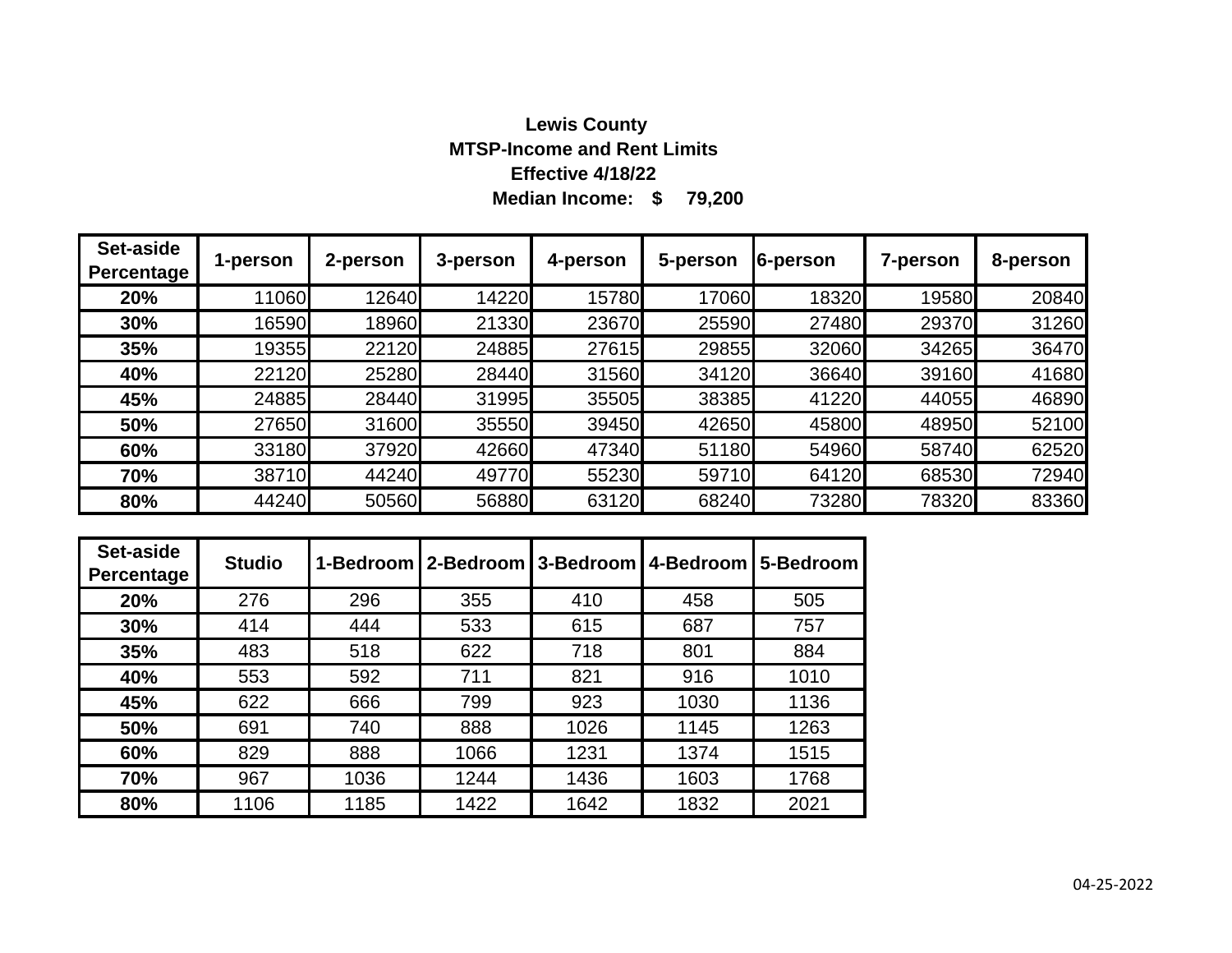**Lewis County**
**MTSP-Income and Rent Limits**
**Effective 4/18/22**
**Median Income: $ 79,200**

| Set-aside Percentage | 1-person | 2-person | 3-person | 4-person | 5-person | 6-person | 7-person | 8-person |
|---|---|---|---|---|---|---|---|---|
| 20% | 11060 | 12640 | 14220 | 15780 | 17060 | 18320 | 19580 | 20840 |
| 30% | 16590 | 18960 | 21330 | 23670 | 25590 | 27480 | 29370 | 31260 |
| 35% | 19355 | 22120 | 24885 | 27615 | 29855 | 32060 | 34265 | 36470 |
| 40% | 22120 | 25280 | 28440 | 31560 | 34120 | 36640 | 39160 | 41680 |
| 45% | 24885 | 28440 | 31995 | 35505 | 38385 | 41220 | 44055 | 46890 |
| 50% | 27650 | 31600 | 35550 | 39450 | 42650 | 45800 | 48950 | 52100 |
| 60% | 33180 | 37920 | 42660 | 47340 | 51180 | 54960 | 58740 | 62520 |
| 70% | 38710 | 44240 | 49770 | 55230 | 59710 | 64120 | 68530 | 72940 |
| 80% | 44240 | 50560 | 56880 | 63120 | 68240 | 73280 | 78320 | 83360 |

| Set-aside Percentage | Studio | 1-Bedroom | 2-Bedroom | 3-Bedroom | 4-Bedroom | 5-Bedroom |
|---|---|---|---|---|---|---|
| 20% | 276 | 296 | 355 | 410 | 458 | 505 |
| 30% | 414 | 444 | 533 | 615 | 687 | 757 |
| 35% | 483 | 518 | 622 | 718 | 801 | 884 |
| 40% | 553 | 592 | 711 | 821 | 916 | 1010 |
| 45% | 622 | 666 | 799 | 923 | 1030 | 1136 |
| 50% | 691 | 740 | 888 | 1026 | 1145 | 1263 |
| 60% | 829 | 888 | 1066 | 1231 | 1374 | 1515 |
| 70% | 967 | 1036 | 1244 | 1436 | 1603 | 1768 |
| 80% | 1106 | 1185 | 1422 | 1642 | 1832 | 2021 |

04-25-2022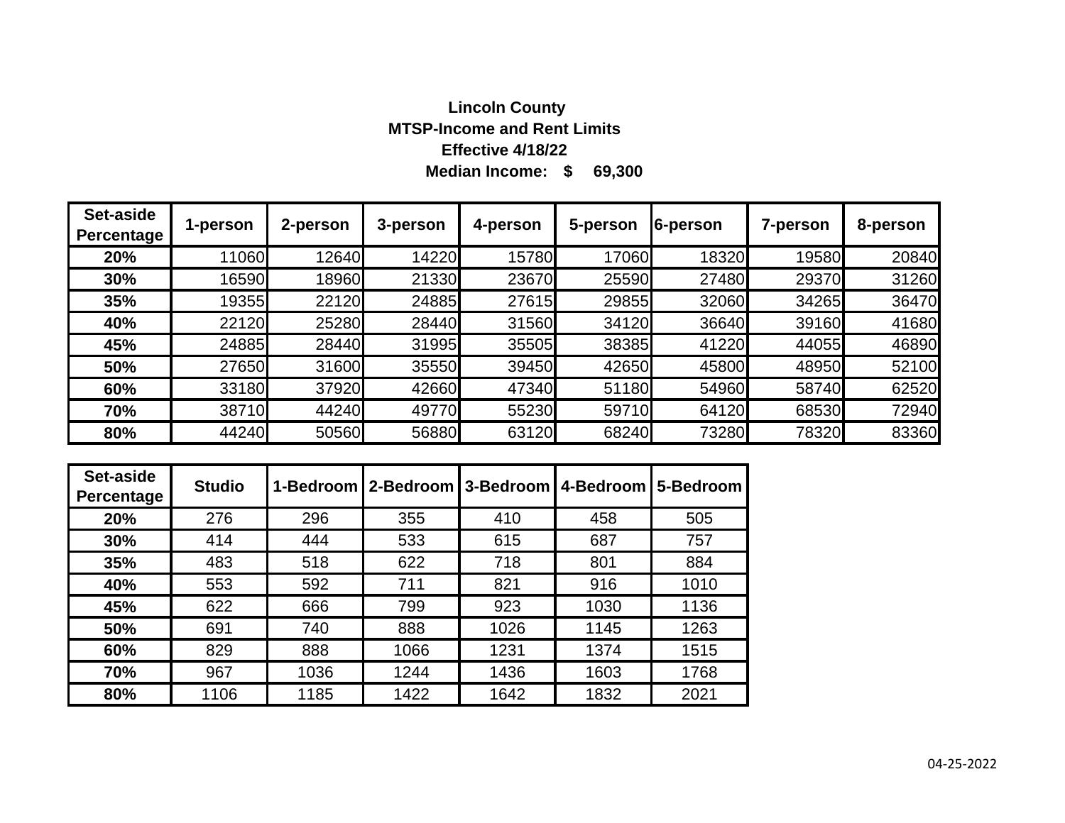**Lincoln County**

**MTSP-Income and Rent Limits**

**Effective 4/18/22**

**Median Income: $ 69,300**

| Set-aside Percentage | 1-person | 2-person | 3-person | 4-person | 5-person | 6-person | 7-person | 8-person |
|---|---|---|---|---|---|---|---|---|
| 20% | 11060 | 12640 | 14220 | 15780 | 17060 | 18320 | 19580 | 20840 |
| 30% | 16590 | 18960 | 21330 | 23670 | 25590 | 27480 | 29370 | 31260 |
| 35% | 19355 | 22120 | 24885 | 27615 | 29855 | 32060 | 34265 | 36470 |
| 40% | 22120 | 25280 | 28440 | 31560 | 34120 | 36640 | 39160 | 41680 |
| 45% | 24885 | 28440 | 31995 | 35505 | 38385 | 41220 | 44055 | 46890 |
| 50% | 27650 | 31600 | 35550 | 39450 | 42650 | 45800 | 48950 | 52100 |
| 60% | 33180 | 37920 | 42660 | 47340 | 51180 | 54960 | 58740 | 62520 |
| 70% | 38710 | 44240 | 49770 | 55230 | 59710 | 64120 | 68530 | 72940 |
| 80% | 44240 | 50560 | 56880 | 63120 | 68240 | 73280 | 78320 | 83360 |

| Set-aside Percentage | Studio | 1-Bedroom | 2-Bedroom | 3-Bedroom | 4-Bedroom | 5-Bedroom |
|---|---|---|---|---|---|---|
| 20% | 276 | 296 | 355 | 410 | 458 | 505 |
| 30% | 414 | 444 | 533 | 615 | 687 | 757 |
| 35% | 483 | 518 | 622 | 718 | 801 | 884 |
| 40% | 553 | 592 | 711 | 821 | 916 | 1010 |
| 45% | 622 | 666 | 799 | 923 | 1030 | 1136 |
| 50% | 691 | 740 | 888 | 1026 | 1145 | 1263 |
| 60% | 829 | 888 | 1066 | 1231 | 1374 | 1515 |
| 70% | 967 | 1036 | 1244 | 1436 | 1603 | 1768 |
| 80% | 1106 | 1185 | 1422 | 1642 | 1832 | 2021 |

04-25-2022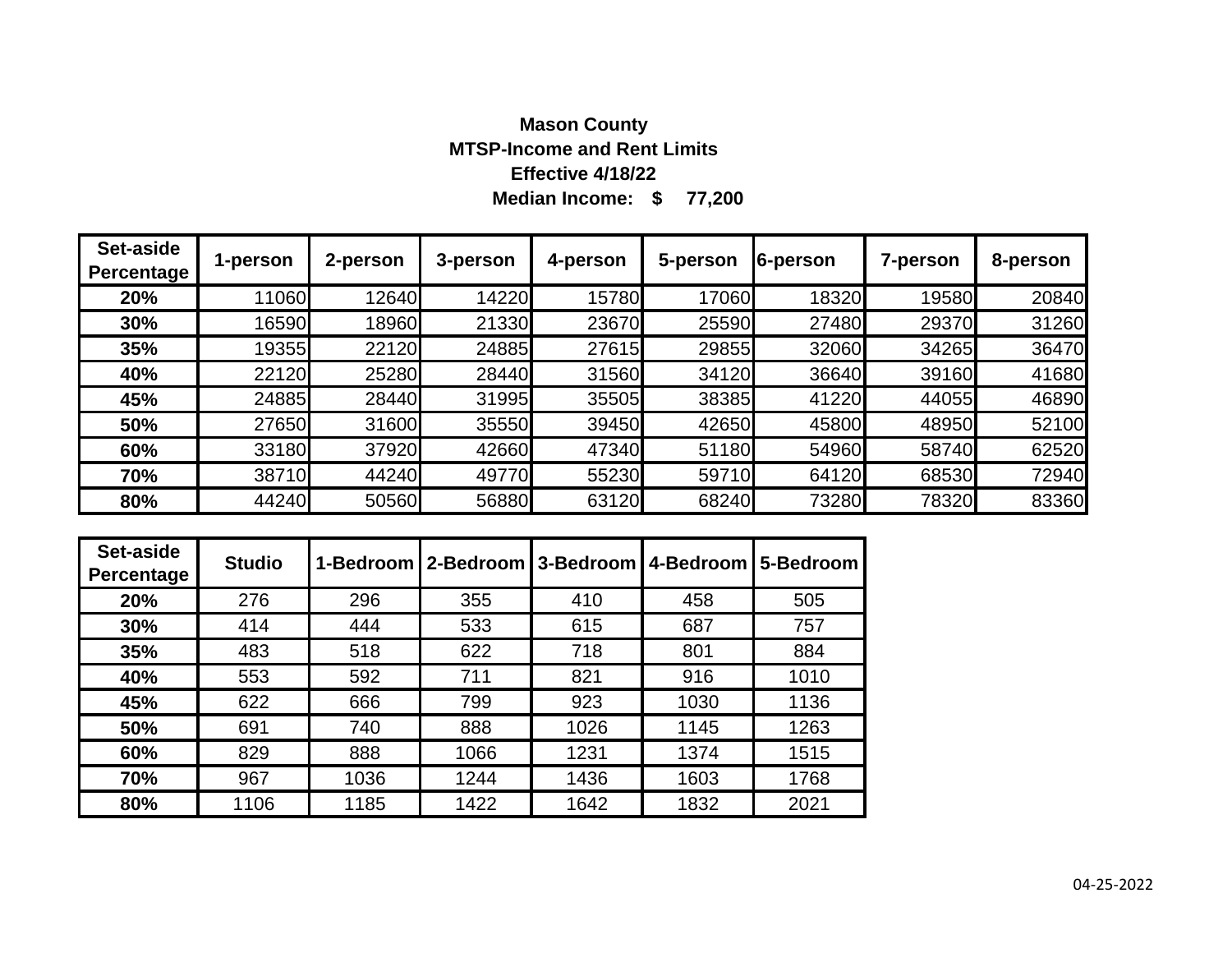**Mason County**

**MTSP-Income and Rent Limits**

**Effective 4/18/22**

**Median Income: $ 77,200**

| Set-aside Percentage | 1-person | 2-person | 3-person | 4-person | 5-person | 6-person | 7-person | 8-person |
|---|---|---|---|---|---|---|---|---|
| **20%** | 11060 | 12640 | 14220 | 15780 | 17060 | 18320 | 19580 | 20840 |
| **30%** | 16590 | 18960 | 21330 | 23670 | 25590 | 27480 | 29370 | 31260 |
| **35%** | 19355 | 22120 | 24885 | 27615 | 29855 | 32060 | 34265 | 36470 |
| **40%** | 22120 | 25280 | 28440 | 31560 | 34120 | 36640 | 39160 | 41680 |
| **45%** | 24885 | 28440 | 31995 | 35505 | 38385 | 41220 | 44055 | 46890 |
| **50%** | 27650 | 31600 | 35550 | 39450 | 42650 | 45800 | 48950 | 52100 |
| **60%** | 33180 | 37920 | 42660 | 47340 | 51180 | 54960 | 58740 | 62520 |
| **70%** | 38710 | 44240 | 49770 | 55230 | 59710 | 64120 | 68530 | 72940 |
| **80%** | 44240 | 50560 | 56880 | 63120 | 68240 | 73280 | 78320 | 83360 |

| Set-aside Percentage | Studio | 1-Bedroom | 2-Bedroom | 3-Bedroom | 4-Bedroom | 5-Bedroom |
|---|---|---|---|---|---|---|
| **20%** | 276 | 296 | 355 | 410 | 458 | 505 |
| **30%** | 414 | 444 | 533 | 615 | 687 | 757 |
| **35%** | 483 | 518 | 622 | 718 | 801 | 884 |
| **40%** | 553 | 592 | 711 | 821 | 916 | 1010 |
| **45%** | 622 | 666 | 799 | 923 | 1030 | 1136 |
| **50%** | 691 | 740 | 888 | 1026 | 1145 | 1263 |
| **60%** | 829 | 888 | 1066 | 1231 | 1374 | 1515 |
| **70%** | 967 | 1036 | 1244 | 1436 | 1603 | 1768 |
| **80%** | 1106 | 1185 | 1422 | 1642 | 1832 | 2021 |

04-25-2022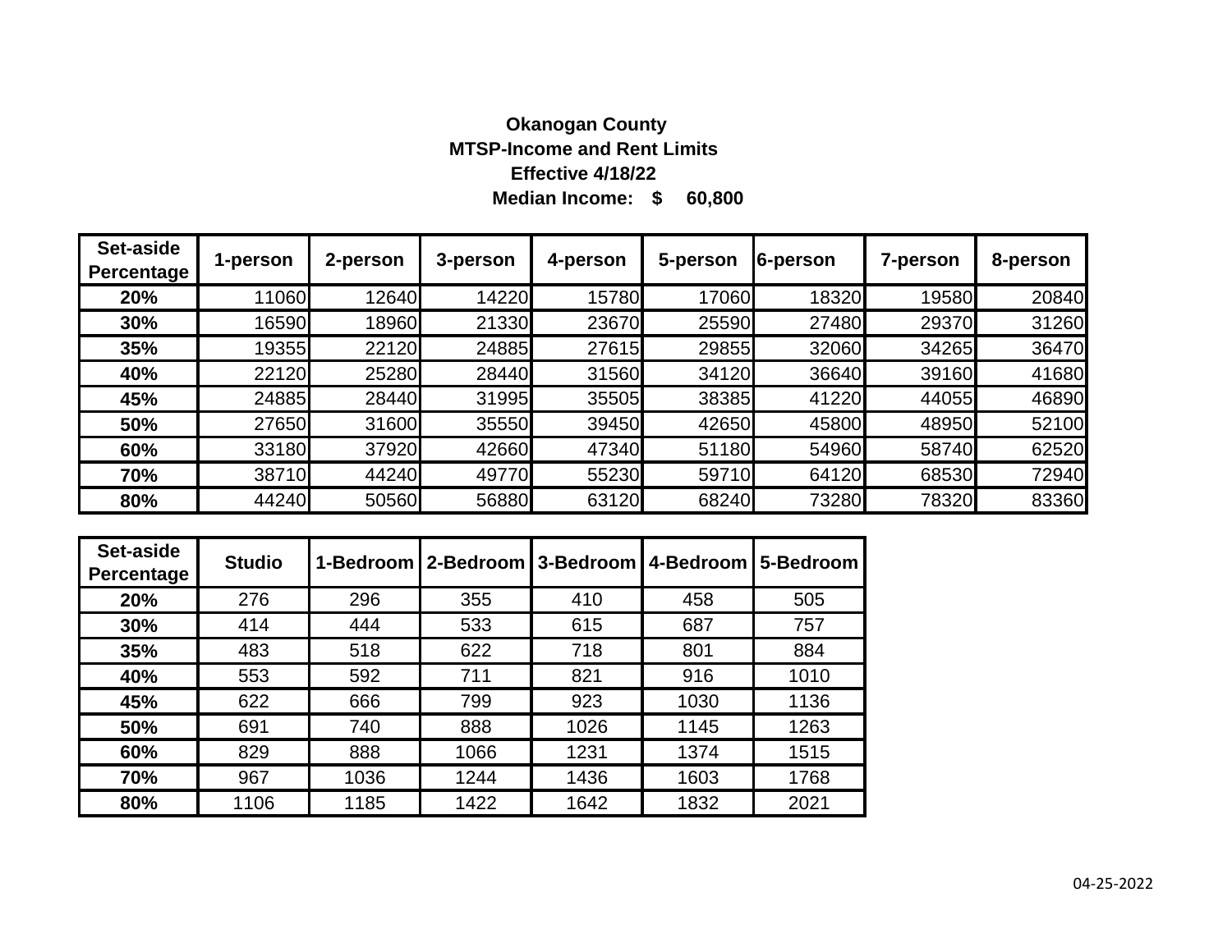**Okanogan County**

**MTSP-Income and Rent Limits**

**Effective 4/18/22**

**Median Income: $ 60,800**

| Set-aside Percentage | 1-person | 2-person | 3-person | 4-person | 5-person | 6-person | 7-person | 8-person |
|---|---|---|---|---|---|---|---|---|
| **20%** | 11060 | 12640 | 14220 | 15780 | 17060 | 18320 | 19580 | 20840 |
| **30%** | 16590 | 18960 | 21330 | 23670 | 25590 | 27480 | 29370 | 31260 |
| **35%** | 19355 | 22120 | 24885 | 27615 | 29855 | 32060 | 34265 | 36470 |
| **40%** | 22120 | 25280 | 28440 | 31560 | 34120 | 36640 | 39160 | 41680 |
| **45%** | 24885 | 28440 | 31995 | 35505 | 38385 | 41220 | 44055 | 46890 |
| **50%** | 27650 | 31600 | 35550 | 39450 | 42650 | 45800 | 48950 | 52100 |
| **60%** | 33180 | 37920 | 42660 | 47340 | 51180 | 54960 | 58740 | 62520 |
| **70%** | 38710 | 44240 | 49770 | 55230 | 59710 | 64120 | 68530 | 72940 |
| **80%** | 44240 | 50560 | 56880 | 63120 | 68240 | 73280 | 78320 | 83360 |

| Set-aside Percentage | Studio | 1-Bedroom | 2-Bedroom | 3-Bedroom | 4-Bedroom | 5-Bedroom |
|---|---|---|---|---|---|---|
| **20%** | 276 | 296 | 355 | 410 | 458 | 505 |
| **30%** | 414 | 444 | 533 | 615 | 687 | 757 |
| **35%** | 483 | 518 | 622 | 718 | 801 | 884 |
| **40%** | 553 | 592 | 711 | 821 | 916 | 1010 |
| **45%** | 622 | 666 | 799 | 923 | 1030 | 1136 |
| **50%** | 691 | 740 | 888 | 1026 | 1145 | 1263 |
| **60%** | 829 | 888 | 1066 | 1231 | 1374 | 1515 |
| **70%** | 967 | 1036 | 1244 | 1436 | 1603 | 1768 |
| **80%** | 1106 | 1185 | 1422 | 1642 | 1832 | 2021 |

04-25-2022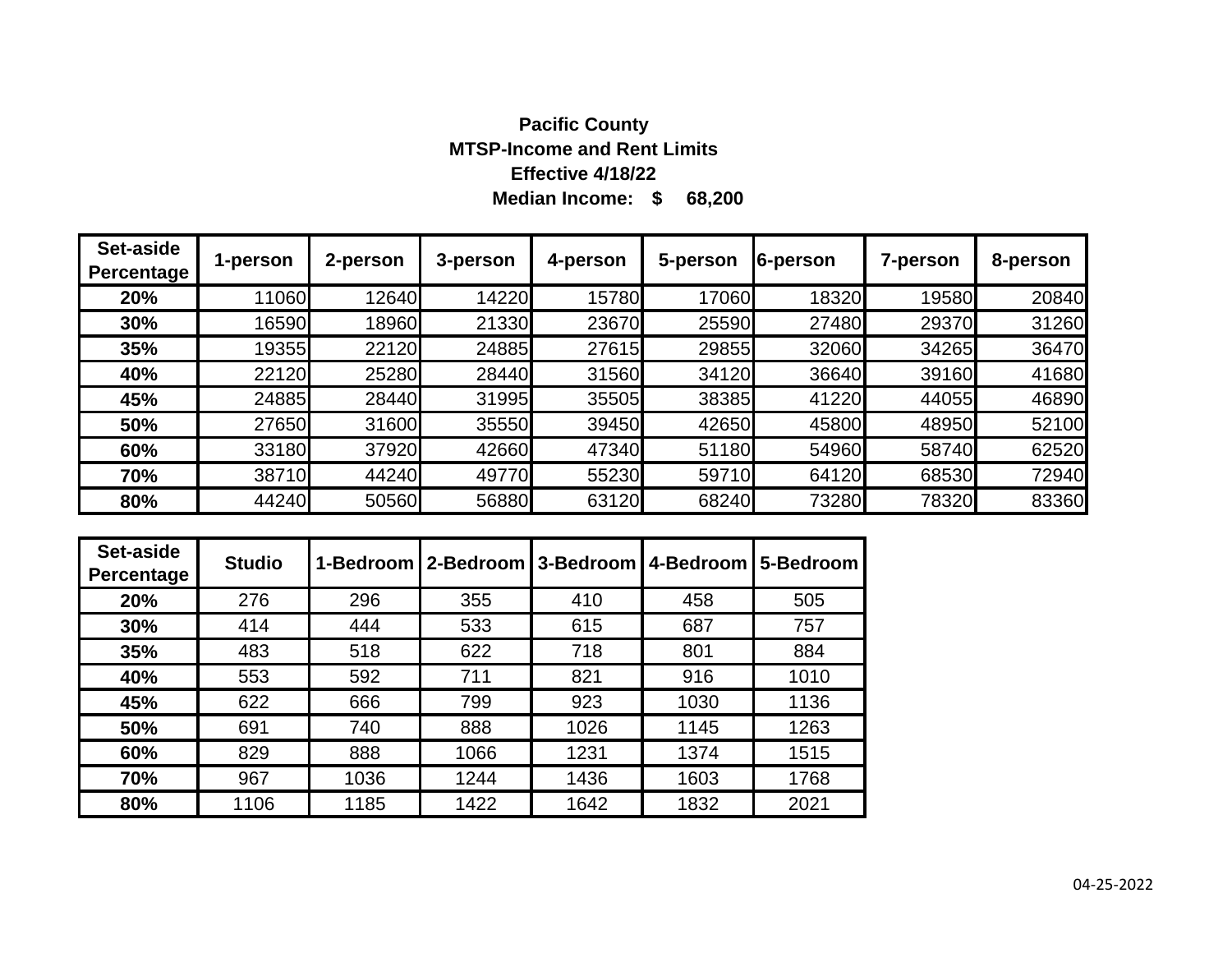**Pacific County**

**MTSP-Income and Rent Limits**

**Effective 4/18/22**

**Median Income: $ 68,200**

| Set-aside Percentage | 1-person | 2-person | 3-person | 4-person | 5-person | 6-person | 7-person | 8-person |
|---|---|---|---|---|---|---|---|---|
| 20% | 11060 | 12640 | 14220 | 15780 | 17060 | 18320 | 19580 | 20840 |
| 30% | 16590 | 18960 | 21330 | 23670 | 25590 | 27480 | 29370 | 31260 |
| 35% | 19355 | 22120 | 24885 | 27615 | 29855 | 32060 | 34265 | 36470 |
| 40% | 22120 | 25280 | 28440 | 31560 | 34120 | 36640 | 39160 | 41680 |
| 45% | 24885 | 28440 | 31995 | 35505 | 38385 | 41220 | 44055 | 46890 |
| 50% | 27650 | 31600 | 35550 | 39450 | 42650 | 45800 | 48950 | 52100 |
| 60% | 33180 | 37920 | 42660 | 47340 | 51180 | 54960 | 58740 | 62520 |
| 70% | 38710 | 44240 | 49770 | 55230 | 59710 | 64120 | 68530 | 72940 |
| 80% | 44240 | 50560 | 56880 | 63120 | 68240 | 73280 | 78320 | 83360 |

| Set-aside Percentage | Studio | 1-Bedroom | 2-Bedroom | 3-Bedroom | 4-Bedroom | 5-Bedroom |
|---|---|---|---|---|---|---|
| 20% | 276 | 296 | 355 | 410 | 458 | 505 |
| 30% | 414 | 444 | 533 | 615 | 687 | 757 |
| 35% | 483 | 518 | 622 | 718 | 801 | 884 |
| 40% | 553 | 592 | 711 | 821 | 916 | 1010 |
| 45% | 622 | 666 | 799 | 923 | 1030 | 1136 |
| 50% | 691 | 740 | 888 | 1026 | 1145 | 1263 |
| 60% | 829 | 888 | 1066 | 1231 | 1374 | 1515 |
| 70% | 967 | 1036 | 1244 | 1436 | 1603 | 1768 |
| 80% | 1106 | 1185 | 1422 | 1642 | 1832 | 2021 |

04-25-2022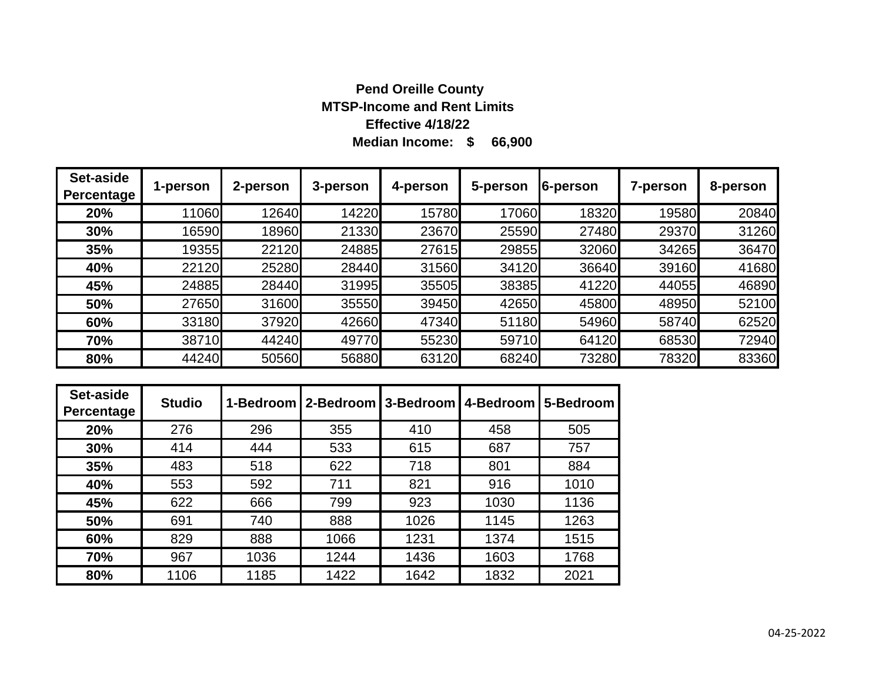**Pend Oreille County**

**MTSP-Income and Rent Limits**

**Effective 4/18/22**

**Median Income: $ 66,900**

| Set-aside Percentage | 1-person | 2-person | 3-person | 4-person | 5-person | 6-person | 7-person | 8-person |
|---|---|---|---|---|---|---|---|---|
| 20% | 11060 | 12640 | 14220 | 15780 | 17060 | 18320 | 19580 | 20840 |
| 30% | 16590 | 18960 | 21330 | 23670 | 25590 | 27480 | 29370 | 31260 |
| 35% | 19355 | 22120 | 24885 | 27615 | 29855 | 32060 | 34265 | 36470 |
| 40% | 22120 | 25280 | 28440 | 31560 | 34120 | 36640 | 39160 | 41680 |
| 45% | 24885 | 28440 | 31995 | 35505 | 38385 | 41220 | 44055 | 46890 |
| 50% | 27650 | 31600 | 35550 | 39450 | 42650 | 45800 | 48950 | 52100 |
| 60% | 33180 | 37920 | 42660 | 47340 | 51180 | 54960 | 58740 | 62520 |
| 70% | 38710 | 44240 | 49770 | 55230 | 59710 | 64120 | 68530 | 72940 |
| 80% | 44240 | 50560 | 56880 | 63120 | 68240 | 73280 | 78320 | 83360 |

| Set-aside Percentage | Studio | 1-Bedroom | 2-Bedroom | 3-Bedroom | 4-Bedroom | 5-Bedroom |
|---|---|---|---|---|---|---|
| 20% | 276 | 296 | 355 | 410 | 458 | 505 |
| 30% | 414 | 444 | 533 | 615 | 687 | 757 |
| 35% | 483 | 518 | 622 | 718 | 801 | 884 |
| 40% | 553 | 592 | 711 | 821 | 916 | 1010 |
| 45% | 622 | 666 | 799 | 923 | 1030 | 1136 |
| 50% | 691 | 740 | 888 | 1026 | 1145 | 1263 |
| 60% | 829 | 888 | 1066 | 1231 | 1374 | 1515 |
| 70% | 967 | 1036 | 1244 | 1436 | 1603 | 1768 |
| 80% | 1106 | 1185 | 1422 | 1642 | 1832 | 2021 |

04-25-2022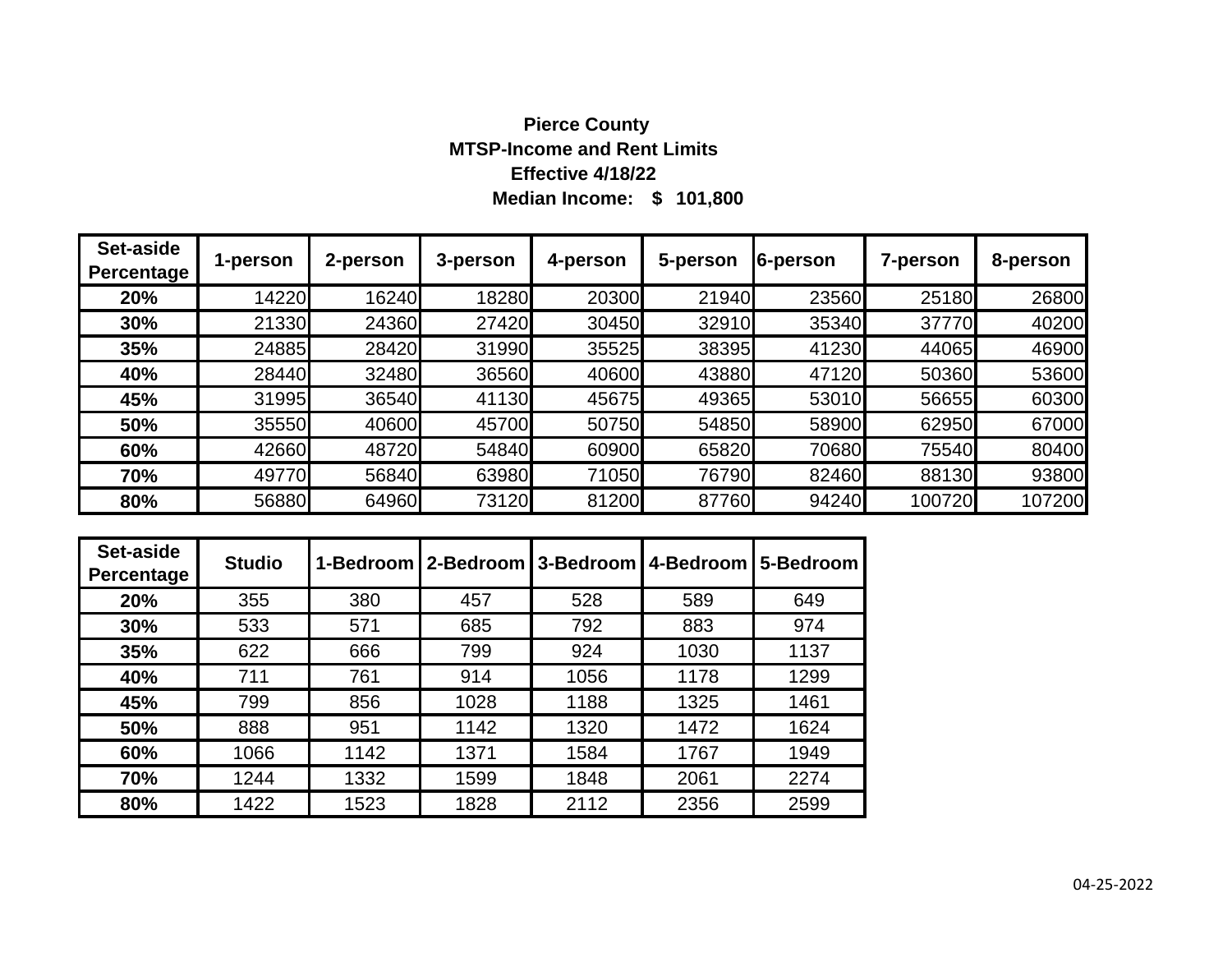**Pierce County**
**MTSP-Income and Rent Limits**
**Effective 4/18/22**
**Median Income: $ 101,800**

| Set-aside Percentage | 1-person | 2-person | 3-person | 4-person | 5-person | 6-person | 7-person | 8-person |
|---|---|---|---|---|---|---|---|---|
| 20% | 14220 | 16240 | 18280 | 20300 | 21940 | 23560 | 25180 | 26800 |
| 30% | 21330 | 24360 | 27420 | 30450 | 32910 | 35340 | 37770 | 40200 |
| 35% | 24885 | 28420 | 31990 | 35525 | 38395 | 41230 | 44065 | 46900 |
| 40% | 28440 | 32480 | 36560 | 40600 | 43880 | 47120 | 50360 | 53600 |
| 45% | 31995 | 36540 | 41130 | 45675 | 49365 | 53010 | 56655 | 60300 |
| 50% | 35550 | 40600 | 45700 | 50750 | 54850 | 58900 | 62950 | 67000 |
| 60% | 42660 | 48720 | 54840 | 60900 | 65820 | 70680 | 75540 | 80400 |
| 70% | 49770 | 56840 | 63980 | 71050 | 76790 | 82460 | 88130 | 93800 |
| 80% | 56880 | 64960 | 73120 | 81200 | 87760 | 94240 | 100720 | 107200 |

| Set-aside Percentage | Studio | 1-Bedroom | 2-Bedroom | 3-Bedroom | 4-Bedroom | 5-Bedroom |
|---|---|---|---|---|---|---|
| 20% | 355 | 380 | 457 | 528 | 589 | 649 |
| 30% | 533 | 571 | 685 | 792 | 883 | 974 |
| 35% | 622 | 666 | 799 | 924 | 1030 | 1137 |
| 40% | 711 | 761 | 914 | 1056 | 1178 | 1299 |
| 45% | 799 | 856 | 1028 | 1188 | 1325 | 1461 |
| 50% | 888 | 951 | 1142 | 1320 | 1472 | 1624 |
| 60% | 1066 | 1142 | 1371 | 1584 | 1767 | 1949 |
| 70% | 1244 | 1332 | 1599 | 1848 | 2061 | 2274 |
| 80% | 1422 | 1523 | 1828 | 2112 | 2356 | 2599 |

04-25-2022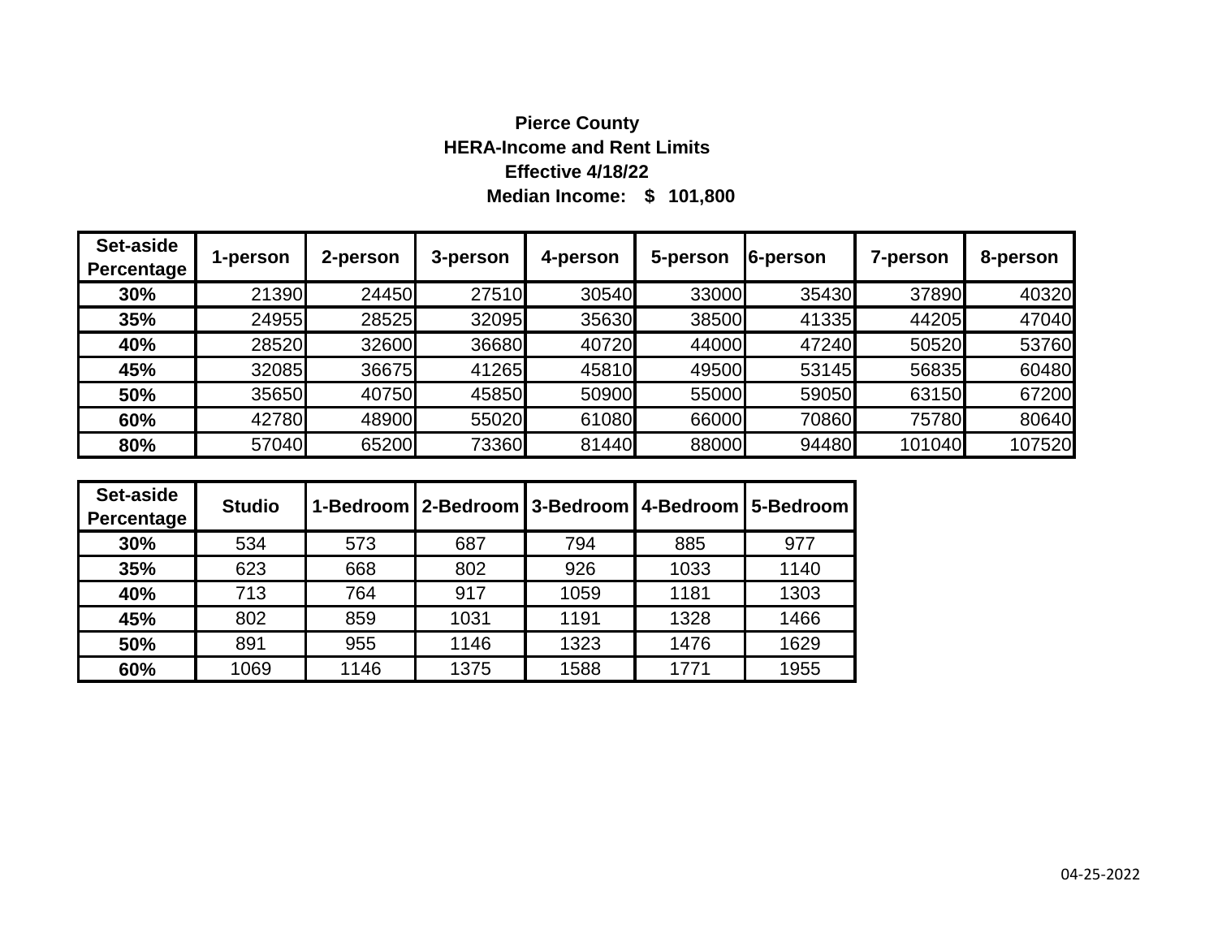**Pierce County**

**HERA-Income and Rent Limits**

**Effective 4/18/22**

**Median Income: $ 101,800**

| Set-aside Percentage | 1-person | 2-person | 3-person | 4-person | 5-person | 6-person | 7-person | 8-person |
|---|---|---|---|---|---|---|---|---|
| **30%** | 21390 | 24450 | 27510 | 30540 | 33000 | 35430 | 37890 | 40320 |
| **35%** | 24955 | 28525 | 32095 | 35630 | 38500 | 41335 | 44205 | 47040 |
| **40%** | 28520 | 32600 | 36680 | 40720 | 44000 | 47240 | 50520 | 53760 |
| **45%** | 32085 | 36675 | 41265 | 45810 | 49500 | 53145 | 56835 | 60480 |
| **50%** | 35650 | 40750 | 45850 | 50900 | 55000 | 59050 | 63150 | 67200 |
| **60%** | 42780 | 48900 | 55020 | 61080 | 66000 | 70860 | 75780 | 80640 |
| **80%** | 57040 | 65200 | 73360 | 81440 | 88000 | 94480 | 101040 | 107520 |

| Set-aside Percentage | Studio | 1-Bedroom | 2-Bedroom | 3-Bedroom | 4-Bedroom | 5-Bedroom |
|---|---|---|---|---|---|---|
| **30%** | 534 | 573 | 687 | 794 | 885 | 977 |
| **35%** | 623 | 668 | 802 | 926 | 1033 | 1140 |
| **40%** | 713 | 764 | 917 | 1059 | 1181 | 1303 |
| **45%** | 802 | 859 | 1031 | 1191 | 1328 | 1466 |
| **50%** | 891 | 955 | 1146 | 1323 | 1476 | 1629 |
| **60%** | 1069 | 1146 | 1375 | 1588 | 1771 | 1955 |

04-25-2022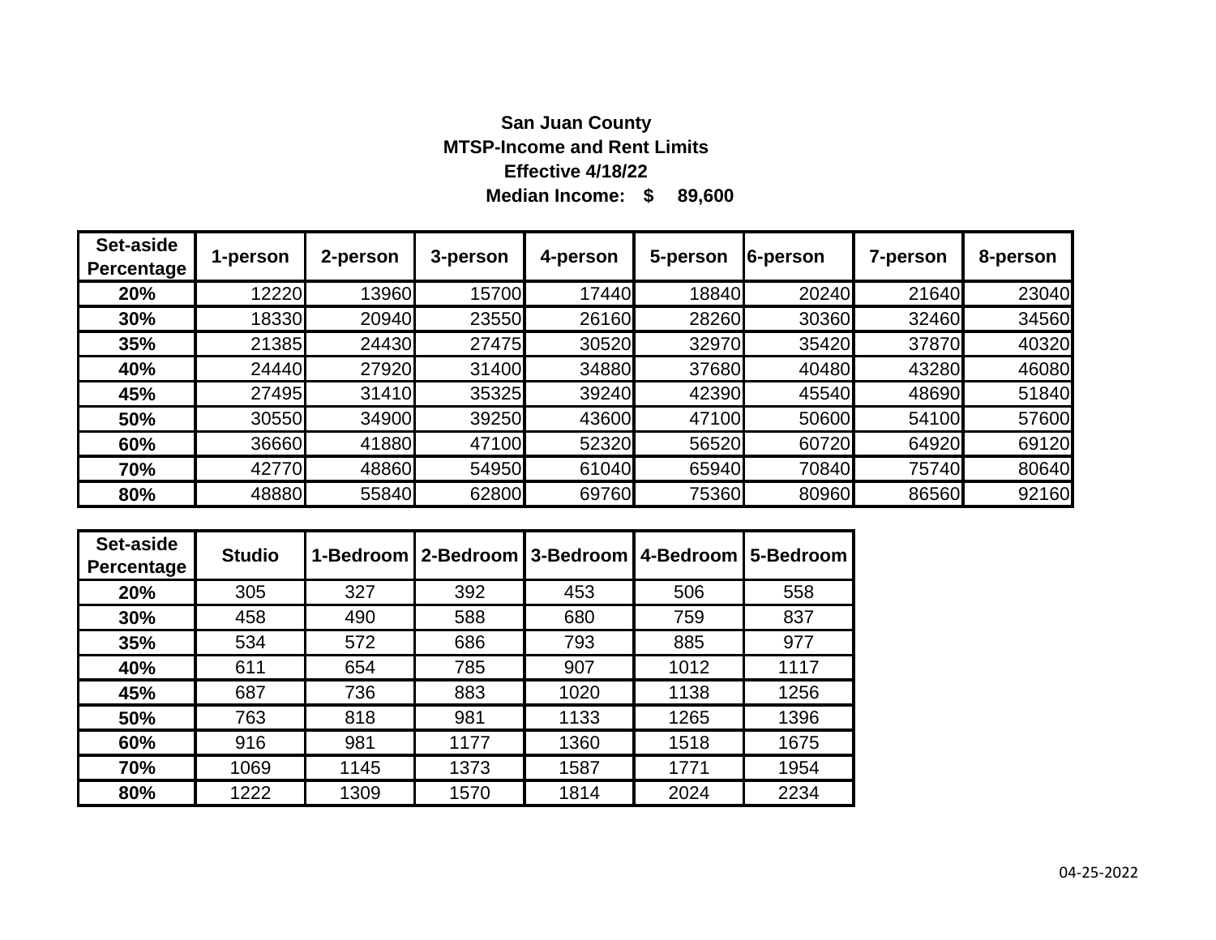**San Juan County**

**MTSP-Income and Rent Limits**

**Effective 4/18/22**

**Median Income: $ 89,600**

| Set-aside Percentage | 1-person | 2-person | 3-person | 4-person | 5-person | 6-person | 7-person | 8-person |
|---|---|---|---|---|---|---|---|---|
| 20% | 12220 | 13960 | 15700 | 17440 | 18840 | 20240 | 21640 | 23040 |
| 30% | 18330 | 20940 | 23550 | 26160 | 28260 | 30360 | 32460 | 34560 |
| 35% | 21385 | 24430 | 27475 | 30520 | 32970 | 35420 | 37870 | 40320 |
| 40% | 24440 | 27920 | 31400 | 34880 | 37680 | 40480 | 43280 | 46080 |
| 45% | 27495 | 31410 | 35325 | 39240 | 42390 | 45540 | 48690 | 51840 |
| 50% | 30550 | 34900 | 39250 | 43600 | 47100 | 50600 | 54100 | 57600 |
| 60% | 36660 | 41880 | 47100 | 52320 | 56520 | 60720 | 64920 | 69120 |
| 70% | 42770 | 48860 | 54950 | 61040 | 65940 | 70840 | 75740 | 80640 |
| 80% | 48880 | 55840 | 62800 | 69760 | 75360 | 80960 | 86560 | 92160 |

| Set-aside Percentage | Studio | 1-Bedroom | 2-Bedroom | 3-Bedroom | 4-Bedroom | 5-Bedroom |
|---|---|---|---|---|---|---|
| 20% | 305 | 327 | 392 | 453 | 506 | 558 |
| 30% | 458 | 490 | 588 | 680 | 759 | 837 |
| 35% | 534 | 572 | 686 | 793 | 885 | 977 |
| 40% | 611 | 654 | 785 | 907 | 1012 | 1117 |
| 45% | 687 | 736 | 883 | 1020 | 1138 | 1256 |
| 50% | 763 | 818 | 981 | 1133 | 1265 | 1396 |
| 60% | 916 | 981 | 1177 | 1360 | 1518 | 1675 |
| 70% | 1069 | 1145 | 1373 | 1587 | 1771 | 1954 |
| 80% | 1222 | 1309 | 1570 | 1814 | 2024 | 2234 |

04-25-2022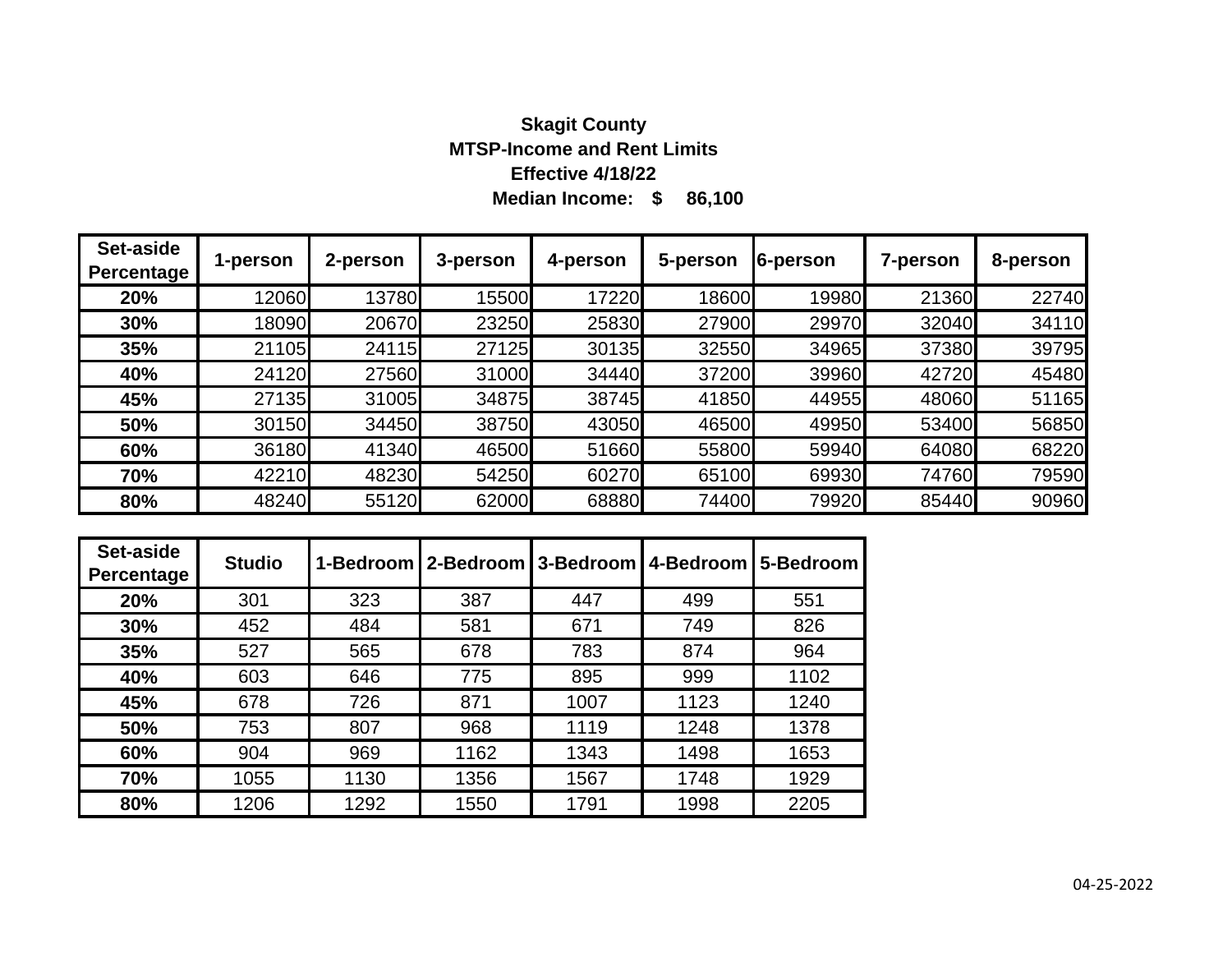**Skagit County**

**MTSP-Income and Rent Limits**

**Effective 4/18/22**

**Median Income: $ 86,100**

| Set-aside Percentage | 1-person | 2-person | 3-person | 4-person | 5-person | 6-person | 7-person | 8-person |
|---|---|---|---|---|---|---|---|---|
| **20%** | 12060 | 13780 | 15500 | 17220 | 18600 | 19980 | 21360 | 22740 |
| **30%** | 18090 | 20670 | 23250 | 25830 | 27900 | 29970 | 32040 | 34110 |
| **35%** | 21105 | 24115 | 27125 | 30135 | 32550 | 34965 | 37380 | 39795 |
| **40%** | 24120 | 27560 | 31000 | 34440 | 37200 | 39960 | 42720 | 45480 |
| **45%** | 27135 | 31005 | 34875 | 38745 | 41850 | 44955 | 48060 | 51165 |
| **50%** | 30150 | 34450 | 38750 | 43050 | 46500 | 49950 | 53400 | 56850 |
| **60%** | 36180 | 41340 | 46500 | 51660 | 55800 | 59940 | 64080 | 68220 |
| **70%** | 42210 | 48230 | 54250 | 60270 | 65100 | 69930 | 74760 | 79590 |
| **80%** | 48240 | 55120 | 62000 | 68880 | 74400 | 79920 | 85440 | 90960 |

| Set-aside Percentage | Studio | 1-Bedroom | 2-Bedroom | 3-Bedroom | 4-Bedroom | 5-Bedroom |
|---|---|---|---|---|---|---|
| **20%** | 301 | 323 | 387 | 447 | 499 | 551 |
| **30%** | 452 | 484 | 581 | 671 | 749 | 826 |
| **35%** | 527 | 565 | 678 | 783 | 874 | 964 |
| **40%** | 603 | 646 | 775 | 895 | 999 | 1102 |
| **45%** | 678 | 726 | 871 | 1007 | 1123 | 1240 |
| **50%** | 753 | 807 | 968 | 1119 | 1248 | 1378 |
| **60%** | 904 | 969 | 1162 | 1343 | 1498 | 1653 |
| **70%** | 1055 | 1130 | 1356 | 1567 | 1748 | 1929 |
| **80%** | 1206 | 1292 | 1550 | 1791 | 1998 | 2205 |

04-25-2022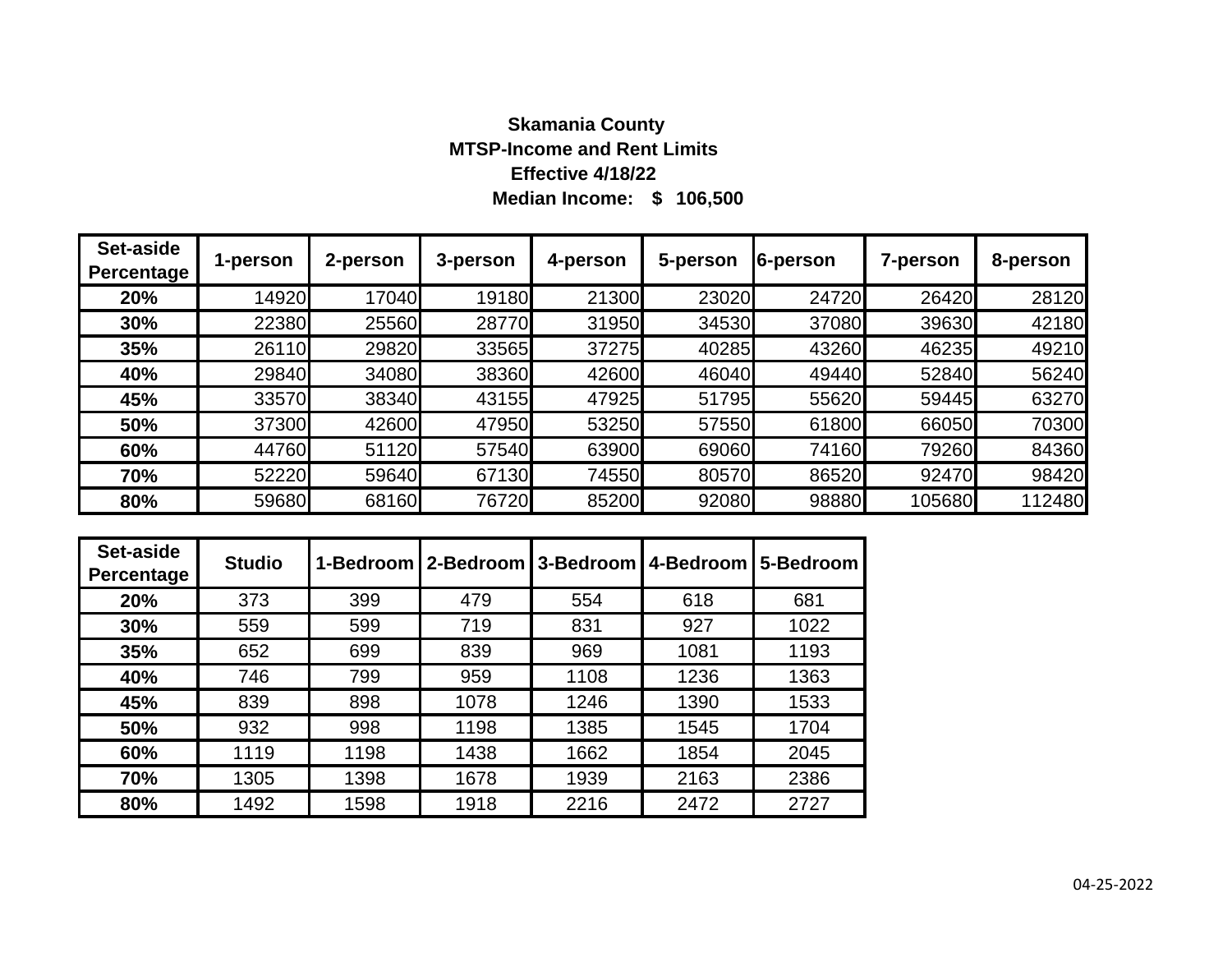**Skamania County**

**MTSP-Income and Rent Limits**

**Effective 4/18/22**

**Median Income: $ 106,500**

| Set-aside Percentage | 1-person | 2-person | 3-person | 4-person | 5-person | 6-person | 7-person | 8-person |
|---|---|---|---|---|---|---|---|---|
| 20% | 14920 | 17040 | 19180 | 21300 | 23020 | 24720 | 26420 | 28120 |
| 30% | 22380 | 25560 | 28770 | 31950 | 34530 | 37080 | 39630 | 42180 |
| 35% | 26110 | 29820 | 33565 | 37275 | 40285 | 43260 | 46235 | 49210 |
| 40% | 29840 | 34080 | 38360 | 42600 | 46040 | 49440 | 52840 | 56240 |
| 45% | 33570 | 38340 | 43155 | 47925 | 51795 | 55620 | 59445 | 63270 |
| 50% | 37300 | 42600 | 47950 | 53250 | 57550 | 61800 | 66050 | 70300 |
| 60% | 44760 | 51120 | 57540 | 63900 | 69060 | 74160 | 79260 | 84360 |
| 70% | 52220 | 59640 | 67130 | 74550 | 80570 | 86520 | 92470 | 98420 |
| 80% | 59680 | 68160 | 76720 | 85200 | 92080 | 98880 | 105680 | 112480 |

| Set-aside Percentage | Studio | 1-Bedroom | 2-Bedroom | 3-Bedroom | 4-Bedroom | 5-Bedroom |
|---|---|---|---|---|---|---|
| 20% | 373 | 399 | 479 | 554 | 618 | 681 |
| 30% | 559 | 599 | 719 | 831 | 927 | 1022 |
| 35% | 652 | 699 | 839 | 969 | 1081 | 1193 |
| 40% | 746 | 799 | 959 | 1108 | 1236 | 1363 |
| 45% | 839 | 898 | 1078 | 1246 | 1390 | 1533 |
| 50% | 932 | 998 | 1198 | 1385 | 1545 | 1704 |
| 60% | 1119 | 1198 | 1438 | 1662 | 1854 | 2045 |
| 70% | 1305 | 1398 | 1678 | 1939 | 2163 | 2386 |
| 80% | 1492 | 1598 | 1918 | 2216 | 2472 | 2727 |

04-25-2022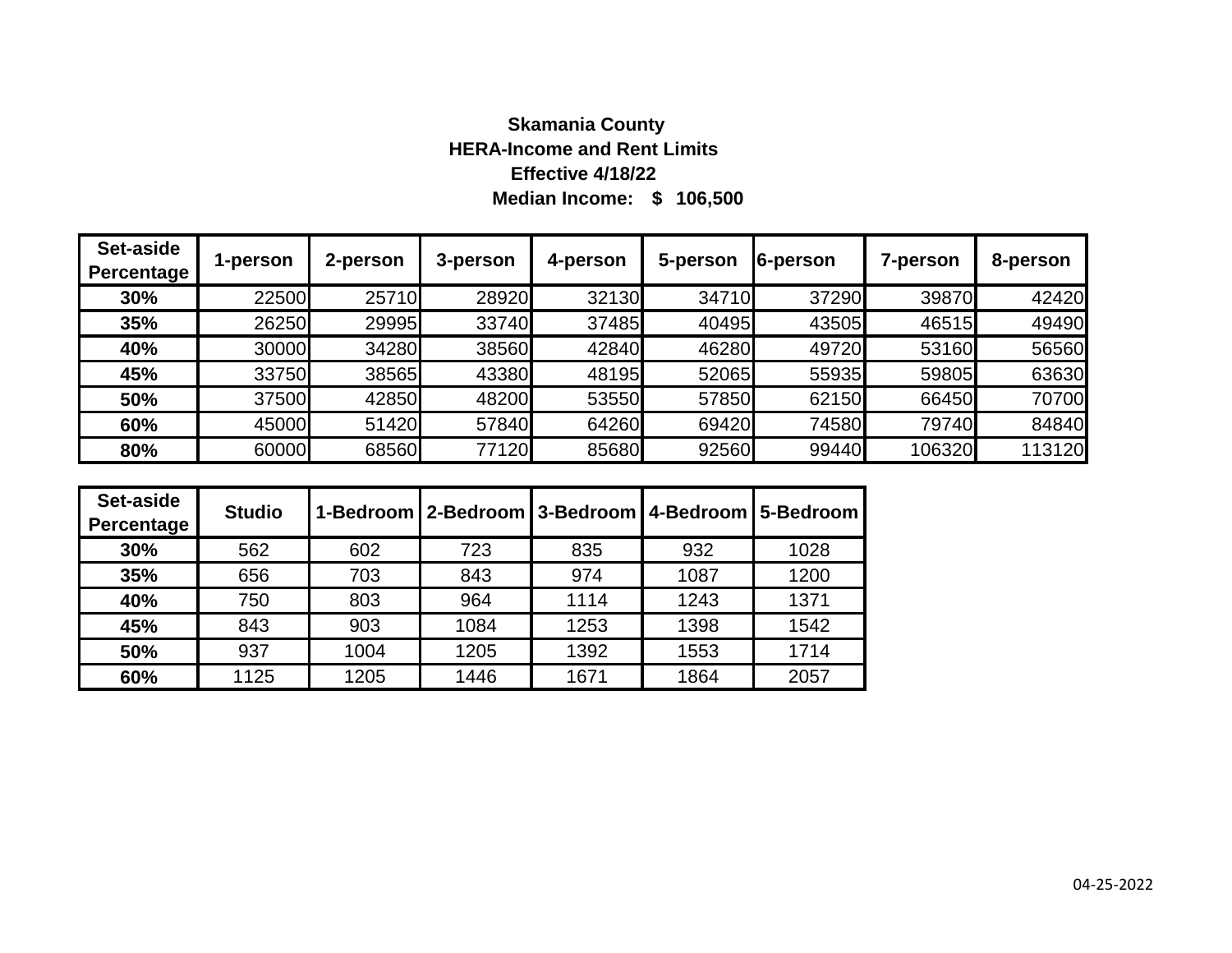**Skamania County**

**HERA-Income and Rent Limits**

**Effective 4/18/22**

**Median Income: $ 106,500**

| Set-aside Percentage | 1-person | 2-person | 3-person | 4-person | 5-person | 6-person | 7-person | 8-person |
|---|---|---|---|---|---|---|---|---|
| **30%** | 22500 | 25710 | 28920 | 32130 | 34710 | 37290 | 39870 | 42420 |
| **35%** | 26250 | 29995 | 33740 | 37485 | 40495 | 43505 | 46515 | 49490 |
| **40%** | 30000 | 34280 | 38560 | 42840 | 46280 | 49720 | 53160 | 56560 |
| **45%** | 33750 | 38565 | 43380 | 48195 | 52065 | 55935 | 59805 | 63630 |
| **50%** | 37500 | 42850 | 48200 | 53550 | 57850 | 62150 | 66450 | 70700 |
| **60%** | 45000 | 51420 | 57840 | 64260 | 69420 | 74580 | 79740 | 84840 |
| **80%** | 60000 | 68560 | 77120 | 85680 | 92560 | 99440 | 106320 | 113120 |

| Set-aside Percentage | Studio | 1-Bedroom | 2-Bedroom | 3-Bedroom | 4-Bedroom | 5-Bedroom |
|---|---|---|---|---|---|---|
| **30%** | 562 | 602 | 723 | 835 | 932 | 1028 |
| **35%** | 656 | 703 | 843 | 974 | 1087 | 1200 |
| **40%** | 750 | 803 | 964 | 1114 | 1243 | 1371 |
| **45%** | 843 | 903 | 1084 | 1253 | 1398 | 1542 |
| **50%** | 937 | 1004 | 1205 | 1392 | 1553 | 1714 |
| **60%** | 1125 | 1205 | 1446 | 1671 | 1864 | 2057 |

04-25-2022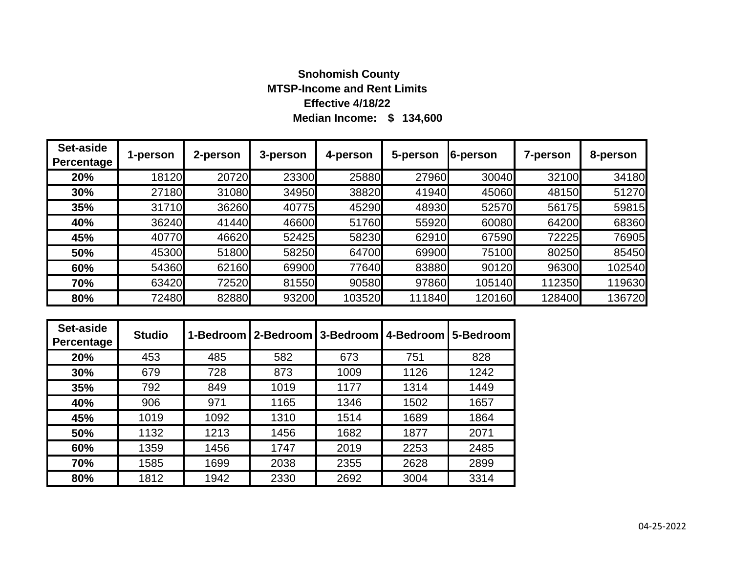**Snohomish County**
**MTSP-Income and Rent Limits**
**Effective 4/18/22**
**Median Income: $ 134,600**

| Set-aside Percentage | 1-person | 2-person | 3-person | 4-person | 5-person | 6-person | 7-person | 8-person |
|---|---|---|---|---|---|---|---|---|
| **20%** | 18120 | 20720 | 23300 | 25880 | 27960 | 30040 | 32100 | 34180 |
| **30%** | 27180 | 31080 | 34950 | 38820 | 41940 | 45060 | 48150 | 51270 |
| **35%** | 31710 | 36260 | 40775 | 45290 | 48930 | 52570 | 56175 | 59815 |
| **40%** | 36240 | 41440 | 46600 | 51760 | 55920 | 60080 | 64200 | 68360 |
| **45%** | 40770 | 46620 | 52425 | 58230 | 62910 | 67590 | 72225 | 76905 |
| **50%** | 45300 | 51800 | 58250 | 64700 | 69900 | 75100 | 80250 | 85450 |
| **60%** | 54360 | 62160 | 69900 | 77640 | 83880 | 90120 | 96300 | 102540 |
| **70%** | 63420 | 72520 | 81550 | 90580 | 97860 | 105140 | 112350 | 119630 |
| **80%** | 72480 | 82880 | 93200 | 103520 | 111840 | 120160 | 128400 | 136720 |

| Set-aside Percentage | Studio | 1-Bedroom | 2-Bedroom | 3-Bedroom | 4-Bedroom | 5-Bedroom |
|---|---|---|---|---|---|---|
| **20%** | 453 | 485 | 582 | 673 | 751 | 828 |
| **30%** | 679 | 728 | 873 | 1009 | 1126 | 1242 |
| **35%** | 792 | 849 | 1019 | 1177 | 1314 | 1449 |
| **40%** | 906 | 971 | 1165 | 1346 | 1502 | 1657 |
| **45%** | 1019 | 1092 | 1310 | 1514 | 1689 | 1864 |
| **50%** | 1132 | 1213 | 1456 | 1682 | 1877 | 2071 |
| **60%** | 1359 | 1456 | 1747 | 2019 | 2253 | 2485 |
| **70%** | 1585 | 1699 | 2038 | 2355 | 2628 | 2899 |
| **80%** | 1812 | 1942 | 2330 | 2692 | 3004 | 3314 |

04-25-2022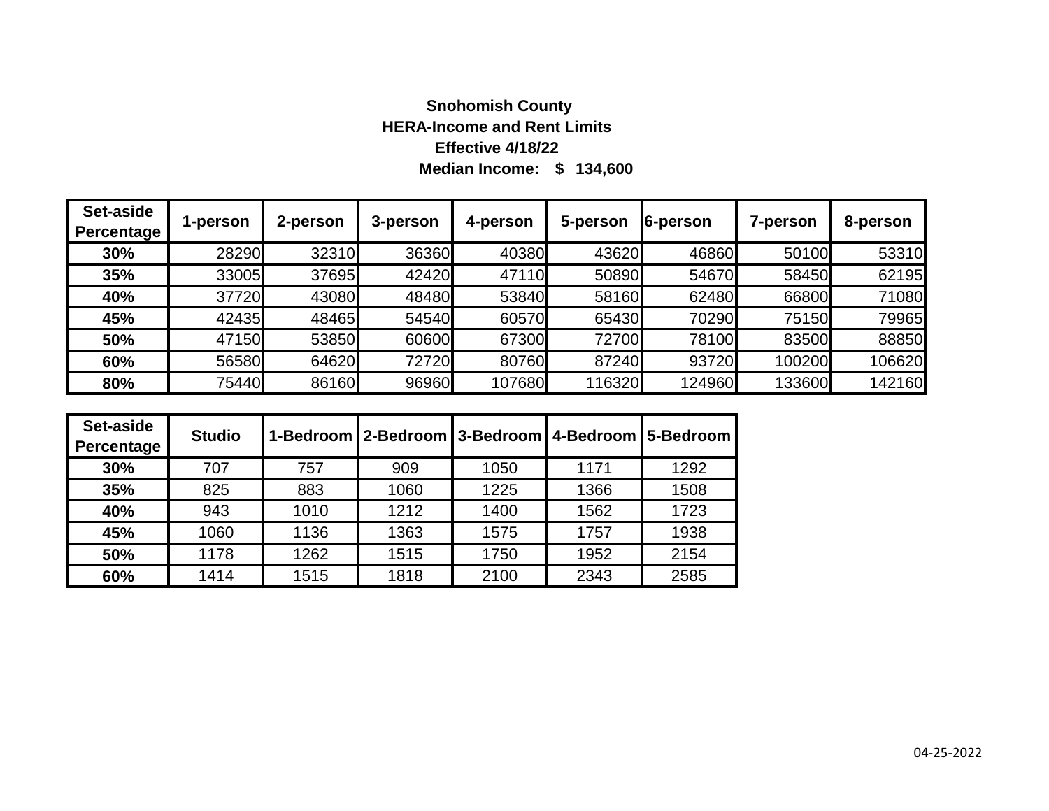**Snohomish County**
**HERA-Income and Rent Limits**
**Effective 4/18/22**
**Median Income: $ 134,600**

| Set-aside Percentage | 1-person | 2-person | 3-person | 4-person | 5-person | 6-person | 7-person | 8-person |
|---|---|---|---|---|---|---|---|---|
| 30% | 28290 | 32310 | 36360 | 40380 | 43620 | 46860 | 50100 | 53310 |
| 35% | 33005 | 37695 | 42420 | 47110 | 50890 | 54670 | 58450 | 62195 |
| 40% | 37720 | 43080 | 48480 | 53840 | 58160 | 62480 | 66800 | 71080 |
| 45% | 42435 | 48465 | 54540 | 60570 | 65430 | 70290 | 75150 | 79965 |
| 50% | 47150 | 53850 | 60600 | 67300 | 72700 | 78100 | 83500 | 88850 |
| 60% | 56580 | 64620 | 72720 | 80760 | 87240 | 93720 | 100200 | 106620 |
| 80% | 75440 | 86160 | 96960 | 107680 | 116320 | 124960 | 133600 | 142160 |

| Set-aside Percentage | Studio | 1-Bedroom | 2-Bedroom | 3-Bedroom | 4-Bedroom | 5-Bedroom |
|---|---|---|---|---|---|---|
| 30% | 707 | 757 | 909 | 1050 | 1171 | 1292 |
| 35% | 825 | 883 | 1060 | 1225 | 1366 | 1508 |
| 40% | 943 | 1010 | 1212 | 1400 | 1562 | 1723 |
| 45% | 1060 | 1136 | 1363 | 1575 | 1757 | 1938 |
| 50% | 1178 | 1262 | 1515 | 1750 | 1952 | 2154 |
| 60% | 1414 | 1515 | 1818 | 2100 | 2343 | 2585 |

04-25-2022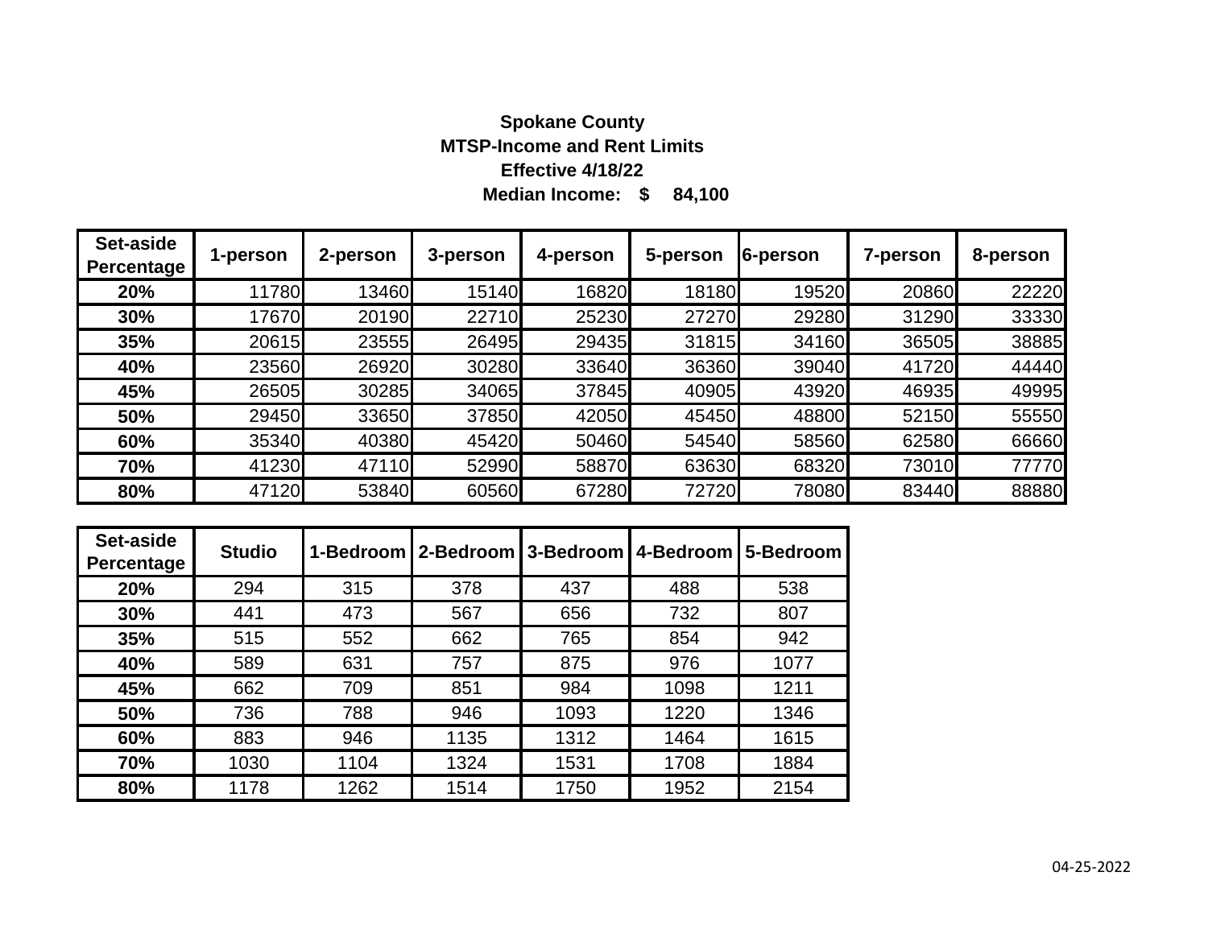**Spokane County**
**MTSP-Income and Rent Limits**
**Effective 4/18/22**
**Median Income: $ 84,100**

| Set-aside Percentage | 1-person | 2-person | 3-person | 4-person | 5-person | 6-person | 7-person | 8-person |
|---|---|---|---|---|---|---|---|---|
| **20%** | 11780 | 13460 | 15140 | 16820 | 18180 | 19520 | 20860 | 22220 |
| **30%** | 17670 | 20190 | 22710 | 25230 | 27270 | 29280 | 31290 | 33330 |
| **35%** | 20615 | 23555 | 26495 | 29435 | 31815 | 34160 | 36505 | 38885 |
| **40%** | 23560 | 26920 | 30280 | 33640 | 36360 | 39040 | 41720 | 44440 |
| **45%** | 26505 | 30285 | 34065 | 37845 | 40905 | 43920 | 46935 | 49995 |
| **50%** | 29450 | 33650 | 37850 | 42050 | 45450 | 48800 | 52150 | 55550 |
| **60%** | 35340 | 40380 | 45420 | 50460 | 54540 | 58560 | 62580 | 66660 |
| **70%** | 41230 | 47110 | 52990 | 58870 | 63630 | 68320 | 73010 | 77770 |
| **80%** | 47120 | 53840 | 60560 | 67280 | 72720 | 78080 | 83440 | 88880 |

| Set-aside Percentage | Studio | 1-Bedroom | 2-Bedroom | 3-Bedroom | 4-Bedroom | 5-Bedroom |
|---|---|---|---|---|---|---|
| **20%** | 294 | 315 | 378 | 437 | 488 | 538 |
| **30%** | 441 | 473 | 567 | 656 | 732 | 807 |
| **35%** | 515 | 552 | 662 | 765 | 854 | 942 |
| **40%** | 589 | 631 | 757 | 875 | 976 | 1077 |
| **45%** | 662 | 709 | 851 | 984 | 1098 | 1211 |
| **50%** | 736 | 788 | 946 | 1093 | 1220 | 1346 |
| **60%** | 883 | 946 | 1135 | 1312 | 1464 | 1615 |
| **70%** | 1030 | 1104 | 1324 | 1531 | 1708 | 1884 |
| **80%** | 1178 | 1262 | 1514 | 1750 | 1952 | 2154 |

04-25-2022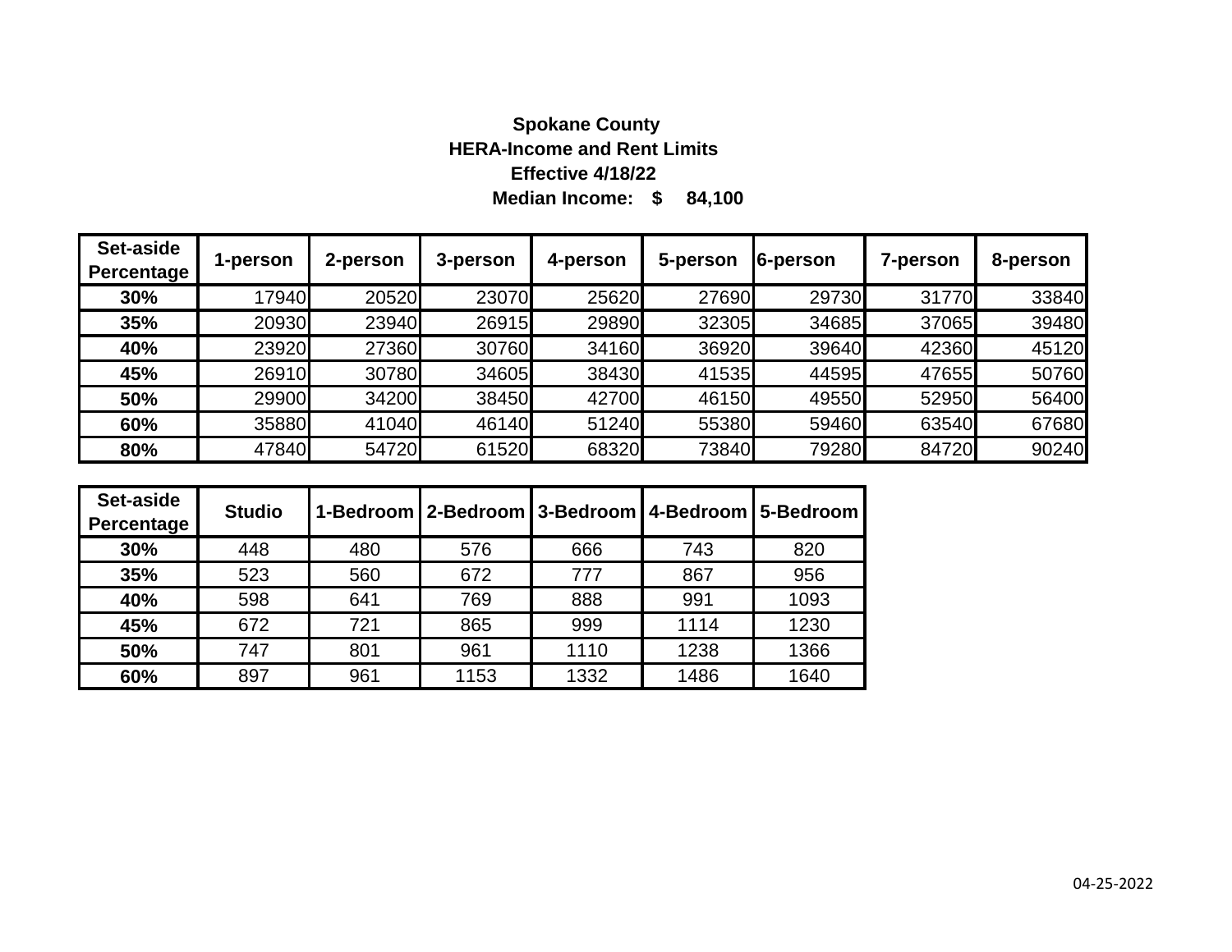**Spokane County**
**HERA-Income and Rent Limits**
**Effective 4/18/22**
**Median Income: $ 84,100**

| Set-aside Percentage | 1-person | 2-person | 3-person | 4-person | 5-person | 6-person | 7-person | 8-person |
|---|---|---|---|---|---|---|---|---|
| 30% | 17940 | 20520 | 23070 | 25620 | 27690 | 29730 | 31770 | 33840 |
| 35% | 20930 | 23940 | 26915 | 29890 | 32305 | 34685 | 37065 | 39480 |
| 40% | 23920 | 27360 | 30760 | 34160 | 36920 | 39640 | 42360 | 45120 |
| 45% | 26910 | 30780 | 34605 | 38430 | 41535 | 44595 | 47655 | 50760 |
| 50% | 29900 | 34200 | 38450 | 42700 | 46150 | 49550 | 52950 | 56400 |
| 60% | 35880 | 41040 | 46140 | 51240 | 55380 | 59460 | 63540 | 67680 |
| 80% | 47840 | 54720 | 61520 | 68320 | 73840 | 79280 | 84720 | 90240 |

| Set-aside Percentage | Studio | 1-Bedroom | 2-Bedroom | 3-Bedroom | 4-Bedroom | 5-Bedroom |
|---|---|---|---|---|---|---|
| 30% | 448 | 480 | 576 | 666 | 743 | 820 |
| 35% | 523 | 560 | 672 | 777 | 867 | 956 |
| 40% | 598 | 641 | 769 | 888 | 991 | 1093 |
| 45% | 672 | 721 | 865 | 999 | 1114 | 1230 |
| 50% | 747 | 801 | 961 | 1110 | 1238 | 1366 |
| 60% | 897 | 961 | 1153 | 1332 | 1486 | 1640 |

04-25-2022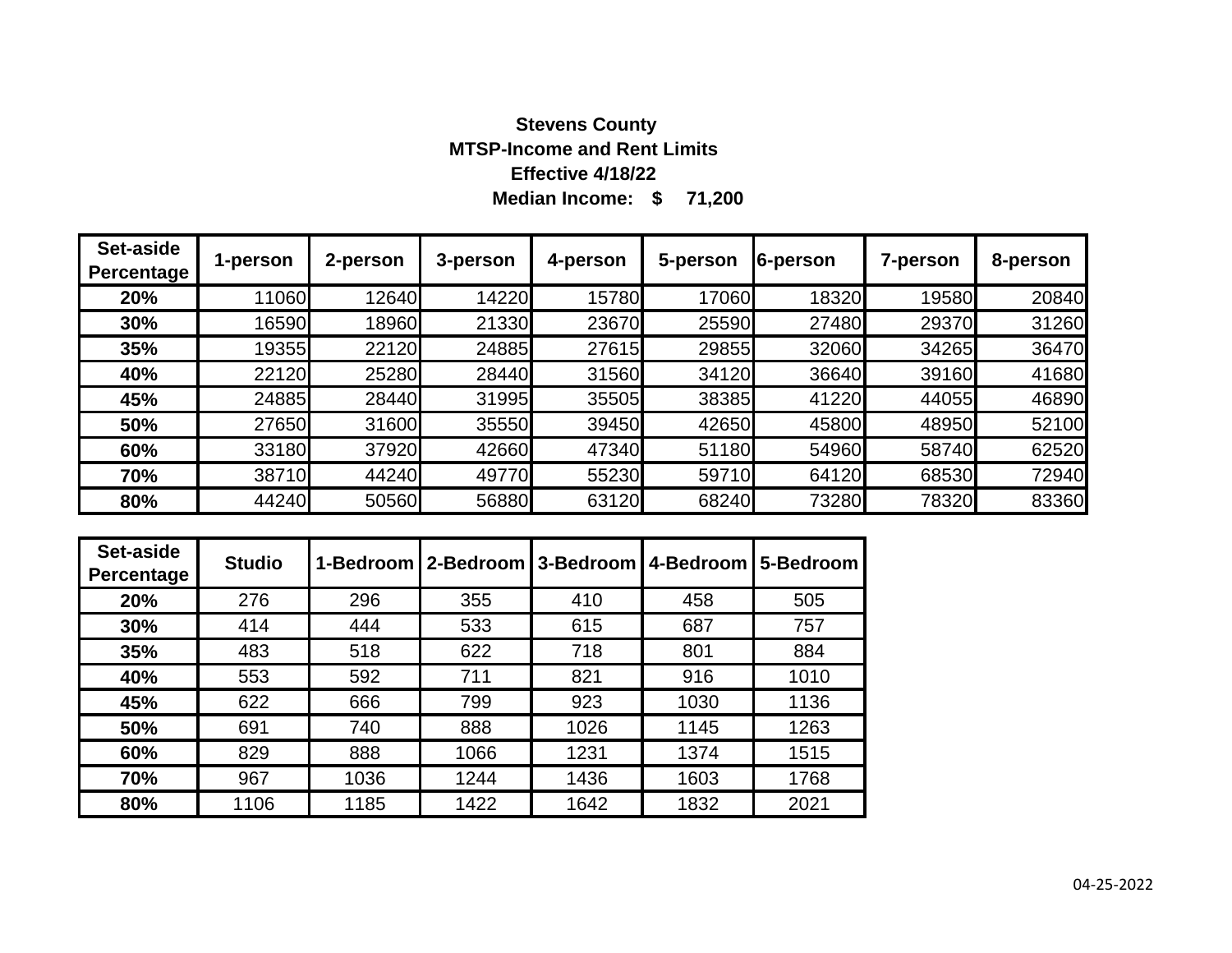**Stevens County**
**MTSP-Income and Rent Limits**
**Effective 4/18/22**
**Median Income: $ 71,200**

| Set-aside Percentage | 1-person | 2-person | 3-person | 4-person | 5-person | 6-person | 7-person | 8-person |
|---|---|---|---|---|---|---|---|---|
| **20%** | 11060 | 12640 | 14220 | 15780 | 17060 | 18320 | 19580 | 20840 |
| **30%** | 16590 | 18960 | 21330 | 23670 | 25590 | 27480 | 29370 | 31260 |
| **35%** | 19355 | 22120 | 24885 | 27615 | 29855 | 32060 | 34265 | 36470 |
| **40%** | 22120 | 25280 | 28440 | 31560 | 34120 | 36640 | 39160 | 41680 |
| **45%** | 24885 | 28440 | 31995 | 35505 | 38385 | 41220 | 44055 | 46890 |
| **50%** | 27650 | 31600 | 35550 | 39450 | 42650 | 45800 | 48950 | 52100 |
| **60%** | 33180 | 37920 | 42660 | 47340 | 51180 | 54960 | 58740 | 62520 |
| **70%** | 38710 | 44240 | 49770 | 55230 | 59710 | 64120 | 68530 | 72940 |
| **80%** | 44240 | 50560 | 56880 | 63120 | 68240 | 73280 | 78320 | 83360 |

| Set-aside Percentage | Studio | 1-Bedroom | 2-Bedroom | 3-Bedroom | 4-Bedroom | 5-Bedroom |
|---|---|---|---|---|---|---|
| **20%** | 276 | 296 | 355 | 410 | 458 | 505 |
| **30%** | 414 | 444 | 533 | 615 | 687 | 757 |
| **35%** | 483 | 518 | 622 | 718 | 801 | 884 |
| **40%** | 553 | 592 | 711 | 821 | 916 | 1010 |
| **45%** | 622 | 666 | 799 | 923 | 1030 | 1136 |
| **50%** | 691 | 740 | 888 | 1026 | 1145 | 1263 |
| **60%** | 829 | 888 | 1066 | 1231 | 1374 | 1515 |
| **70%** | 967 | 1036 | 1244 | 1436 | 1603 | 1768 |
| **80%** | 1106 | 1185 | 1422 | 1642 | 1832 | 2021 |

04-25-2022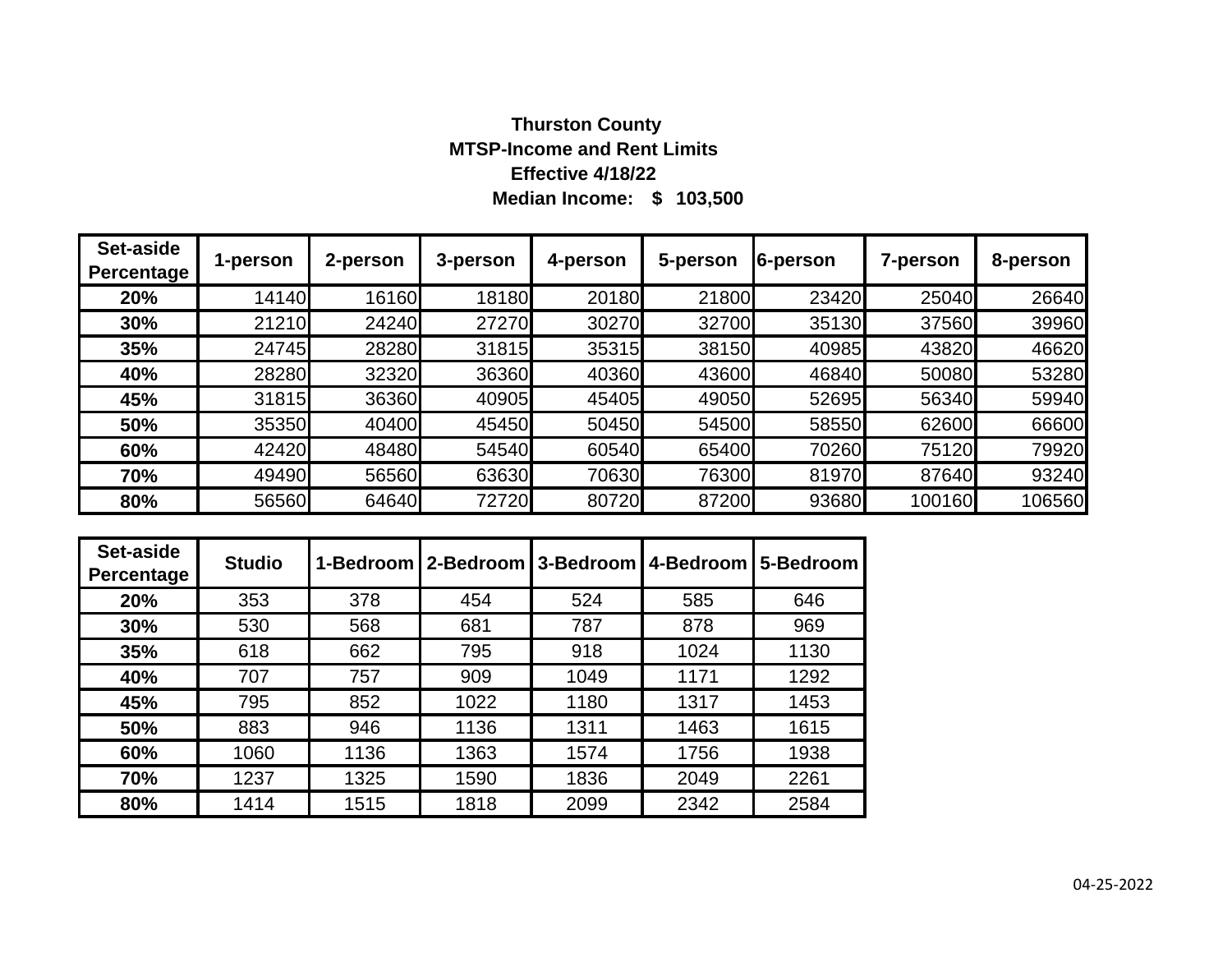**Thurston County**
**MTSP-Income and Rent Limits**
**Effective 4/18/22**
**Median Income: $ 103,500**

| Set-aside Percentage | 1-person | 2-person | 3-person | 4-person | 5-person | 6-person | 7-person | 8-person |
|---|---|---|---|---|---|---|---|---|
| 20% | 14140 | 16160 | 18180 | 20180 | 21800 | 23420 | 25040 | 26640 |
| 30% | 21210 | 24240 | 27270 | 30270 | 32700 | 35130 | 37560 | 39960 |
| 35% | 24745 | 28280 | 31815 | 35315 | 38150 | 40985 | 43820 | 46620 |
| 40% | 28280 | 32320 | 36360 | 40360 | 43600 | 46840 | 50080 | 53280 |
| 45% | 31815 | 36360 | 40905 | 45405 | 49050 | 52695 | 56340 | 59940 |
| 50% | 35350 | 40400 | 45450 | 50450 | 54500 | 58550 | 62600 | 66600 |
| 60% | 42420 | 48480 | 54540 | 60540 | 65400 | 70260 | 75120 | 79920 |
| 70% | 49490 | 56560 | 63630 | 70630 | 76300 | 81970 | 87640 | 93240 |
| 80% | 56560 | 64640 | 72720 | 80720 | 87200 | 93680 | 100160 | 106560 |

| Set-aside Percentage | Studio | 1-Bedroom | 2-Bedroom | 3-Bedroom | 4-Bedroom | 5-Bedroom |
|---|---|---|---|---|---|---|
| 20% | 353 | 378 | 454 | 524 | 585 | 646 |
| 30% | 530 | 568 | 681 | 787 | 878 | 969 |
| 35% | 618 | 662 | 795 | 918 | 1024 | 1130 |
| 40% | 707 | 757 | 909 | 1049 | 1171 | 1292 |
| 45% | 795 | 852 | 1022 | 1180 | 1317 | 1453 |
| 50% | 883 | 946 | 1136 | 1311 | 1463 | 1615 |
| 60% | 1060 | 1136 | 1363 | 1574 | 1756 | 1938 |
| 70% | 1237 | 1325 | 1590 | 1836 | 2049 | 2261 |
| 80% | 1414 | 1515 | 1818 | 2099 | 2342 | 2584 |

04-25-2022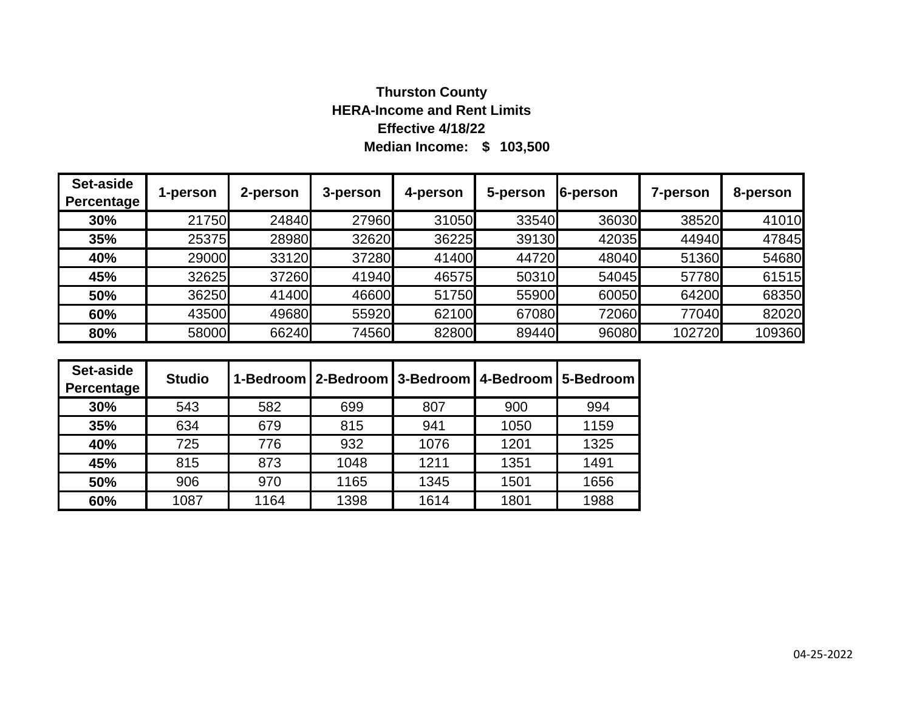**Thurston County**

**HERA-Income and Rent Limits**

**Effective 4/18/22**

**Median Income: $ 103,500**

| Set-aside Percentage | 1-person | 2-person | 3-person | 4-person | 5-person | 6-person | 7-person | 8-person |
|---|---|---|---|---|---|---|---|---|
| **30%** | 21750 | 24840 | 27960 | 31050 | 33540 | 36030 | 38520 | 41010 |
| **35%** | 25375 | 28980 | 32620 | 36225 | 39130 | 42035 | 44940 | 47845 |
| **40%** | 29000 | 33120 | 37280 | 41400 | 44720 | 48040 | 51360 | 54680 |
| **45%** | 32625 | 37260 | 41940 | 46575 | 50310 | 54045 | 57780 | 61515 |
| **50%** | 36250 | 41400 | 46600 | 51750 | 55900 | 60050 | 64200 | 68350 |
| **60%** | 43500 | 49680 | 55920 | 62100 | 67080 | 72060 | 77040 | 82020 |
| **80%** | 58000 | 66240 | 74560 | 82800 | 89440 | 96080 | 102720 | 109360 |

| Set-aside Percentage | Studio | 1-Bedroom | 2-Bedroom | 3-Bedroom | 4-Bedroom | 5-Bedroom |
|---|---|---|---|---|---|---|
| **30%** | 543 | 582 | 699 | 807 | 900 | 994 |
| **35%** | 634 | 679 | 815 | 941 | 1050 | 1159 |
| **40%** | 725 | 776 | 932 | 1076 | 1201 | 1325 |
| **45%** | 815 | 873 | 1048 | 1211 | 1351 | 1491 |
| **50%** | 906 | 970 | 1165 | 1345 | 1501 | 1656 |
| **60%** | 1087 | 1164 | 1398 | 1614 | 1801 | 1988 |

04-25-2022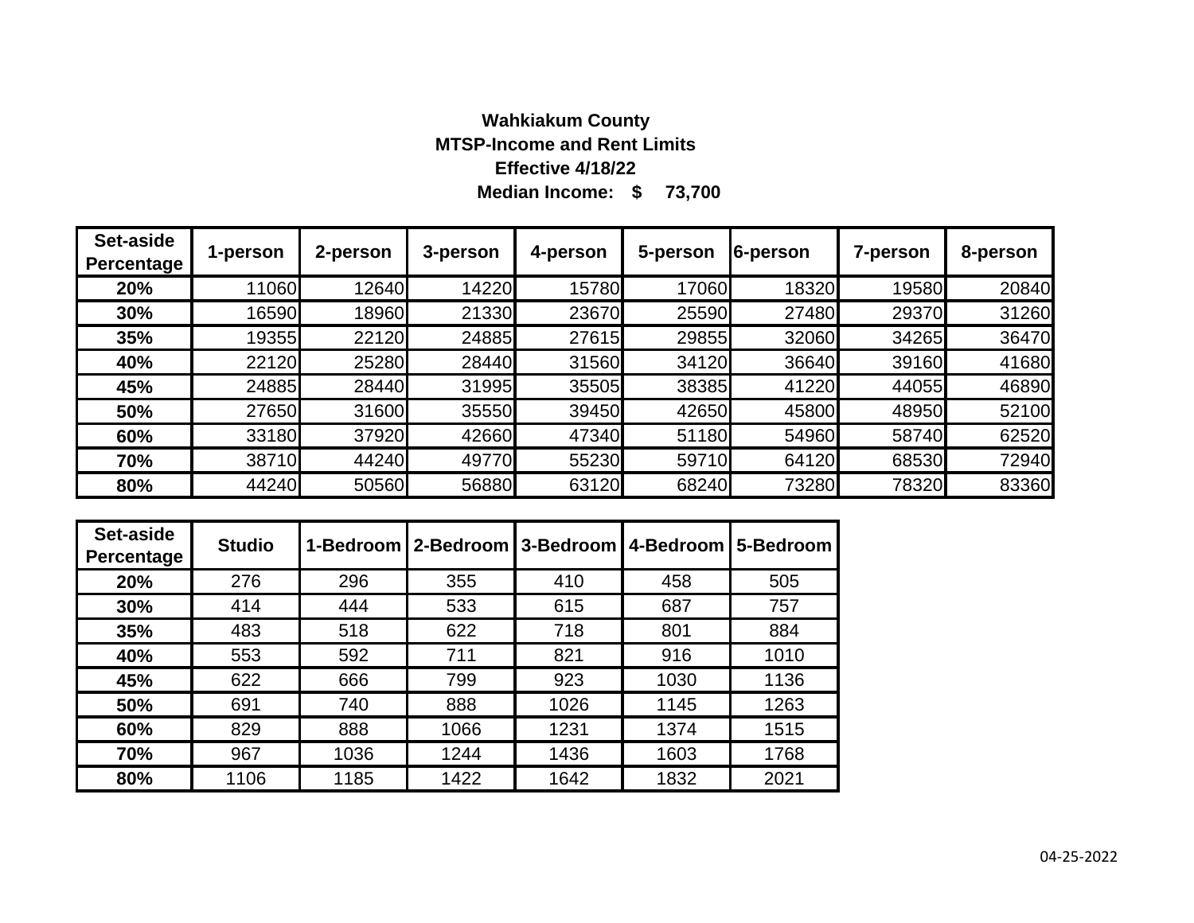**Wahkiakum County**
**MTSP-Income and Rent Limits**
**Effective 4/18/22**
**Median Income: $ 73,700**

| Set-aside Percentage | 1-person | 2-person | 3-person | 4-person | 5-person | 6-person | 7-person | 8-person |
|---|---|---|---|---|---|---|---|---|
| 20% | 11060 | 12640 | 14220 | 15780 | 17060 | 18320 | 19580 | 20840 |
| 30% | 16590 | 18960 | 21330 | 23670 | 25590 | 27480 | 29370 | 31260 |
| 35% | 19355 | 22120 | 24885 | 27615 | 29855 | 32060 | 34265 | 36470 |
| 40% | 22120 | 25280 | 28440 | 31560 | 34120 | 36640 | 39160 | 41680 |
| 45% | 24885 | 28440 | 31995 | 35505 | 38385 | 41220 | 44055 | 46890 |
| 50% | 27650 | 31600 | 35550 | 39450 | 42650 | 45800 | 48950 | 52100 |
| 60% | 33180 | 37920 | 42660 | 47340 | 51180 | 54960 | 58740 | 62520 |
| 70% | 38710 | 44240 | 49770 | 55230 | 59710 | 64120 | 68530 | 72940 |
| 80% | 44240 | 50560 | 56880 | 63120 | 68240 | 73280 | 78320 | 83360 |

| Set-aside Percentage | Studio | 1-Bedroom | 2-Bedroom | 3-Bedroom | 4-Bedroom | 5-Bedroom |
|---|---|---|---|---|---|---|
| 20% | 276 | 296 | 355 | 410 | 458 | 505 |
| 30% | 414 | 444 | 533 | 615 | 687 | 757 |
| 35% | 483 | 518 | 622 | 718 | 801 | 884 |
| 40% | 553 | 592 | 711 | 821 | 916 | 1010 |
| 45% | 622 | 666 | 799 | 923 | 1030 | 1136 |
| 50% | 691 | 740 | 888 | 1026 | 1145 | 1263 |
| 60% | 829 | 888 | 1066 | 1231 | 1374 | 1515 |
| 70% | 967 | 1036 | 1244 | 1436 | 1603 | 1768 |
| 80% | 1106 | 1185 | 1422 | 1642 | 1832 | 2021 |

04-25-2022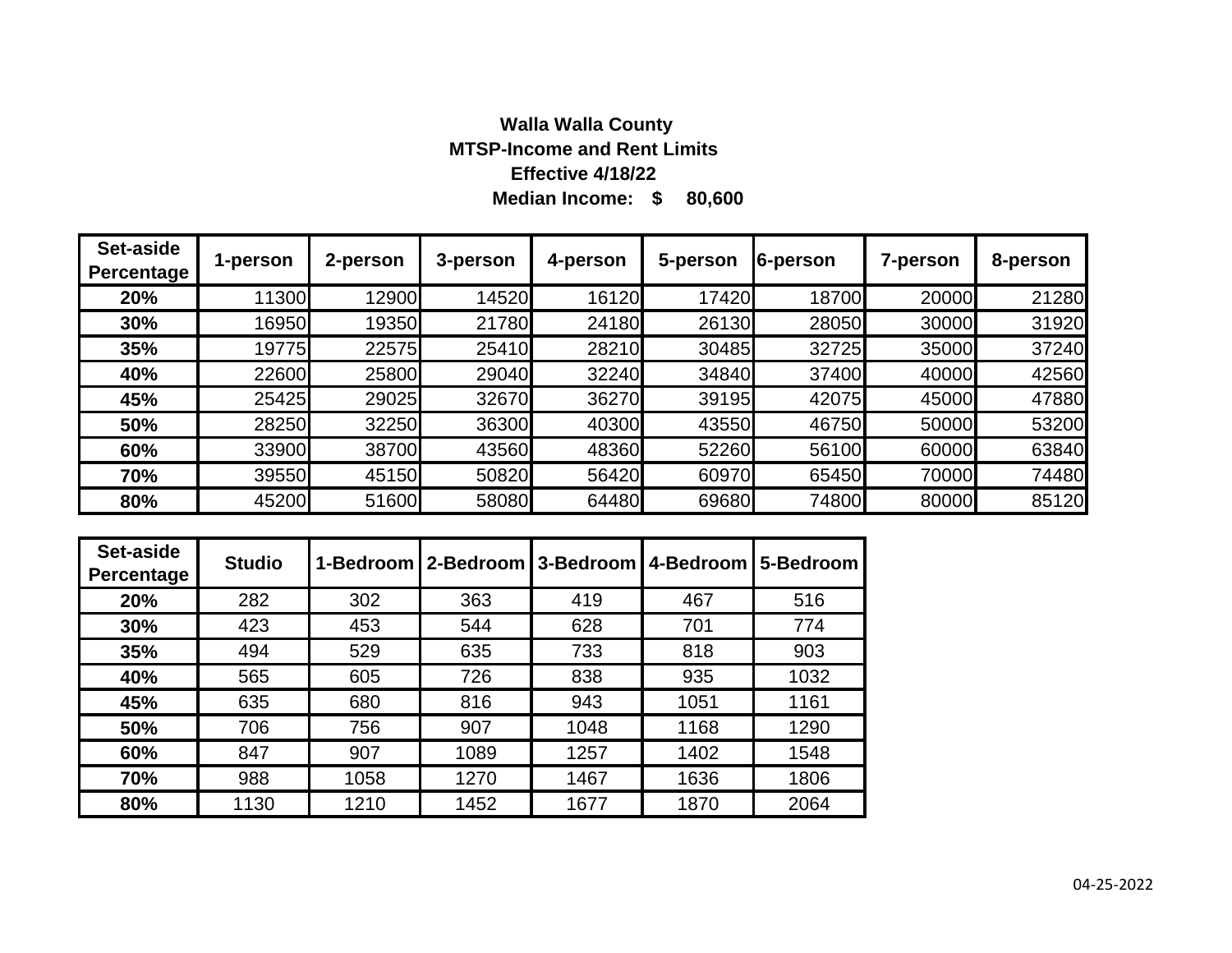**Walla Walla County**

**MTSP-Income and Rent Limits**

**Effective 4/18/22**

**Median Income: $ 80,600**

| Set-aside Percentage | 1-person | 2-person | 3-person | 4-person | 5-person | 6-person | 7-person | 8-person |
|---|---|---|---|---|---|---|---|---|
| **20%** | 11300 | 12900 | 14520 | 16120 | 17420 | 18700 | 20000 | 21280 |
| **30%** | 16950 | 19350 | 21780 | 24180 | 26130 | 28050 | 30000 | 31920 |
| **35%** | 19775 | 22575 | 25410 | 28210 | 30485 | 32725 | 35000 | 37240 |
| **40%** | 22600 | 25800 | 29040 | 32240 | 34840 | 37400 | 40000 | 42560 |
| **45%** | 25425 | 29025 | 32670 | 36270 | 39195 | 42075 | 45000 | 47880 |
| **50%** | 28250 | 32250 | 36300 | 40300 | 43550 | 46750 | 50000 | 53200 |
| **60%** | 33900 | 38700 | 43560 | 48360 | 52260 | 56100 | 60000 | 63840 |
| **70%** | 39550 | 45150 | 50820 | 56420 | 60970 | 65450 | 70000 | 74480 |
| **80%** | 45200 | 51600 | 58080 | 64480 | 69680 | 74800 | 80000 | 85120 |

| Set-aside Percentage | Studio | 1-Bedroom | 2-Bedroom | 3-Bedroom | 4-Bedroom | 5-Bedroom |
|---|---|---|---|---|---|---|
| **20%** | 282 | 302 | 363 | 419 | 467 | 516 |
| **30%** | 423 | 453 | 544 | 628 | 701 | 774 |
| **35%** | 494 | 529 | 635 | 733 | 818 | 903 |
| **40%** | 565 | 605 | 726 | 838 | 935 | 1032 |
| **45%** | 635 | 680 | 816 | 943 | 1051 | 1161 |
| **50%** | 706 | 756 | 907 | 1048 | 1168 | 1290 |
| **60%** | 847 | 907 | 1089 | 1257 | 1402 | 1548 |
| **70%** | 988 | 1058 | 1270 | 1467 | 1636 | 1806 |
| **80%** | 1130 | 1210 | 1452 | 1677 | 1870 | 2064 |

04-25-2022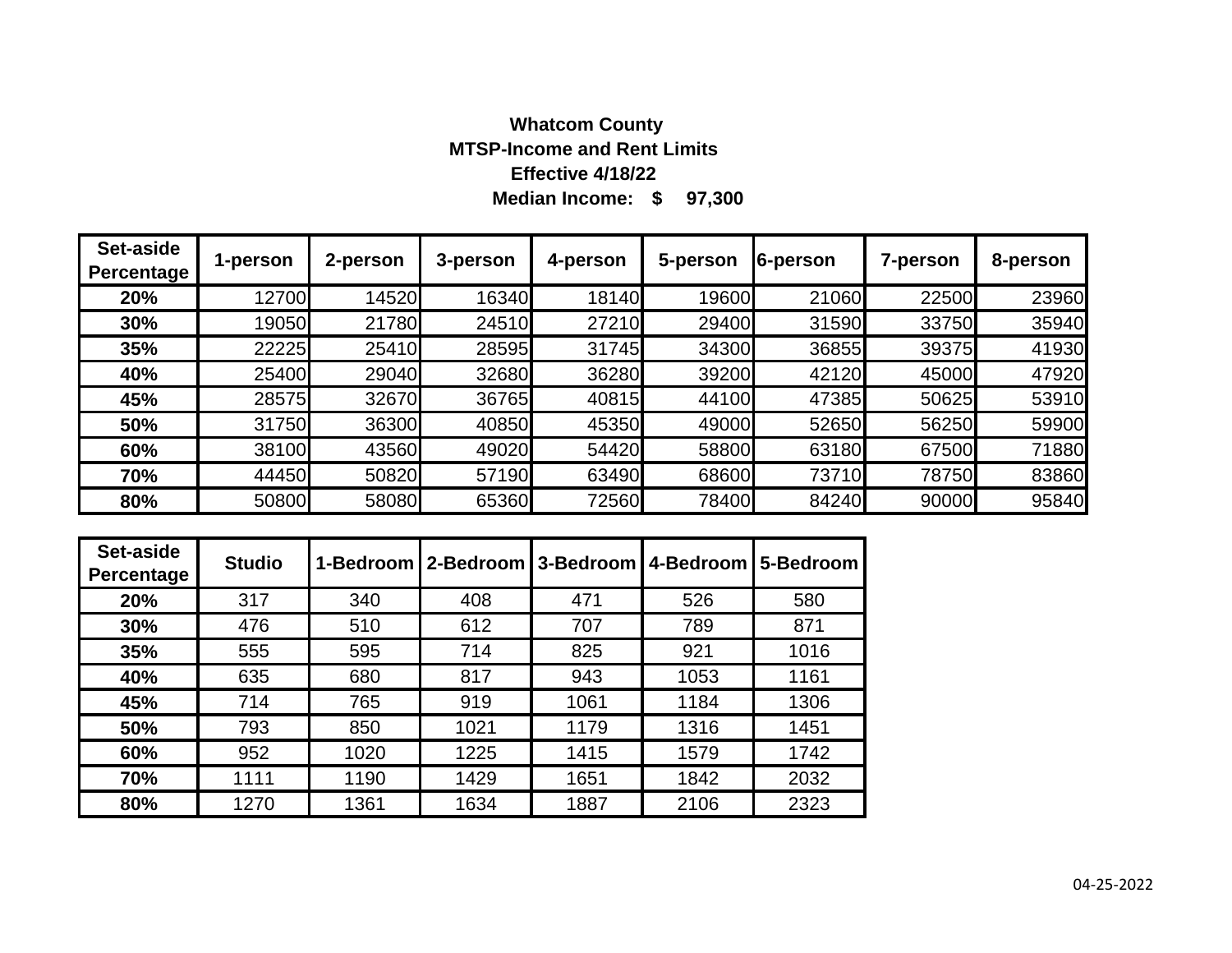**Whatcom County**
**MTSP-Income and Rent Limits**
**Effective 4/18/22**
**Median Income: $ 97,300**

| Set-aside Percentage | 1-person | 2-person | 3-person | 4-person | 5-person | 6-person | 7-person | 8-person |
|---|---|---|---|---|---|---|---|---|
| **20%** | 12700 | 14520 | 16340 | 18140 | 19600 | 21060 | 22500 | 23960 |
| **30%** | 19050 | 21780 | 24510 | 27210 | 29400 | 31590 | 33750 | 35940 |
| **35%** | 22225 | 25410 | 28595 | 31745 | 34300 | 36855 | 39375 | 41930 |
| **40%** | 25400 | 29040 | 32680 | 36280 | 39200 | 42120 | 45000 | 47920 |
| **45%** | 28575 | 32670 | 36765 | 40815 | 44100 | 47385 | 50625 | 53910 |
| **50%** | 31750 | 36300 | 40850 | 45350 | 49000 | 52650 | 56250 | 59900 |
| **60%** | 38100 | 43560 | 49020 | 54420 | 58800 | 63180 | 67500 | 71880 |
| **70%** | 44450 | 50820 | 57190 | 63490 | 68600 | 73710 | 78750 | 83860 |
| **80%** | 50800 | 58080 | 65360 | 72560 | 78400 | 84240 | 90000 | 95840 |

| Set-aside Percentage | Studio | 1-Bedroom | 2-Bedroom | 3-Bedroom | 4-Bedroom | 5-Bedroom |
|---|---|---|---|---|---|---|
| **20%** | 317 | 340 | 408 | 471 | 526 | 580 |
| **30%** | 476 | 510 | 612 | 707 | 789 | 871 |
| **35%** | 555 | 595 | 714 | 825 | 921 | 1016 |
| **40%** | 635 | 680 | 817 | 943 | 1053 | 1161 |
| **45%** | 714 | 765 | 919 | 1061 | 1184 | 1306 |
| **50%** | 793 | 850 | 1021 | 1179 | 1316 | 1451 |
| **60%** | 952 | 1020 | 1225 | 1415 | 1579 | 1742 |
| **70%** | 1111 | 1190 | 1429 | 1651 | 1842 | 2032 |
| **80%** | 1270 | 1361 | 1634 | 1887 | 2106 | 2323 |

04-25-2022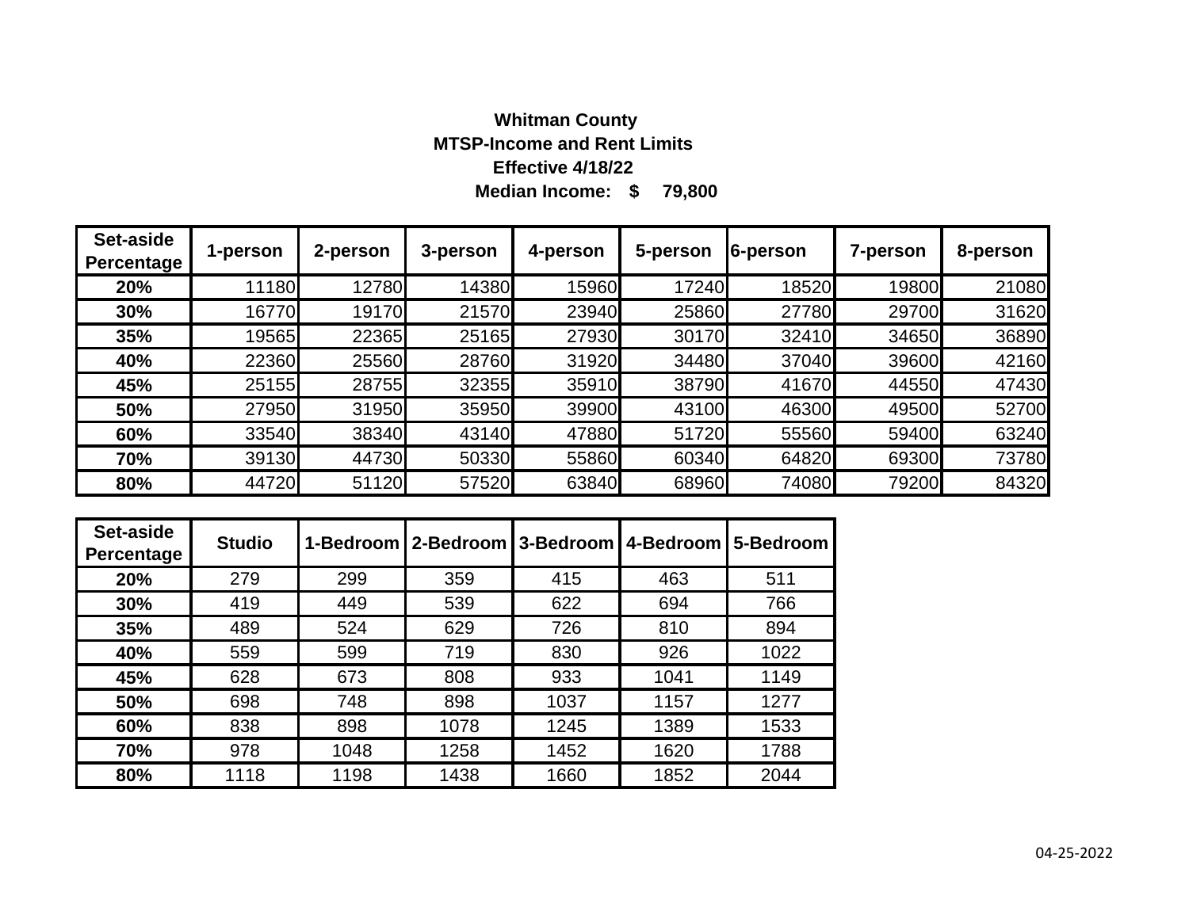**Whitman County**
**MTSP-Income and Rent Limits**
**Effective 4/18/22**
**Median Income: $ 79,800**

| Set-aside Percentage | 1-person | 2-person | 3-person | 4-person | 5-person | 6-person | 7-person | 8-person |
|---|---|---|---|---|---|---|---|---|
| 20% | 11180 | 12780 | 14380 | 15960 | 17240 | 18520 | 19800 | 21080 |
| 30% | 16770 | 19170 | 21570 | 23940 | 25860 | 27780 | 29700 | 31620 |
| 35% | 19565 | 22365 | 25165 | 27930 | 30170 | 32410 | 34650 | 36890 |
| 40% | 22360 | 25560 | 28760 | 31920 | 34480 | 37040 | 39600 | 42160 |
| 45% | 25155 | 28755 | 32355 | 35910 | 38790 | 41670 | 44550 | 47430 |
| 50% | 27950 | 31950 | 35950 | 39900 | 43100 | 46300 | 49500 | 52700 |
| 60% | 33540 | 38340 | 43140 | 47880 | 51720 | 55560 | 59400 | 63240 |
| 70% | 39130 | 44730 | 50330 | 55860 | 60340 | 64820 | 69300 | 73780 |
| 80% | 44720 | 51120 | 57520 | 63840 | 68960 | 74080 | 79200 | 84320 |

| Set-aside Percentage | Studio | 1-Bedroom | 2-Bedroom | 3-Bedroom | 4-Bedroom | 5-Bedroom |
|---|---|---|---|---|---|---|
| 20% | 279 | 299 | 359 | 415 | 463 | 511 |
| 30% | 419 | 449 | 539 | 622 | 694 | 766 |
| 35% | 489 | 524 | 629 | 726 | 810 | 894 |
| 40% | 559 | 599 | 719 | 830 | 926 | 1022 |
| 45% | 628 | 673 | 808 | 933 | 1041 | 1149 |
| 50% | 698 | 748 | 898 | 1037 | 1157 | 1277 |
| 60% | 838 | 898 | 1078 | 1245 | 1389 | 1533 |
| 70% | 978 | 1048 | 1258 | 1452 | 1620 | 1788 |
| 80% | 1118 | 1198 | 1438 | 1660 | 1852 | 2044 |

04-25-2022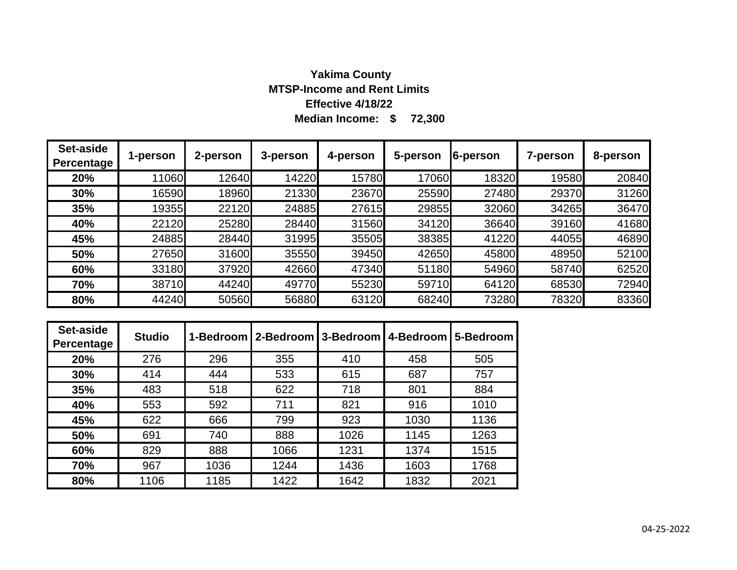**Yakima County**

**MTSP-Income and Rent Limits**

**Effective 4/18/22**

**Median Income: $ 72,300**

| Set-aside Percentage | 1-person | 2-person | 3-person | 4-person | 5-person | 6-person | 7-person | 8-person |
|---|---|---|---|---|---|---|---|---|
| 20% | 11060 | 12640 | 14220 | 15780 | 17060 | 18320 | 19580 | 20840 |
| 30% | 16590 | 18960 | 21330 | 23670 | 25590 | 27480 | 29370 | 31260 |
| 35% | 19355 | 22120 | 24885 | 27615 | 29855 | 32060 | 34265 | 36470 |
| 40% | 22120 | 25280 | 28440 | 31560 | 34120 | 36640 | 39160 | 41680 |
| 45% | 24885 | 28440 | 31995 | 35505 | 38385 | 41220 | 44055 | 46890 |
| 50% | 27650 | 31600 | 35550 | 39450 | 42650 | 45800 | 48950 | 52100 |
| 60% | 33180 | 37920 | 42660 | 47340 | 51180 | 54960 | 58740 | 62520 |
| 70% | 38710 | 44240 | 49770 | 55230 | 59710 | 64120 | 68530 | 72940 |
| 80% | 44240 | 50560 | 56880 | 63120 | 68240 | 73280 | 78320 | 83360 |

| Set-aside Percentage | Studio | 1-Bedroom | 2-Bedroom | 3-Bedroom | 4-Bedroom | 5-Bedroom |
|---|---|---|---|---|---|---|
| 20% | 276 | 296 | 355 | 410 | 458 | 505 |
| 30% | 414 | 444 | 533 | 615 | 687 | 757 |
| 35% | 483 | 518 | 622 | 718 | 801 | 884 |
| 40% | 553 | 592 | 711 | 821 | 916 | 1010 |
| 45% | 622 | 666 | 799 | 923 | 1030 | 1136 |
| 50% | 691 | 740 | 888 | 1026 | 1145 | 1263 |
| 60% | 829 | 888 | 1066 | 1231 | 1374 | 1515 |
| 70% | 967 | 1036 | 1244 | 1436 | 1603 | 1768 |
| 80% | 1106 | 1185 | 1422 | 1642 | 1832 | 2021 |

04-25-2022